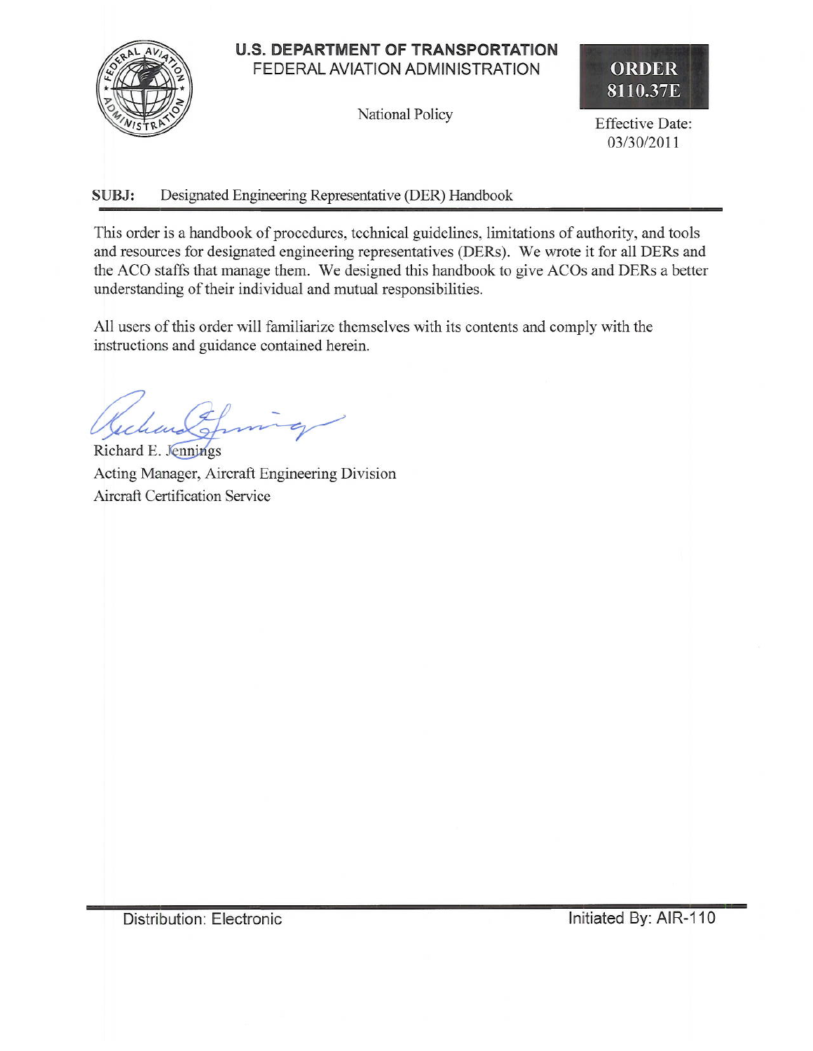**U.S. DEPARTMENT OF TRANSPORTATION**
FEDERAL AVIATION ADMINISTRATION

National Policy

**ORDER 8110.37E**

Effective Date: 03/30/2011

**SUBJ:** Designated Engineering Representative (DER) Handbook

This order is a handbook of procedures, technical guidelines, limitations of authority, and tools and resources for designated engineering representatives (DERs). We wrote it for all DERs and the ACO staffs that manage them. We designed this handbook to give ACOs and DERs a better understanding of their individual and mutual responsibilities.

All users of this order will familiarize themselves with its contents and comply with the instructions and guidance contained herein.

Richard E. Jennings
Acting Manager, Aircraft Engineering Division
Aircraft Certification Service

Distribution: Electronic

Initiated By: AIR-110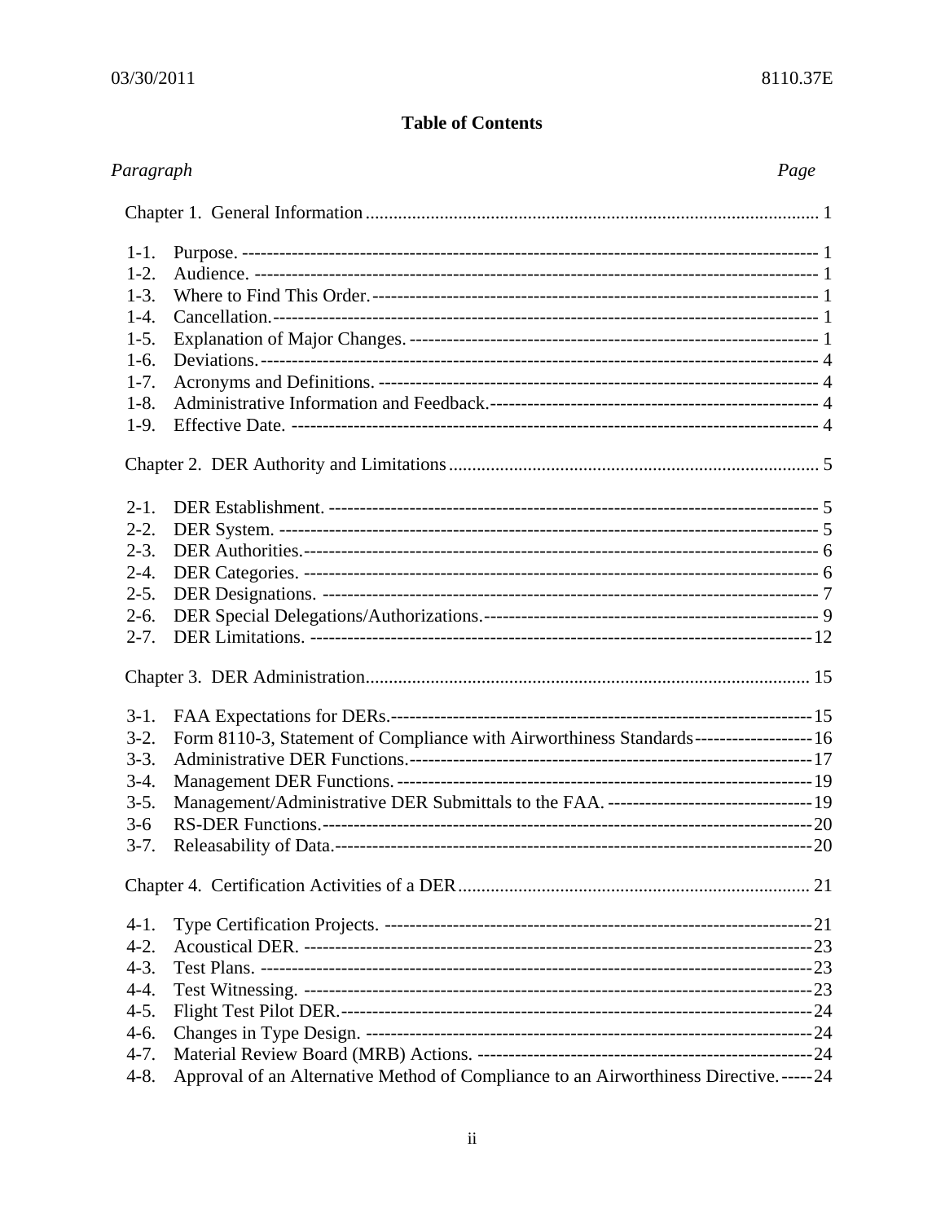# Table of Contents

| Paragraph | | Page |
|---|---|---|
| Chapter 1. General Information | | 1 |
| 1-1. | Purpose. | 1 |
| 1-2. | Audience. | 1 |
| 1-3. | Where to Find This Order. | 1 |
| 1-4. | Cancellation. | 1 |
| 1-5. | Explanation of Major Changes. | 1 |
| 1-6. | Deviations. | 4 |
| 1-7. | Acronyms and Definitions. | 4 |
| 1-8. | Administrative Information and Feedback. | 4 |
| 1-9. | Effective Date. | 4 |
| Chapter 2. DER Authority and Limitations | | 5 |
| 2-1. | DER Establishment. | 5 |
| 2-2. | DER System. | 5 |
| 2-3. | DER Authorities. | 6 |
| 2-4. | DER Categories. | 6 |
| 2-5. | DER Designations. | 7 |
| 2-6. | DER Special Delegations/Authorizations. | 9 |
| 2-7. | DER Limitations. | 12 |
| Chapter 3. DER Administration | | 15 |
| 3-1. | FAA Expectations for DERs. | 15 |
| 3-2. | Form 8110-3, Statement of Compliance with Airworthiness Standards | 16 |
| 3-3. | Administrative DER Functions. | 17 |
| 3-4. | Management DER Functions. | 19 |
| 3-5. | Management/Administrative DER Submittals to the FAA. | 19 |
| 3-6 | RS-DER Functions. | 20 |
| 3-7. | Releasability of Data. | 20 |
| Chapter 4. Certification Activities of a DER | | 21 |
| 4-1. | Type Certification Projects. | 21 |
| 4-2. | Acoustical DER. | 23 |
| 4-3. | Test Plans. | 23 |
| 4-4. | Test Witnessing. | 23 |
| 4-5. | Flight Test Pilot DER. | 24 |
| 4-6. | Changes in Type Design. | 24 |
| 4-7. | Material Review Board (MRB) Actions. | 24 |
| 4-8. | Approval of an Alternative Method of Compliance to an Airworthiness Directive. | 24 |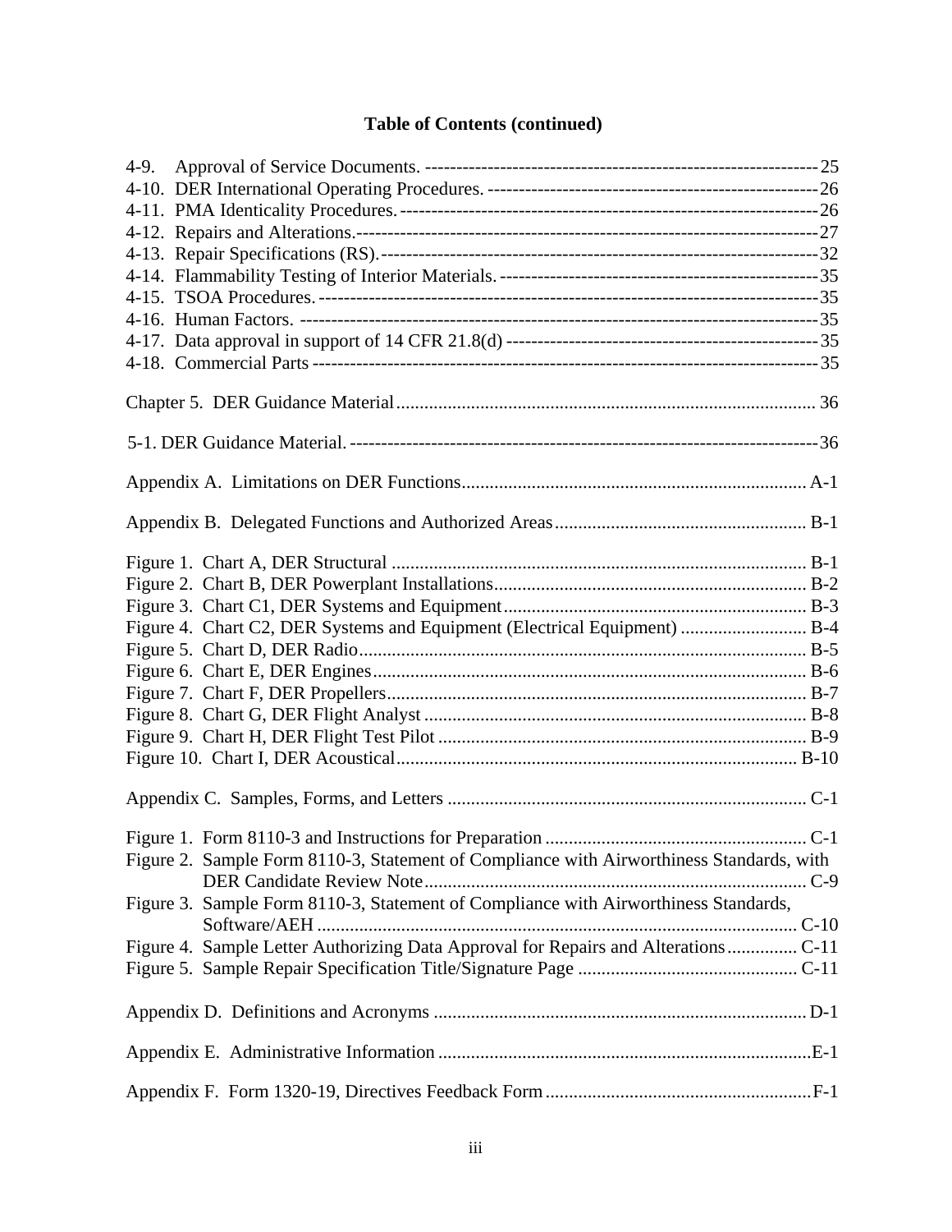**Table of Contents (continued)**

4-9. Approval of Service Documents. ---------- 25
4-10. DER International Operating Procedures. ---------- 26
4-11. PMA Identicality Procedures. ---------- 26
4-12. Repairs and Alterations. ---------- 27
4-13. Repair Specifications (RS). ---------- 32
4-14. Flammability Testing of Interior Materials. ---------- 35
4-15. TSOA Procedures. ---------- 35
4-16. Human Factors. ---------- 35
4-17. Data approval in support of 14 CFR 21.8(d) ---------- 35
4-18. Commercial Parts ---------- 35

Chapter 5. DER Guidance Material .......... 36

5-1. DER Guidance Material. ---------- 36

Appendix A. Limitations on DER Functions .......... A-1

Appendix B. Delegated Functions and Authorized Areas .......... B-1

Figure 1. Chart A, DER Structural .......... B-1
Figure 2. Chart B, DER Powerplant Installations .......... B-2
Figure 3. Chart C1, DER Systems and Equipment .......... B-3
Figure 4. Chart C2, DER Systems and Equipment (Electrical Equipment) .......... B-4
Figure 5. Chart D, DER Radio .......... B-5
Figure 6. Chart E, DER Engines .......... B-6
Figure 7. Chart F, DER Propellers .......... B-7
Figure 8. Chart G, DER Flight Analyst .......... B-8
Figure 9. Chart H, DER Flight Test Pilot .......... B-9
Figure 10. Chart I, DER Acoustical .......... B-10

Appendix C. Samples, Forms, and Letters .......... C-1

Figure 1. Form 8110-3 and Instructions for Preparation .......... C-1
Figure 2. Sample Form 8110-3, Statement of Compliance with Airworthiness Standards, with DER Candidate Review Note .......... C-9
Figure 3. Sample Form 8110-3, Statement of Compliance with Airworthiness Standards, Software/AEH .......... C-10
Figure 4. Sample Letter Authorizing Data Approval for Repairs and Alterations .......... C-11
Figure 5. Sample Repair Specification Title/Signature Page .......... C-11

Appendix D. Definitions and Acronyms .......... D-1

Appendix E. Administrative Information .......... E-1

Appendix F. Form 1320-19, Directives Feedback Form .......... F-1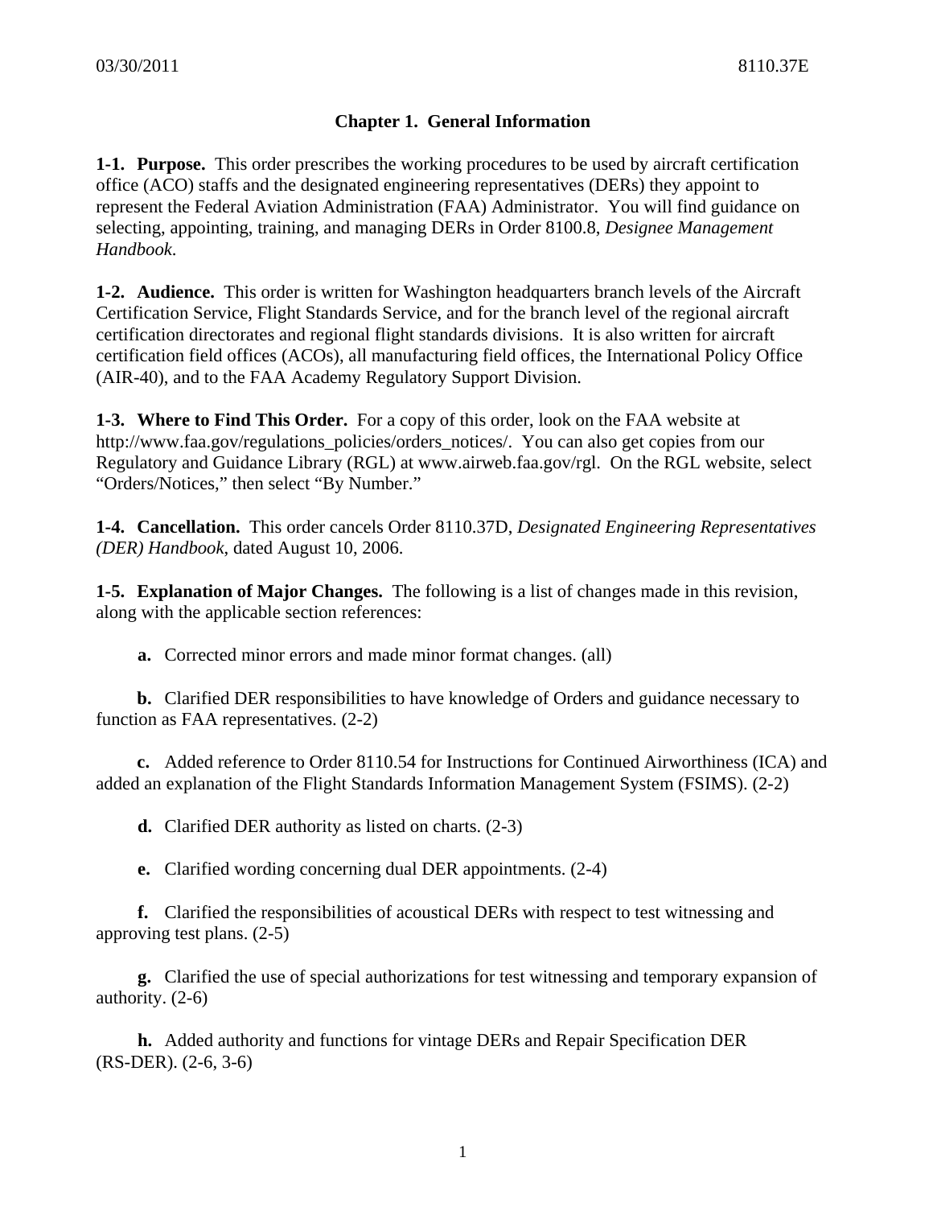# Chapter 1. General Information

**1-1. Purpose.** This order prescribes the working procedures to be used by aircraft certification office (ACO) staffs and the designated engineering representatives (DERs) they appoint to represent the Federal Aviation Administration (FAA) Administrator. You will find guidance on selecting, appointing, training, and managing DERs in Order 8100.8, *Designee Management Handbook*.

**1-2. Audience.** This order is written for Washington headquarters branch levels of the Aircraft Certification Service, Flight Standards Service, and for the branch level of the regional aircraft certification directorates and regional flight standards divisions. It is also written for aircraft certification field offices (ACOs), all manufacturing field offices, the International Policy Office (AIR-40), and to the FAA Academy Regulatory Support Division.

**1-3. Where to Find This Order.** For a copy of this order, look on the FAA website at http://www.faa.gov/regulations_policies/orders_notices/. You can also get copies from our Regulatory and Guidance Library (RGL) at www.airweb.faa.gov/rgl. On the RGL website, select "Orders/Notices," then select "By Number."

**1-4. Cancellation.** This order cancels Order 8110.37D, *Designated Engineering Representatives (DER) Handbook*, dated August 10, 2006.

**1-5. Explanation of Major Changes.** The following is a list of changes made in this revision, along with the applicable section references:

**a.** Corrected minor errors and made minor format changes. (all)

**b.** Clarified DER responsibilities to have knowledge of Orders and guidance necessary to function as FAA representatives. (2-2)

**c.** Added reference to Order 8110.54 for Instructions for Continued Airworthiness (ICA) and added an explanation of the Flight Standards Information Management System (FSIMS). (2-2)

**d.** Clarified DER authority as listed on charts. (2-3)

**e.** Clarified wording concerning dual DER appointments. (2-4)

**f.** Clarified the responsibilities of acoustical DERs with respect to test witnessing and approving test plans. (2-5)

**g.** Clarified the use of special authorizations for test witnessing and temporary expansion of authority. (2-6)

**h.** Added authority and functions for vintage DERs and Repair Specification DER (RS-DER). (2-6, 3-6)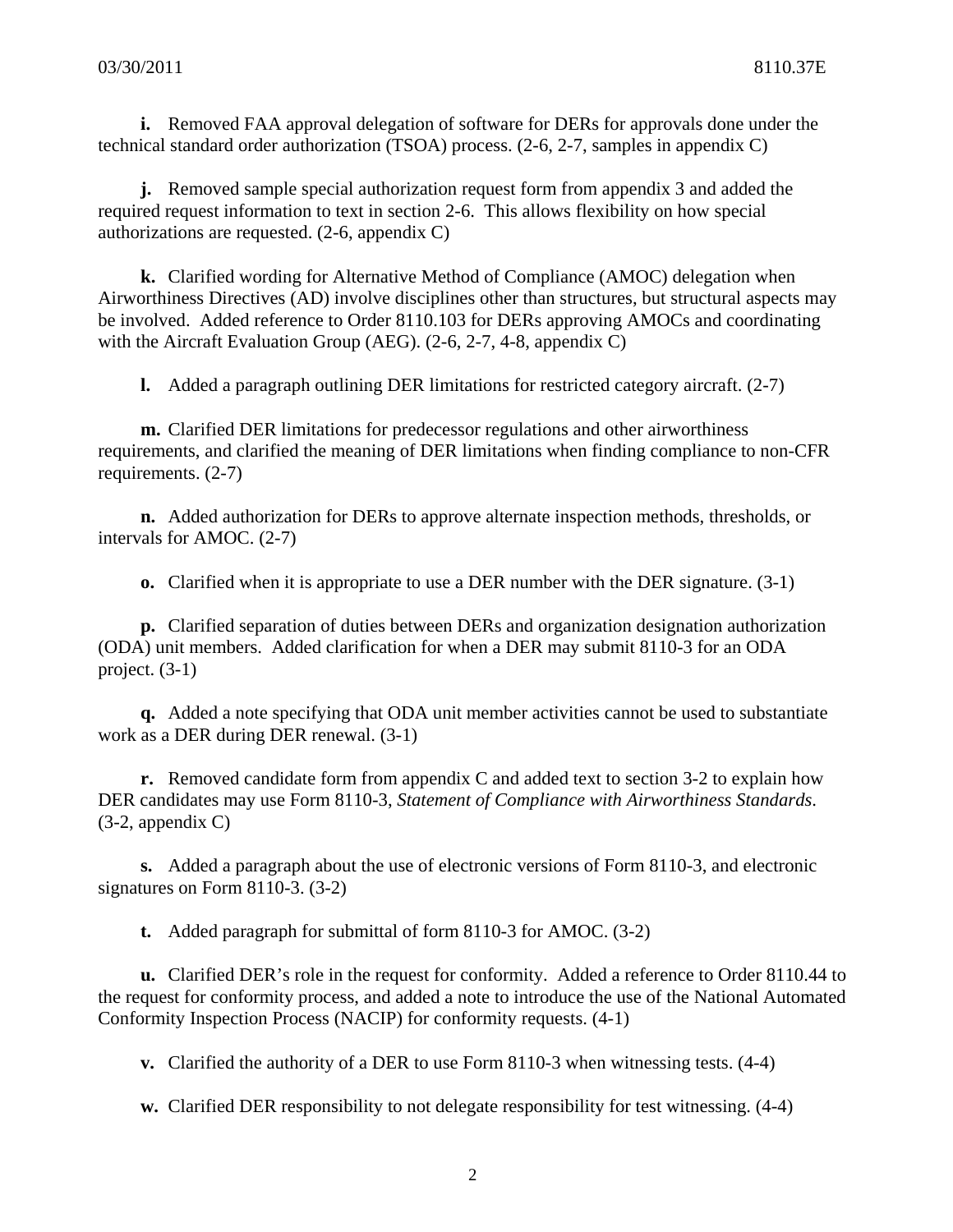**i.** Removed FAA approval delegation of software for DERs for approvals done under the technical standard order authorization (TSOA) process. (2-6, 2-7, samples in appendix C)

**j.** Removed sample special authorization request form from appendix 3 and added the required request information to text in section 2-6. This allows flexibility on how special authorizations are requested. (2-6, appendix C)

**k.** Clarified wording for Alternative Method of Compliance (AMOC) delegation when Airworthiness Directives (AD) involve disciplines other than structures, but structural aspects may be involved. Added reference to Order 8110.103 for DERs approving AMOCs and coordinating with the Aircraft Evaluation Group (AEG). (2-6, 2-7, 4-8, appendix C)

**l.** Added a paragraph outlining DER limitations for restricted category aircraft. (2-7)

**m.** Clarified DER limitations for predecessor regulations and other airworthiness requirements, and clarified the meaning of DER limitations when finding compliance to non-CFR requirements. (2-7)

**n.** Added authorization for DERs to approve alternate inspection methods, thresholds, or intervals for AMOC. (2-7)

**o.** Clarified when it is appropriate to use a DER number with the DER signature. (3-1)

**p.** Clarified separation of duties between DERs and organization designation authorization (ODA) unit members. Added clarification for when a DER may submit 8110-3 for an ODA project. (3-1)

**q.** Added a note specifying that ODA unit member activities cannot be used to substantiate work as a DER during DER renewal. (3-1)

**r.** Removed candidate form from appendix C and added text to section 3-2 to explain how DER candidates may use Form 8110-3, *Statement of Compliance with Airworthiness Standards*. (3-2, appendix C)

**s.** Added a paragraph about the use of electronic versions of Form 8110-3, and electronic signatures on Form 8110-3. (3-2)

**t.** Added paragraph for submittal of form 8110-3 for AMOC. (3-2)

**u.** Clarified DER's role in the request for conformity. Added a reference to Order 8110.44 to the request for conformity process, and added a note to introduce the use of the National Automated Conformity Inspection Process (NACIP) for conformity requests. (4-1)

**v.** Clarified the authority of a DER to use Form 8110-3 when witnessing tests. (4-4)

**w.** Clarified DER responsibility to not delegate responsibility for test witnessing. (4-4)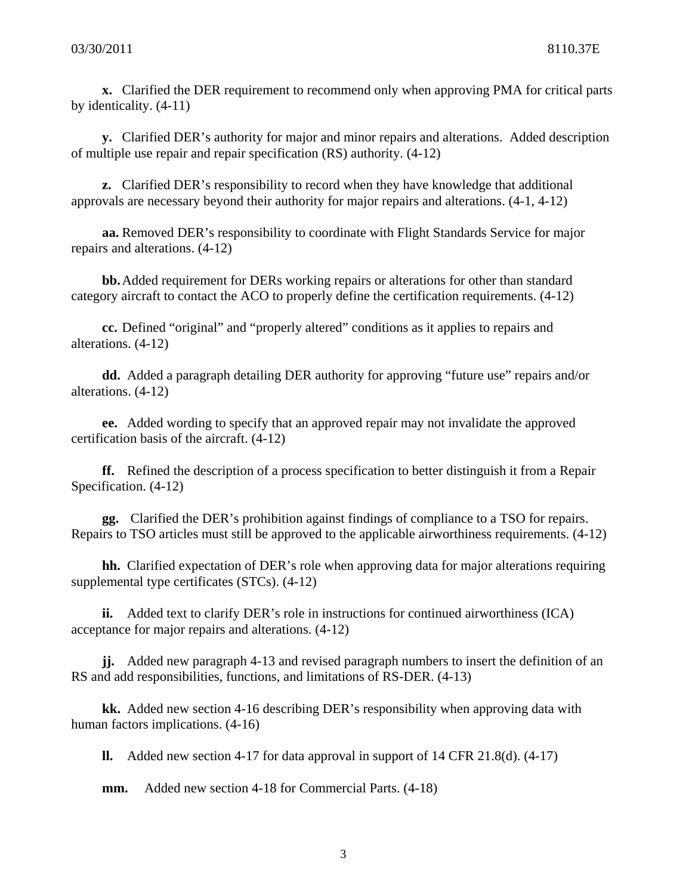**x.** Clarified the DER requirement to recommend only when approving PMA for critical parts by identicality. (4-11)

**y.** Clarified DER's authority for major and minor repairs and alterations. Added description of multiple use repair and repair specification (RS) authority. (4-12)

**z.** Clarified DER's responsibility to record when they have knowledge that additional approvals are necessary beyond their authority for major repairs and alterations. (4-1, 4-12)

**aa.** Removed DER's responsibility to coordinate with Flight Standards Service for major repairs and alterations. (4-12)

**bb.** Added requirement for DERs working repairs or alterations for other than standard category aircraft to contact the ACO to properly define the certification requirements. (4-12)

**cc.** Defined "original" and "properly altered" conditions as it applies to repairs and alterations. (4-12)

**dd.** Added a paragraph detailing DER authority for approving "future use" repairs and/or alterations. (4-12)

**ee.** Added wording to specify that an approved repair may not invalidate the approved certification basis of the aircraft. (4-12)

**ff.** Refined the description of a process specification to better distinguish it from a Repair Specification. (4-12)

**gg.** Clarified the DER's prohibition against findings of compliance to a TSO for repairs. Repairs to TSO articles must still be approved to the applicable airworthiness requirements. (4-12)

**hh.** Clarified expectation of DER's role when approving data for major alterations requiring supplemental type certificates (STCs). (4-12)

**ii.** Added text to clarify DER's role in instructions for continued airworthiness (ICA) acceptance for major repairs and alterations. (4-12)

**jj.** Added new paragraph 4-13 and revised paragraph numbers to insert the definition of an RS and add responsibilities, functions, and limitations of RS-DER. (4-13)

**kk.** Added new section 4-16 describing DER's responsibility when approving data with human factors implications. (4-16)

**ll.** Added new section 4-17 for data approval in support of 14 CFR 21.8(d). (4-17)

**mm.** Added new section 4-18 for Commercial Parts. (4-18)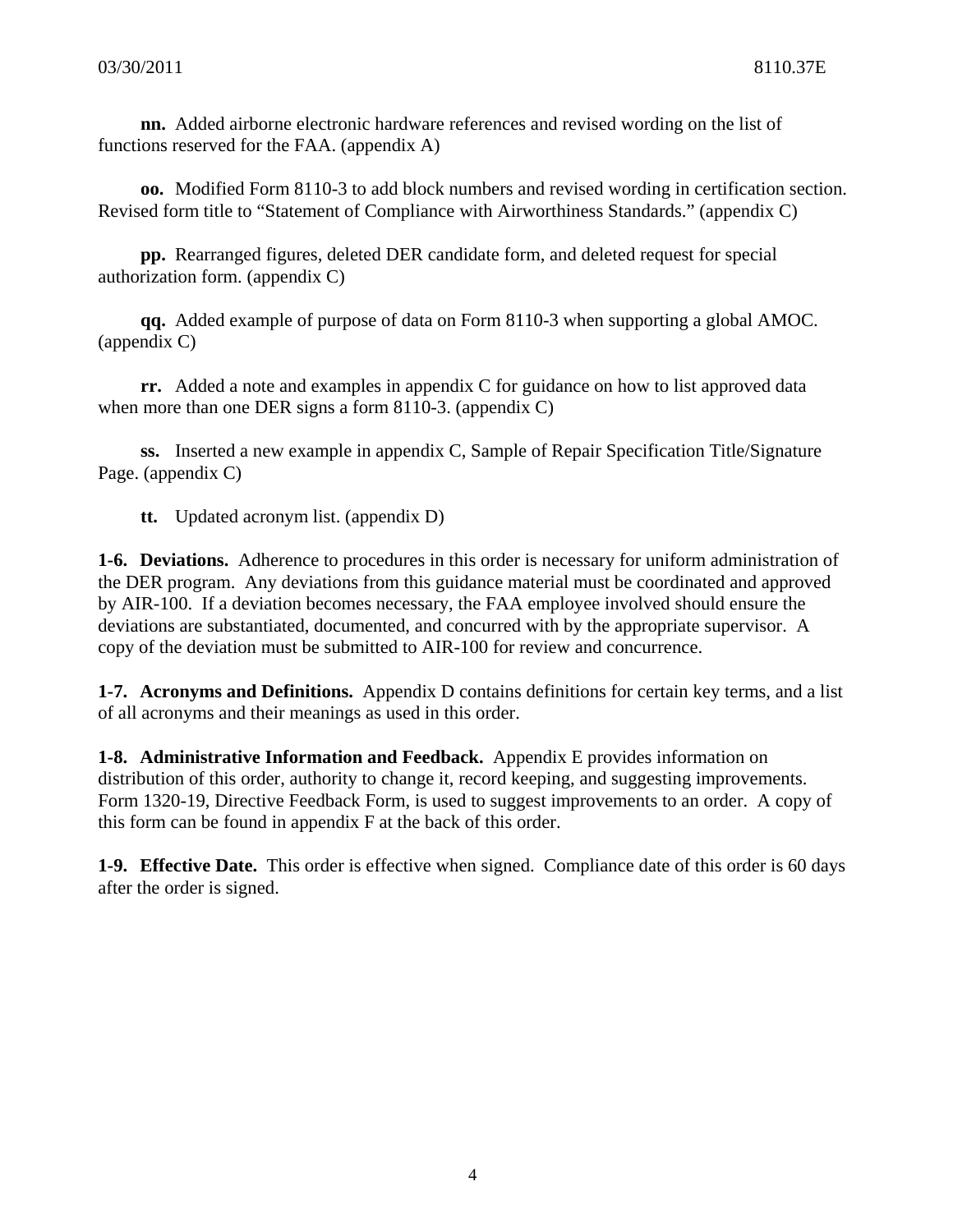**nn.** Added airborne electronic hardware references and revised wording on the list of functions reserved for the FAA. (appendix A)

**oo.** Modified Form 8110-3 to add block numbers and revised wording in certification section. Revised form title to "Statement of Compliance with Airworthiness Standards." (appendix C)

**pp.** Rearranged figures, deleted DER candidate form, and deleted request for special authorization form. (appendix C)

**qq.** Added example of purpose of data on Form 8110-3 when supporting a global AMOC. (appendix C)

**rr.** Added a note and examples in appendix C for guidance on how to list approved data when more than one DER signs a form 8110-3. (appendix C)

**ss.** Inserted a new example in appendix C, Sample of Repair Specification Title/Signature Page. (appendix C)

**tt.** Updated acronym list. (appendix D)

**1-6. Deviations.** Adherence to procedures in this order is necessary for uniform administration of the DER program. Any deviations from this guidance material must be coordinated and approved by AIR-100. If a deviation becomes necessary, the FAA employee involved should ensure the deviations are substantiated, documented, and concurred with by the appropriate supervisor. A copy of the deviation must be submitted to AIR-100 for review and concurrence.

**1-7. Acronyms and Definitions.** Appendix D contains definitions for certain key terms, and a list of all acronyms and their meanings as used in this order.

**1-8. Administrative Information and Feedback.** Appendix E provides information on distribution of this order, authority to change it, record keeping, and suggesting improvements. Form 1320-19, Directive Feedback Form, is used to suggest improvements to an order. A copy of this form can be found in appendix F at the back of this order.

**1-9. Effective Date.** This order is effective when signed. Compliance date of this order is 60 days after the order is signed.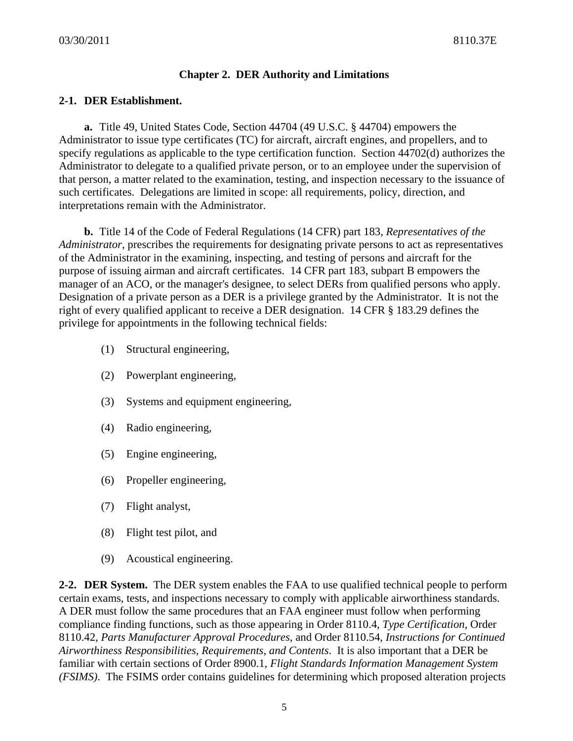## Chapter 2. DER Authority and Limitations

**2-1. DER Establishment.**

**a.** Title 49, United States Code, Section 44704 (49 U.S.C. § 44704) empowers the Administrator to issue type certificates (TC) for aircraft, aircraft engines, and propellers, and to specify regulations as applicable to the type certification function. Section 44702(d) authorizes the Administrator to delegate to a qualified private person, or to an employee under the supervision of that person, a matter related to the examination, testing, and inspection necessary to the issuance of such certificates. Delegations are limited in scope: all requirements, policy, direction, and interpretations remain with the Administrator.

**b.** Title 14 of the Code of Federal Regulations (14 CFR) part 183, *Representatives of the Administrator*, prescribes the requirements for designating private persons to act as representatives of the Administrator in the examining, inspecting, and testing of persons and aircraft for the purpose of issuing airman and aircraft certificates. 14 CFR part 183, subpart B empowers the manager of an ACO, or the manager's designee, to select DERs from qualified persons who apply. Designation of a private person as a DER is a privilege granted by the Administrator. It is not the right of every qualified applicant to receive a DER designation. 14 CFR § 183.29 defines the privilege for appointments in the following technical fields:

(1) Structural engineering,

(2) Powerplant engineering,

(3) Systems and equipment engineering,

(4) Radio engineering,

(5) Engine engineering,

(6) Propeller engineering,

(7) Flight analyst,

(8) Flight test pilot, and

(9) Acoustical engineering.

**2-2. DER System.** The DER system enables the FAA to use qualified technical people to perform certain exams, tests, and inspections necessary to comply with applicable airworthiness standards. A DER must follow the same procedures that an FAA engineer must follow when performing compliance finding functions, such as those appearing in Order 8110.4, *Type Certification*, Order 8110.42, *Parts Manufacturer Approval Procedures*, and Order 8110.54, *Instructions for Continued Airworthiness Responsibilities, Requirements, and Contents*. It is also important that a DER be familiar with certain sections of Order 8900.1, *Flight Standards Information Management System (FSIMS)*. The FSIMS order contains guidelines for determining which proposed alteration projects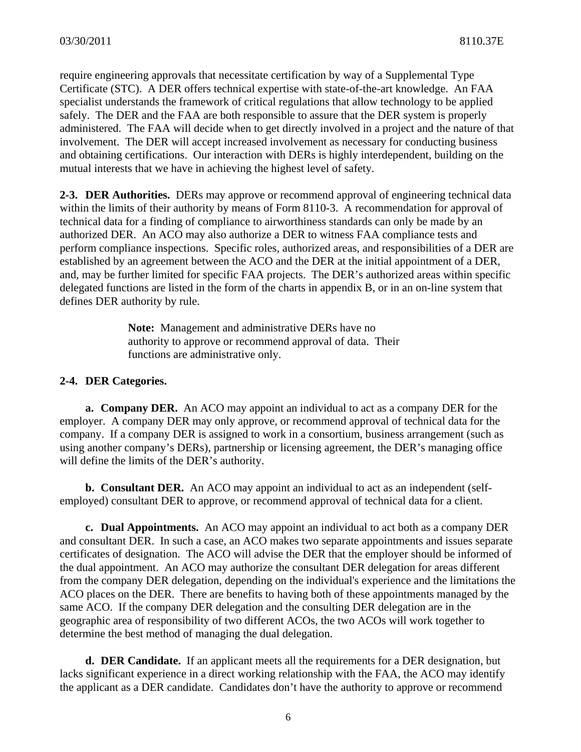require engineering approvals that necessitate certification by way of a Supplemental Type Certificate (STC). A DER offers technical expertise with state-of-the-art knowledge. An FAA specialist understands the framework of critical regulations that allow technology to be applied safely. The DER and the FAA are both responsible to assure that the DER system is properly administered. The FAA will decide when to get directly involved in a project and the nature of that involvement. The DER will accept increased involvement as necessary for conducting business and obtaining certifications. Our interaction with DERs is highly interdependent, building on the mutual interests that we have in achieving the highest level of safety.

**2-3. DER Authorities.** DERs may approve or recommend approval of engineering technical data within the limits of their authority by means of Form 8110-3. A recommendation for approval of technical data for a finding of compliance to airworthiness standards can only be made by an authorized DER. An ACO may also authorize a DER to witness FAA compliance tests and perform compliance inspections. Specific roles, authorized areas, and responsibilities of a DER are established by an agreement between the ACO and the DER at the initial appointment of a DER, and, may be further limited for specific FAA projects. The DER's authorized areas within specific delegated functions are listed in the form of the charts in appendix B, or in an on-line system that defines DER authority by rule.

> **Note:** Management and administrative DERs have no authority to approve or recommend approval of data. Their functions are administrative only.

**2-4. DER Categories.**

**a. Company DER.** An ACO may appoint an individual to act as a company DER for the employer. A company DER may only approve, or recommend approval of technical data for the company. If a company DER is assigned to work in a consortium, business arrangement (such as using another company's DERs), partnership or licensing agreement, the DER's managing office will define the limits of the DER's authority.

**b. Consultant DER.** An ACO may appoint an individual to act as an independent (self-employed) consultant DER to approve, or recommend approval of technical data for a client.

**c. Dual Appointments.** An ACO may appoint an individual to act both as a company DER and consultant DER. In such a case, an ACO makes two separate appointments and issues separate certificates of designation. The ACO will advise the DER that the employer should be informed of the dual appointment. An ACO may authorize the consultant DER delegation for areas different from the company DER delegation, depending on the individual's experience and the limitations the ACO places on the DER. There are benefits to having both of these appointments managed by the same ACO. If the company DER delegation and the consulting DER delegation are in the geographic area of responsibility of two different ACOs, the two ACOs will work together to determine the best method of managing the dual delegation.

**d. DER Candidate.** If an applicant meets all the requirements for a DER designation, but lacks significant experience in a direct working relationship with the FAA, the ACO may identify the applicant as a DER candidate. Candidates don't have the authority to approve or recommend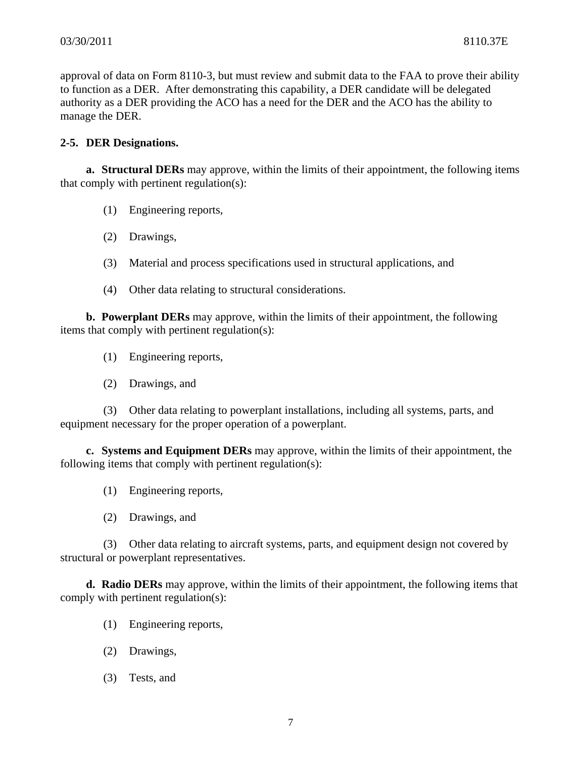approval of data on Form 8110-3, but must review and submit data to the FAA to prove their ability to function as a DER. After demonstrating this capability, a DER candidate will be delegated authority as a DER providing the ACO has a need for the DER and the ACO has the ability to manage the DER.

**2-5. DER Designations.**

**a. Structural DERs** may approve, within the limits of their appointment, the following items that comply with pertinent regulation(s):

(1) Engineering reports,

(2) Drawings,

(3) Material and process specifications used in structural applications, and

(4) Other data relating to structural considerations.

**b. Powerplant DERs** may approve, within the limits of their appointment, the following items that comply with pertinent regulation(s):

(1) Engineering reports,

(2) Drawings, and

(3) Other data relating to powerplant installations, including all systems, parts, and equipment necessary for the proper operation of a powerplant.

**c. Systems and Equipment DERs** may approve, within the limits of their appointment, the following items that comply with pertinent regulation(s):

(1) Engineering reports,

(2) Drawings, and

(3) Other data relating to aircraft systems, parts, and equipment design not covered by structural or powerplant representatives.

**d. Radio DERs** may approve, within the limits of their appointment, the following items that comply with pertinent regulation(s):

(1) Engineering reports,

(2) Drawings,

(3) Tests, and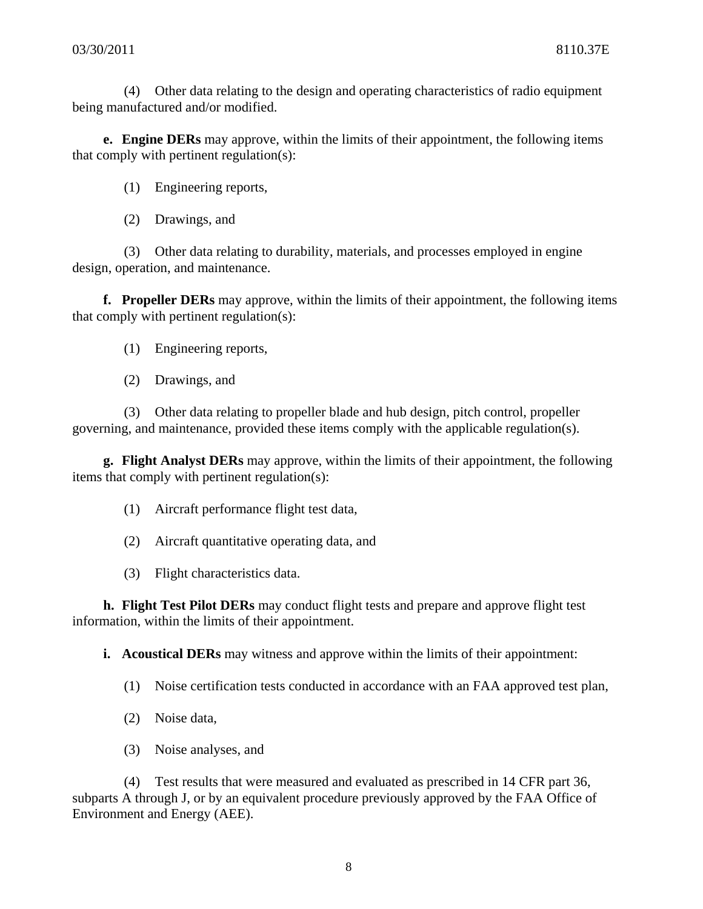(4) Other data relating to the design and operating characteristics of radio equipment being manufactured and/or modified.

**e. Engine DERs** may approve, within the limits of their appointment, the following items that comply with pertinent regulation(s):

(1) Engineering reports,

(2) Drawings, and

(3) Other data relating to durability, materials, and processes employed in engine design, operation, and maintenance.

**f. Propeller DERs** may approve, within the limits of their appointment, the following items that comply with pertinent regulation(s):

(1) Engineering reports,

(2) Drawings, and

(3) Other data relating to propeller blade and hub design, pitch control, propeller governing, and maintenance, provided these items comply with the applicable regulation(s).

**g. Flight Analyst DERs** may approve, within the limits of their appointment, the following items that comply with pertinent regulation(s):

(1) Aircraft performance flight test data,

(2) Aircraft quantitative operating data, and

(3) Flight characteristics data.

**h. Flight Test Pilot DERs** may conduct flight tests and prepare and approve flight test information, within the limits of their appointment.

**i. Acoustical DERs** may witness and approve within the limits of their appointment:

(1) Noise certification tests conducted in accordance with an FAA approved test plan,

(2) Noise data,

(3) Noise analyses, and

(4) Test results that were measured and evaluated as prescribed in 14 CFR part 36, subparts A through J, or by an equivalent procedure previously approved by the FAA Office of Environment and Energy (AEE).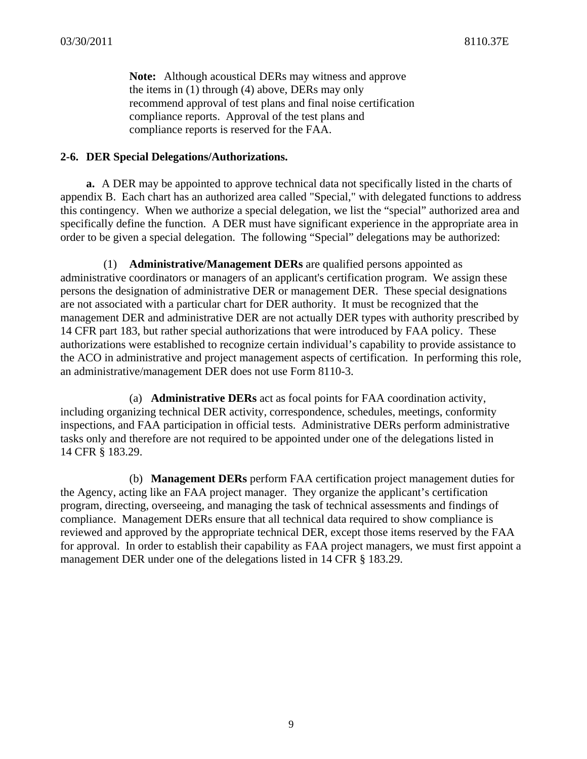**Note:** Although acoustical DERs may witness and approve the items in (1) through (4) above, DERs may only recommend approval of test plans and final noise certification compliance reports. Approval of the test plans and compliance reports is reserved for the FAA.

**2-6. DER Special Delegations/Authorizations.**

**a.** A DER may be appointed to approve technical data not specifically listed in the charts of appendix B. Each chart has an authorized area called "Special," with delegated functions to address this contingency. When we authorize a special delegation, we list the "special" authorized area and specifically define the function. A DER must have significant experience in the appropriate area in order to be given a special delegation. The following "Special" delegations may be authorized:

(1) **Administrative/Management DERs** are qualified persons appointed as administrative coordinators or managers of an applicant's certification program. We assign these persons the designation of administrative DER or management DER. These special designations are not associated with a particular chart for DER authority. It must be recognized that the management DER and administrative DER are not actually DER types with authority prescribed by 14 CFR part 183, but rather special authorizations that were introduced by FAA policy. These authorizations were established to recognize certain individual's capability to provide assistance to the ACO in administrative and project management aspects of certification. In performing this role, an administrative/management DER does not use Form 8110-3.

(a) **Administrative DERs** act as focal points for FAA coordination activity, including organizing technical DER activity, correspondence, schedules, meetings, conformity inspections, and FAA participation in official tests. Administrative DERs perform administrative tasks only and therefore are not required to be appointed under one of the delegations listed in 14 CFR § 183.29.

(b) **Management DERs** perform FAA certification project management duties for the Agency, acting like an FAA project manager. They organize the applicant's certification program, directing, overseeing, and managing the task of technical assessments and findings of compliance. Management DERs ensure that all technical data required to show compliance is reviewed and approved by the appropriate technical DER, except those items reserved by the FAA for approval. In order to establish their capability as FAA project managers, we must first appoint a management DER under one of the delegations listed in 14 CFR § 183.29.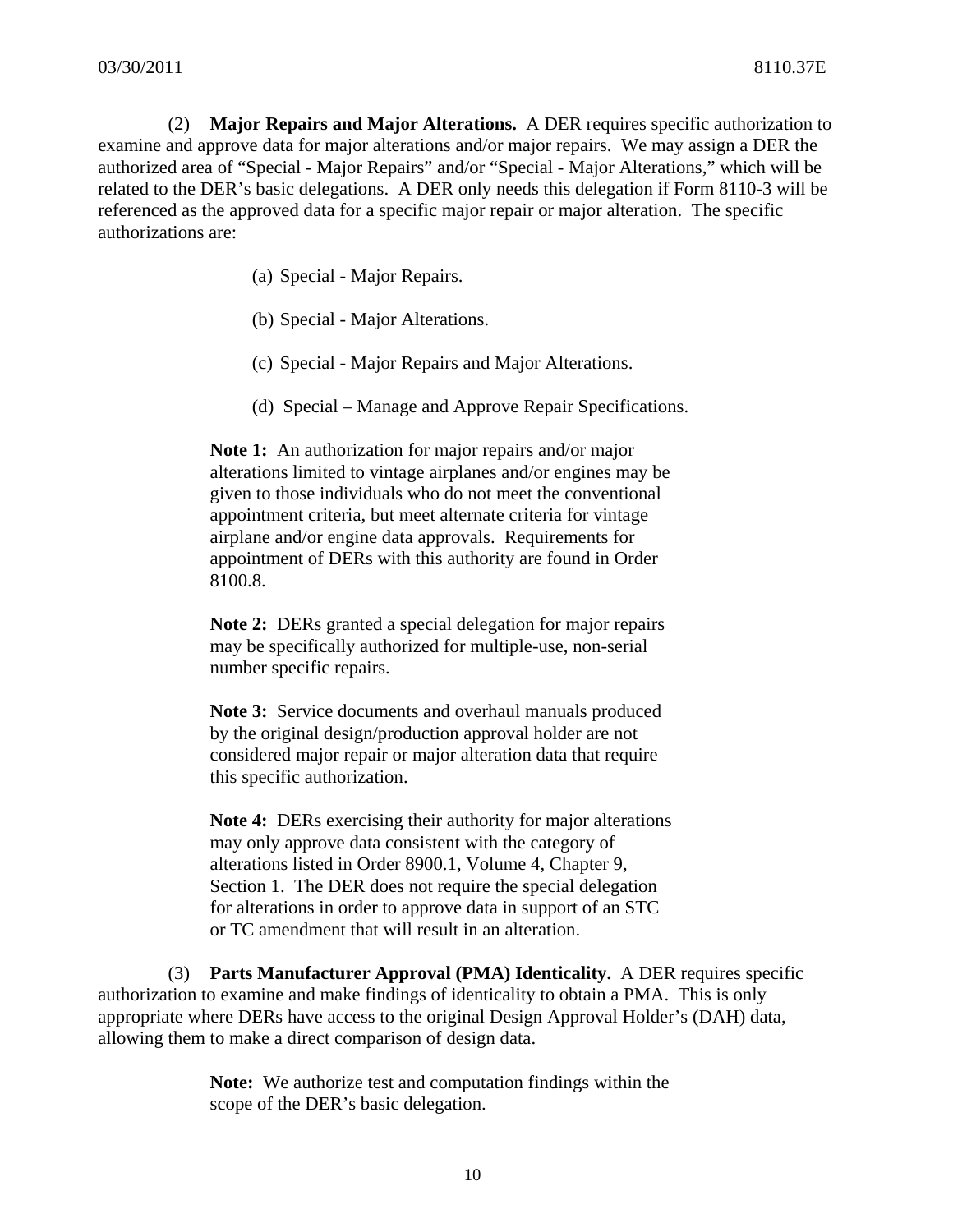(2) **Major Repairs and Major Alterations.** A DER requires specific authorization to examine and approve data for major alterations and/or major repairs. We may assign a DER the authorized area of "Special - Major Repairs" and/or "Special - Major Alterations," which will be related to the DER's basic delegations. A DER only needs this delegation if Form 8110-3 will be referenced as the approved data for a specific major repair or major alteration. The specific authorizations are:

(a) Special - Major Repairs.

(b) Special - Major Alterations.

(c) Special - Major Repairs and Major Alterations.

(d) Special – Manage and Approve Repair Specifications.

**Note 1:** An authorization for major repairs and/or major alterations limited to vintage airplanes and/or engines may be given to those individuals who do not meet the conventional appointment criteria, but meet alternate criteria for vintage airplane and/or engine data approvals. Requirements for appointment of DERs with this authority are found in Order 8100.8.

**Note 2:** DERs granted a special delegation for major repairs may be specifically authorized for multiple-use, non-serial number specific repairs.

**Note 3:** Service documents and overhaul manuals produced by the original design/production approval holder are not considered major repair or major alteration data that require this specific authorization.

**Note 4:** DERs exercising their authority for major alterations may only approve data consistent with the category of alterations listed in Order 8900.1, Volume 4, Chapter 9, Section 1. The DER does not require the special delegation for alterations in order to approve data in support of an STC or TC amendment that will result in an alteration.

(3) **Parts Manufacturer Approval (PMA) Identicality.** A DER requires specific authorization to examine and make findings of identicality to obtain a PMA. This is only appropriate where DERs have access to the original Design Approval Holder's (DAH) data, allowing them to make a direct comparison of design data.

**Note:** We authorize test and computation findings within the scope of the DER's basic delegation.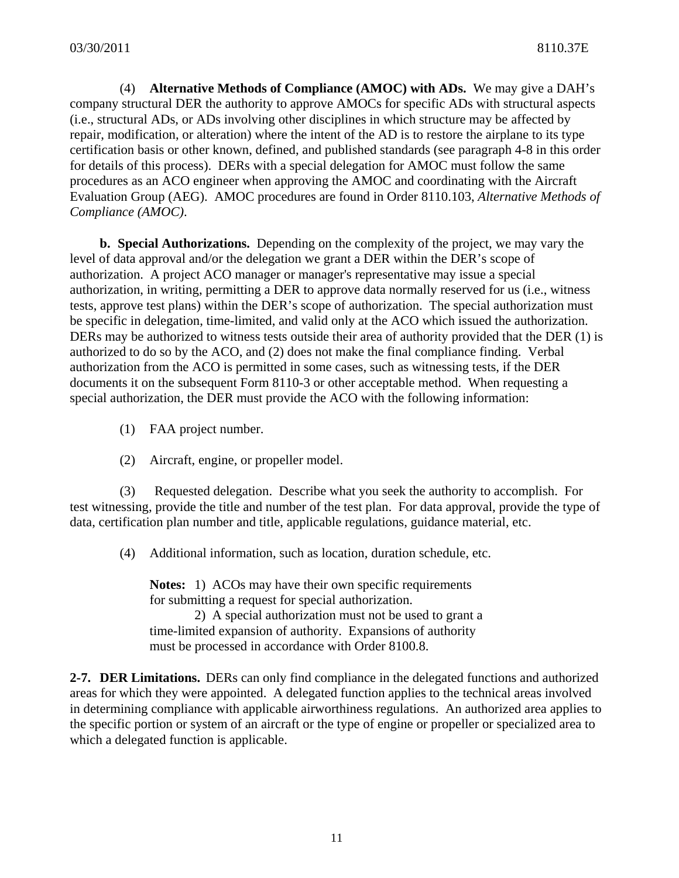(4) **Alternative Methods of Compliance (AMOC) with ADs.** We may give a DAH's company structural DER the authority to approve AMOCs for specific ADs with structural aspects (i.e., structural ADs, or ADs involving other disciplines in which structure may be affected by repair, modification, or alteration) where the intent of the AD is to restore the airplane to its type certification basis or other known, defined, and published standards (see paragraph 4-8 in this order for details of this process). DERs with a special delegation for AMOC must follow the same procedures as an ACO engineer when approving the AMOC and coordinating with the Aircraft Evaluation Group (AEG). AMOC procedures are found in Order 8110.103, *Alternative Methods of Compliance (AMOC)*.

**b. Special Authorizations.** Depending on the complexity of the project, we may vary the level of data approval and/or the delegation we grant a DER within the DER's scope of authorization. A project ACO manager or manager's representative may issue a special authorization, in writing, permitting a DER to approve data normally reserved for us (i.e., witness tests, approve test plans) within the DER's scope of authorization. The special authorization must be specific in delegation, time-limited, and valid only at the ACO which issued the authorization. DERs may be authorized to witness tests outside their area of authority provided that the DER (1) is authorized to do so by the ACO, and (2) does not make the final compliance finding. Verbal authorization from the ACO is permitted in some cases, such as witnessing tests, if the DER documents it on the subsequent Form 8110-3 or other acceptable method. When requesting a special authorization, the DER must provide the ACO with the following information:

(1) FAA project number.

(2) Aircraft, engine, or propeller model.

(3) Requested delegation. Describe what you seek the authority to accomplish. For test witnessing, provide the title and number of the test plan. For data approval, provide the type of data, certification plan number and title, applicable regulations, guidance material, etc.

(4) Additional information, such as location, duration schedule, etc.

**Notes:** 1) ACOs may have their own specific requirements for submitting a request for special authorization.
2) A special authorization must not be used to grant a time-limited expansion of authority. Expansions of authority must be processed in accordance with Order 8100.8.

**2-7. DER Limitations.** DERs can only find compliance in the delegated functions and authorized areas for which they were appointed. A delegated function applies to the technical areas involved in determining compliance with applicable airworthiness regulations. An authorized area applies to the specific portion or system of an aircraft or the type of engine or propeller or specialized area to which a delegated function is applicable.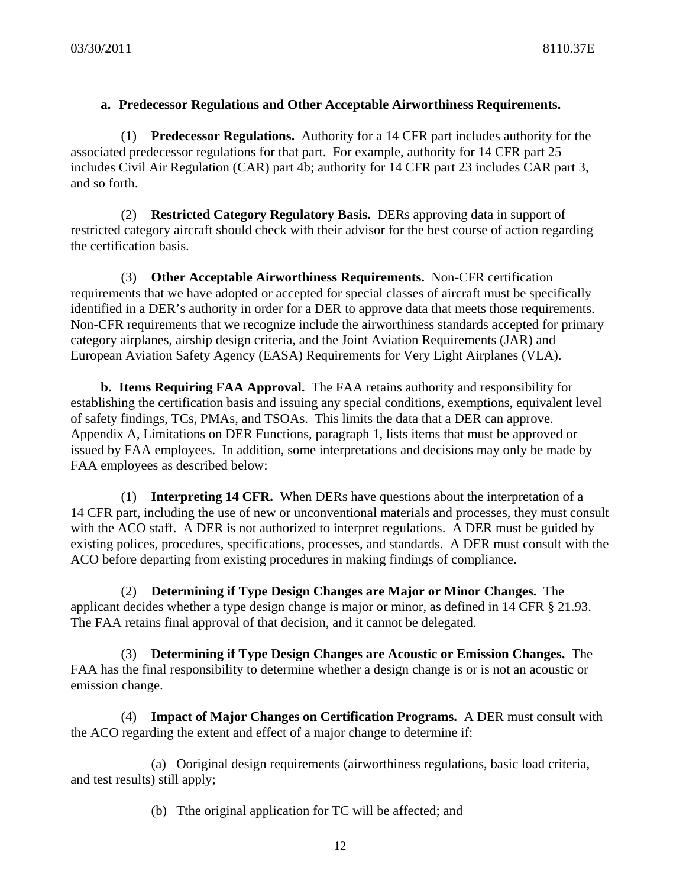**a. Predecessor Regulations and Other Acceptable Airworthiness Requirements.**

(1) **Predecessor Regulations.** Authority for a 14 CFR part includes authority for the associated predecessor regulations for that part. For example, authority for 14 CFR part 25 includes Civil Air Regulation (CAR) part 4b; authority for 14 CFR part 23 includes CAR part 3, and so forth.

(2) **Restricted Category Regulatory Basis.** DERs approving data in support of restricted category aircraft should check with their advisor for the best course of action regarding the certification basis.

(3) **Other Acceptable Airworthiness Requirements.** Non-CFR certification requirements that we have adopted or accepted for special classes of aircraft must be specifically identified in a DER's authority in order for a DER to approve data that meets those requirements. Non-CFR requirements that we recognize include the airworthiness standards accepted for primary category airplanes, airship design criteria, and the Joint Aviation Requirements (JAR) and European Aviation Safety Agency (EASA) Requirements for Very Light Airplanes (VLA).

**b. Items Requiring FAA Approval.** The FAA retains authority and responsibility for establishing the certification basis and issuing any special conditions, exemptions, equivalent level of safety findings, TCs, PMAs, and TSOAs. This limits the data that a DER can approve. Appendix A, Limitations on DER Functions, paragraph 1, lists items that must be approved or issued by FAA employees. In addition, some interpretations and decisions may only be made by FAA employees as described below:

(1) **Interpreting 14 CFR.** When DERs have questions about the interpretation of a 14 CFR part, including the use of new or unconventional materials and processes, they must consult with the ACO staff. A DER is not authorized to interpret regulations. A DER must be guided by existing polices, procedures, specifications, processes, and standards. A DER must consult with the ACO before departing from existing procedures in making findings of compliance.

(2) **Determining if Type Design Changes are Major or Minor Changes.** The applicant decides whether a type design change is major or minor, as defined in 14 CFR § 21.93. The FAA retains final approval of that decision, and it cannot be delegated.

(3) **Determining if Type Design Changes are Acoustic or Emission Changes.** The FAA has the final responsibility to determine whether a design change is or is not an acoustic or emission change.

(4) **Impact of Major Changes on Certification Programs.** A DER must consult with the ACO regarding the extent and effect of a major change to determine if:

(a) Ooriginal design requirements (airworthiness regulations, basic load criteria, and test results) still apply;

(b) Tthe original application for TC will be affected; and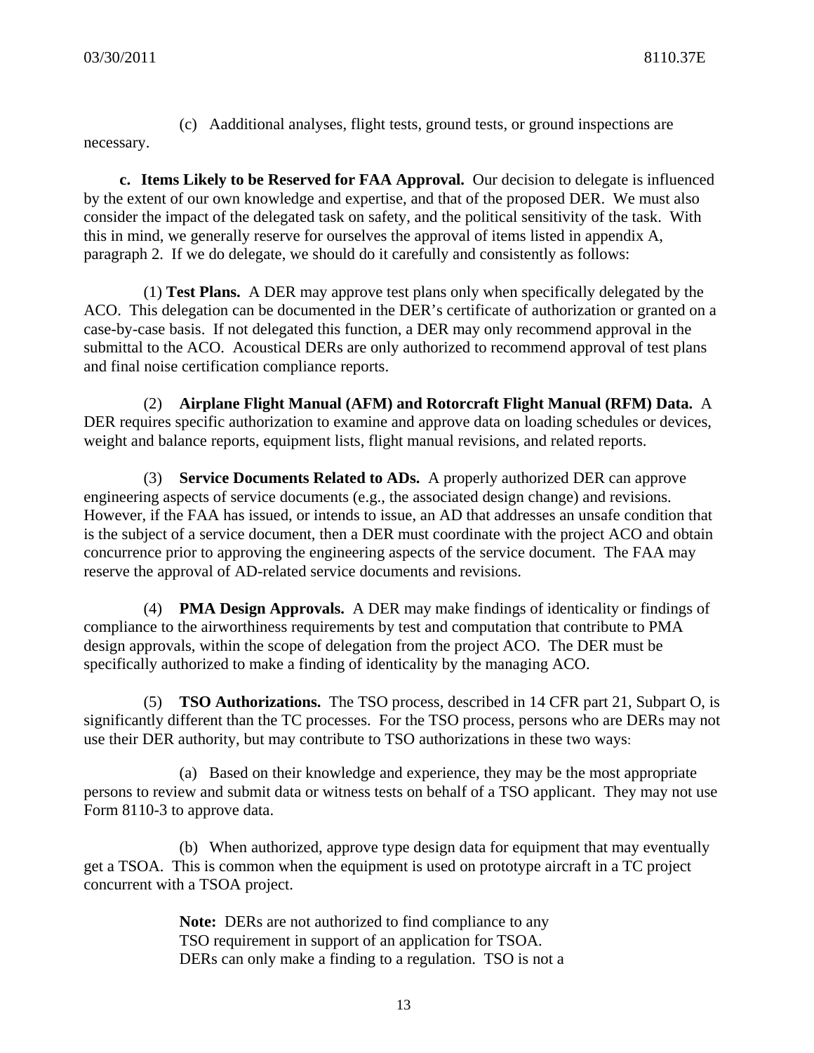(c) Aadditional analyses, flight tests, ground tests, or ground inspections are necessary.

**c. Items Likely to be Reserved for FAA Approval.** Our decision to delegate is influenced by the extent of our own knowledge and expertise, and that of the proposed DER. We must also consider the impact of the delegated task on safety, and the political sensitivity of the task. With this in mind, we generally reserve for ourselves the approval of items listed in appendix A, paragraph 2. If we do delegate, we should do it carefully and consistently as follows:

(1) **Test Plans.** A DER may approve test plans only when specifically delegated by the ACO. This delegation can be documented in the DER's certificate of authorization or granted on a case-by-case basis. If not delegated this function, a DER may only recommend approval in the submittal to the ACO. Acoustical DERs are only authorized to recommend approval of test plans and final noise certification compliance reports.

(2) **Airplane Flight Manual (AFM) and Rotorcraft Flight Manual (RFM) Data.** A DER requires specific authorization to examine and approve data on loading schedules or devices, weight and balance reports, equipment lists, flight manual revisions, and related reports.

(3) **Service Documents Related to ADs.** A properly authorized DER can approve engineering aspects of service documents (e.g., the associated design change) and revisions. However, if the FAA has issued, or intends to issue, an AD that addresses an unsafe condition that is the subject of a service document, then a DER must coordinate with the project ACO and obtain concurrence prior to approving the engineering aspects of the service document. The FAA may reserve the approval of AD-related service documents and revisions.

(4) **PMA Design Approvals.** A DER may make findings of identicality or findings of compliance to the airworthiness requirements by test and computation that contribute to PMA design approvals, within the scope of delegation from the project ACO. The DER must be specifically authorized to make a finding of identicality by the managing ACO.

(5) **TSO Authorizations.** The TSO process, described in 14 CFR part 21, Subpart O, is significantly different than the TC processes. For the TSO process, persons who are DERs may not use their DER authority, but may contribute to TSO authorizations in these two ways:

(a) Based on their knowledge and experience, they may be the most appropriate persons to review and submit data or witness tests on behalf of a TSO applicant. They may not use Form 8110-3 to approve data.

(b) When authorized, approve type design data for equipment that may eventually get a TSOA. This is common when the equipment is used on prototype aircraft in a TC project concurrent with a TSOA project.

> **Note:** DERs are not authorized to find compliance to any TSO requirement in support of an application for TSOA. DERs can only make a finding to a regulation. TSO is not a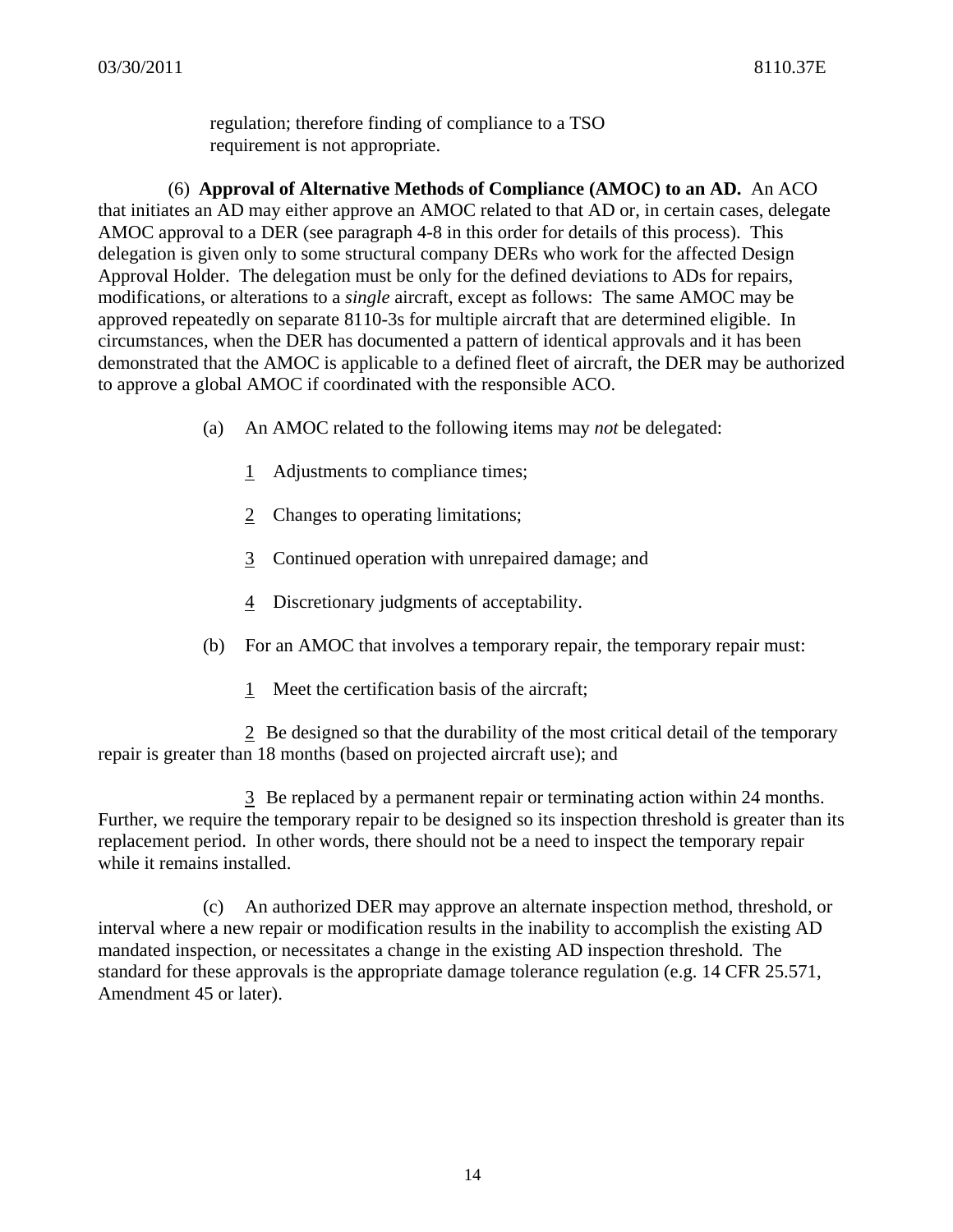regulation; therefore finding of compliance to a TSO requirement is not appropriate.

(6) **Approval of Alternative Methods of Compliance (AMOC) to an AD.** An ACO that initiates an AD may either approve an AMOC related to that AD or, in certain cases, delegate AMOC approval to a DER (see paragraph 4-8 in this order for details of this process). This delegation is given only to some structural company DERs who work for the affected Design Approval Holder. The delegation must be only for the defined deviations to ADs for repairs, modifications, or alterations to a *single* aircraft, except as follows: The same AMOC may be approved repeatedly on separate 8110-3s for multiple aircraft that are determined eligible. In circumstances, when the DER has documented a pattern of identical approvals and it has been demonstrated that the AMOC is applicable to a defined fleet of aircraft, the DER may be authorized to approve a global AMOC if coordinated with the responsible ACO.

(a) An AMOC related to the following items may *not* be delegated:

1 Adjustments to compliance times;

2 Changes to operating limitations;

3 Continued operation with unrepaired damage; and

4 Discretionary judgments of acceptability.

(b) For an AMOC that involves a temporary repair, the temporary repair must:

1 Meet the certification basis of the aircraft;

2 Be designed so that the durability of the most critical detail of the temporary repair is greater than 18 months (based on projected aircraft use); and

3 Be replaced by a permanent repair or terminating action within 24 months. Further, we require the temporary repair to be designed so its inspection threshold is greater than its replacement period. In other words, there should not be a need to inspect the temporary repair while it remains installed.

(c) An authorized DER may approve an alternate inspection method, threshold, or interval where a new repair or modification results in the inability to accomplish the existing AD mandated inspection, or necessitates a change in the existing AD inspection threshold. The standard for these approvals is the appropriate damage tolerance regulation (e.g. 14 CFR 25.571, Amendment 45 or later).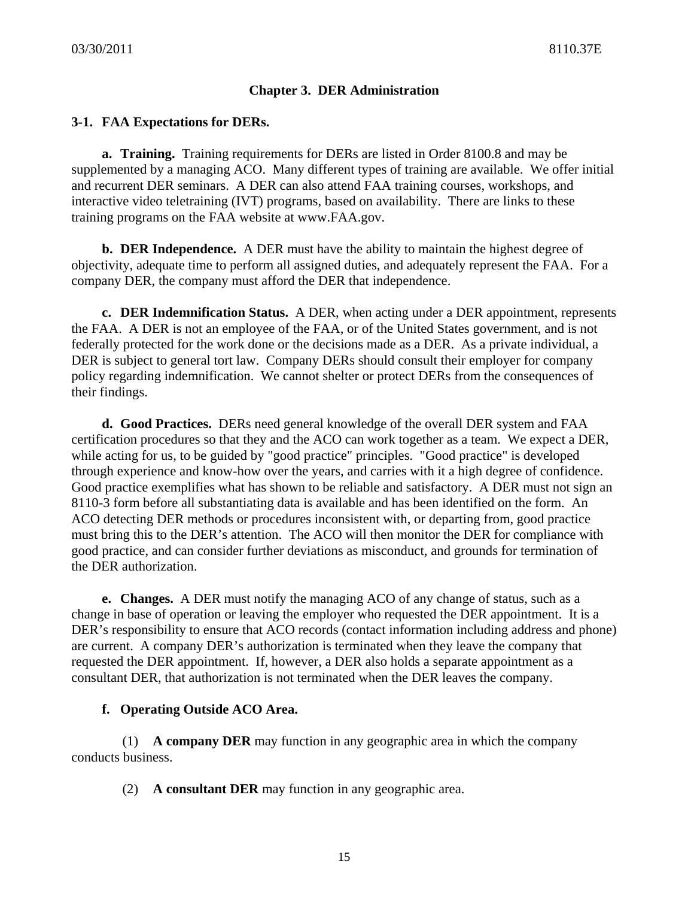# Chapter 3. DER Administration

## 3-1. FAA Expectations for DERs.

**a. Training.** Training requirements for DERs are listed in Order 8100.8 and may be supplemented by a managing ACO. Many different types of training are available. We offer initial and recurrent DER seminars. A DER can also attend FAA training courses, workshops, and interactive video teletraining (IVT) programs, based on availability. There are links to these training programs on the FAA website at www.FAA.gov.

**b. DER Independence.** A DER must have the ability to maintain the highest degree of objectivity, adequate time to perform all assigned duties, and adequately represent the FAA. For a company DER, the company must afford the DER that independence.

**c. DER Indemnification Status.** A DER, when acting under a DER appointment, represents the FAA. A DER is not an employee of the FAA, or of the United States government, and is not federally protected for the work done or the decisions made as a DER. As a private individual, a DER is subject to general tort law. Company DERs should consult their employer for company policy regarding indemnification. We cannot shelter or protect DERs from the consequences of their findings.

**d. Good Practices.** DERs need general knowledge of the overall DER system and FAA certification procedures so that they and the ACO can work together as a team. We expect a DER, while acting for us, to be guided by "good practice" principles. "Good practice" is developed through experience and know-how over the years, and carries with it a high degree of confidence. Good practice exemplifies what has shown to be reliable and satisfactory. A DER must not sign an 8110-3 form before all substantiating data is available and has been identified on the form. An ACO detecting DER methods or procedures inconsistent with, or departing from, good practice must bring this to the DER's attention. The ACO will then monitor the DER for compliance with good practice, and can consider further deviations as misconduct, and grounds for termination of the DER authorization.

**e. Changes.** A DER must notify the managing ACO of any change of status, such as a change in base of operation or leaving the employer who requested the DER appointment. It is a DER's responsibility to ensure that ACO records (contact information including address and phone) are current. A company DER's authorization is terminated when they leave the company that requested the DER appointment. If, however, a DER also holds a separate appointment as a consultant DER, that authorization is not terminated when the DER leaves the company.

**f. Operating Outside ACO Area.**

(1) **A company DER** may function in any geographic area in which the company conducts business.

(2) **A consultant DER** may function in any geographic area.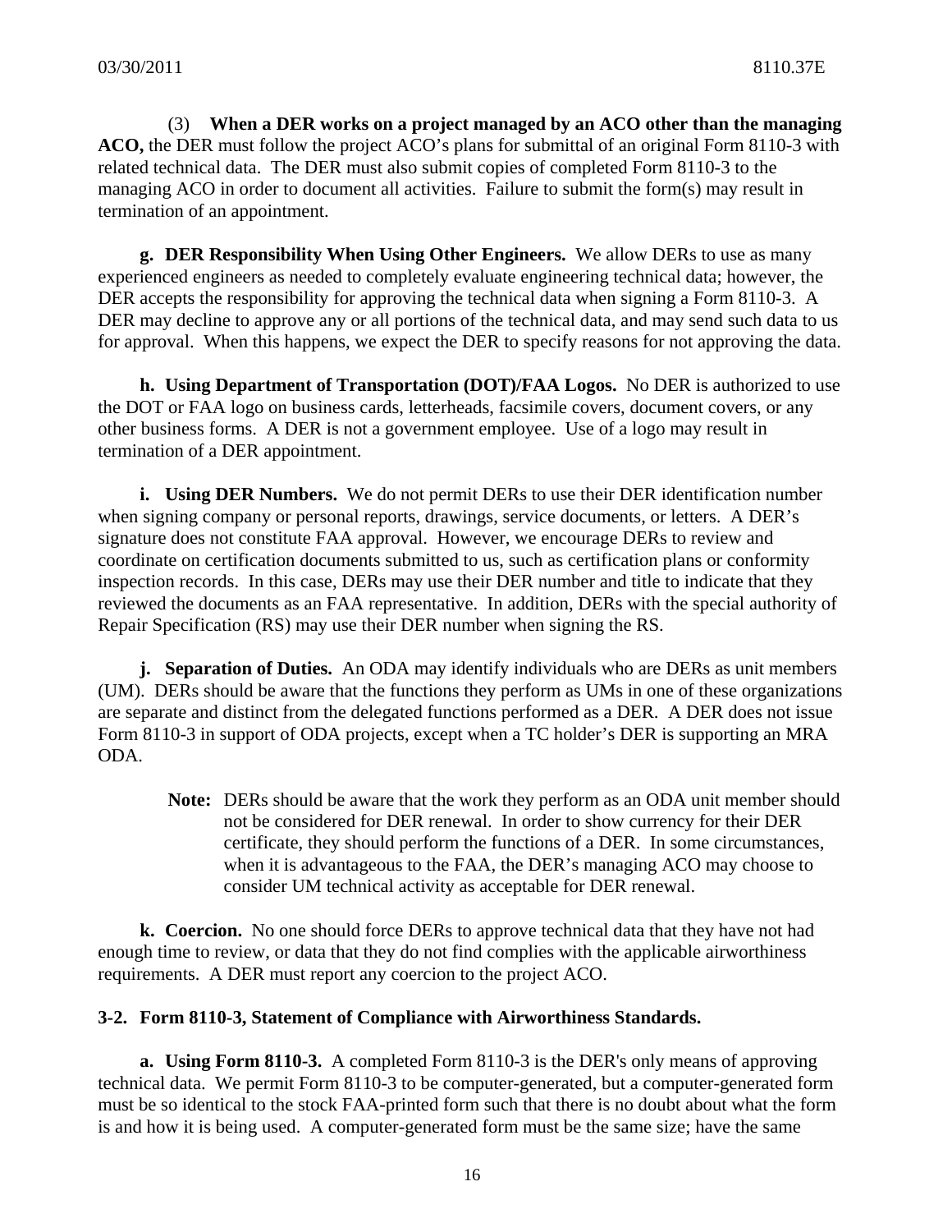(3) **When a DER works on a project managed by an ACO other than the managing ACO,** the DER must follow the project ACO's plans for submittal of an original Form 8110-3 with related technical data. The DER must also submit copies of completed Form 8110-3 to the managing ACO in order to document all activities. Failure to submit the form(s) may result in termination of an appointment.

**g. DER Responsibility When Using Other Engineers.** We allow DERs to use as many experienced engineers as needed to completely evaluate engineering technical data; however, the DER accepts the responsibility for approving the technical data when signing a Form 8110-3. A DER may decline to approve any or all portions of the technical data, and may send such data to us for approval. When this happens, we expect the DER to specify reasons for not approving the data.

**h. Using Department of Transportation (DOT)/FAA Logos.** No DER is authorized to use the DOT or FAA logo on business cards, letterheads, facsimile covers, document covers, or any other business forms. A DER is not a government employee. Use of a logo may result in termination of a DER appointment.

**i. Using DER Numbers.** We do not permit DERs to use their DER identification number when signing company or personal reports, drawings, service documents, or letters. A DER's signature does not constitute FAA approval. However, we encourage DERs to review and coordinate on certification documents submitted to us, such as certification plans or conformity inspection records. In this case, DERs may use their DER number and title to indicate that they reviewed the documents as an FAA representative. In addition, DERs with the special authority of Repair Specification (RS) may use their DER number when signing the RS.

**j. Separation of Duties.** An ODA may identify individuals who are DERs as unit members (UM). DERs should be aware that the functions they perform as UMs in one of these organizations are separate and distinct from the delegated functions performed as a DER. A DER does not issue Form 8110-3 in support of ODA projects, except when a TC holder's DER is supporting an MRA ODA.

> **Note:** DERs should be aware that the work they perform as an ODA unit member should not be considered for DER renewal. In order to show currency for their DER certificate, they should perform the functions of a DER. In some circumstances, when it is advantageous to the FAA, the DER's managing ACO may choose to consider UM technical activity as acceptable for DER renewal.

**k. Coercion.** No one should force DERs to approve technical data that they have not had enough time to review, or data that they do not find complies with the applicable airworthiness requirements. A DER must report any coercion to the project ACO.

## 3-2. Form 8110-3, Statement of Compliance with Airworthiness Standards.

**a. Using Form 8110-3.** A completed Form 8110-3 is the DER's only means of approving technical data. We permit Form 8110-3 to be computer-generated, but a computer-generated form must be so identical to the stock FAA-printed form such that there is no doubt about what the form is and how it is being used. A computer-generated form must be the same size; have the same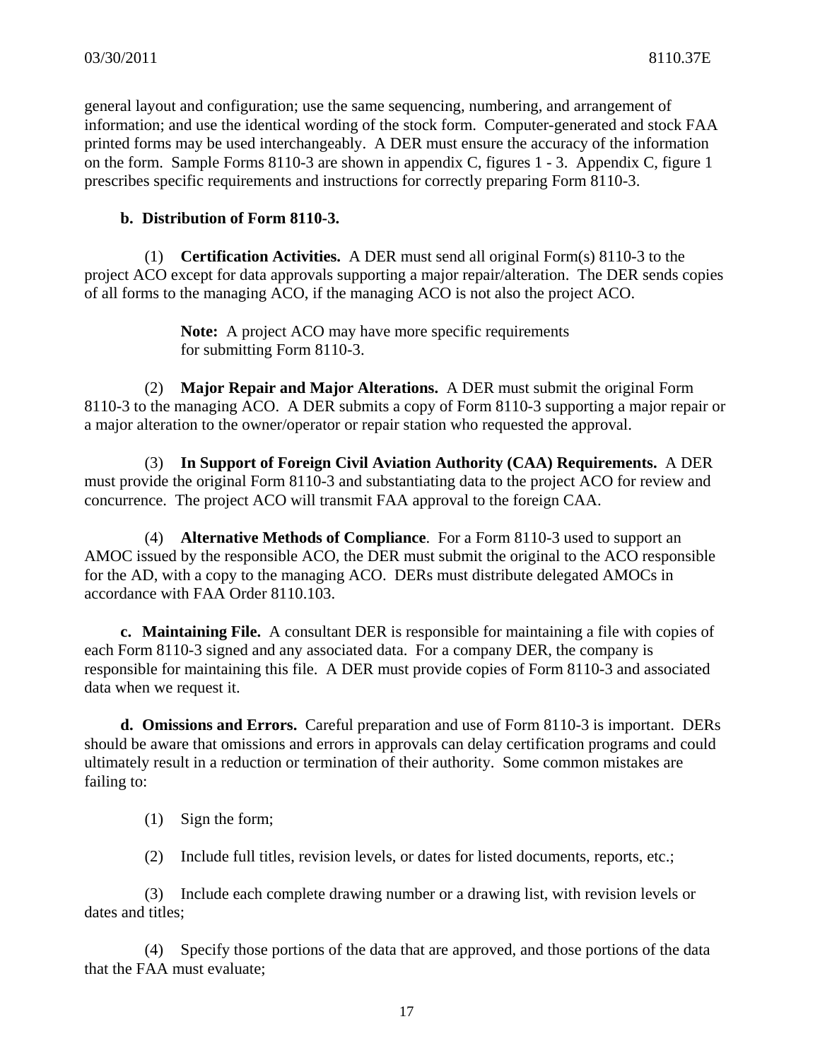general layout and configuration; use the same sequencing, numbering, and arrangement of information; and use the identical wording of the stock form. Computer-generated and stock FAA printed forms may be used interchangeably. A DER must ensure the accuracy of the information on the form. Sample Forms 8110-3 are shown in appendix C, figures 1 - 3. Appendix C, figure 1 prescribes specific requirements and instructions for correctly preparing Form 8110-3.

**b. Distribution of Form 8110-3.**

(1) **Certification Activities.** A DER must send all original Form(s) 8110-3 to the project ACO except for data approvals supporting a major repair/alteration. The DER sends copies of all forms to the managing ACO, if the managing ACO is not also the project ACO.

> **Note:** A project ACO may have more specific requirements for submitting Form 8110-3.

(2) **Major Repair and Major Alterations.** A DER must submit the original Form 8110-3 to the managing ACO. A DER submits a copy of Form 8110-3 supporting a major repair or a major alteration to the owner/operator or repair station who requested the approval.

(3) **In Support of Foreign Civil Aviation Authority (CAA) Requirements.** A DER must provide the original Form 8110-3 and substantiating data to the project ACO for review and concurrence. The project ACO will transmit FAA approval to the foreign CAA.

(4) **Alternative Methods of Compliance**. For a Form 8110-3 used to support an AMOC issued by the responsible ACO, the DER must submit the original to the ACO responsible for the AD, with a copy to the managing ACO. DERs must distribute delegated AMOCs in accordance with FAA Order 8110.103.

**c. Maintaining File.** A consultant DER is responsible for maintaining a file with copies of each Form 8110-3 signed and any associated data. For a company DER, the company is responsible for maintaining this file. A DER must provide copies of Form 8110-3 and associated data when we request it.

**d. Omissions and Errors.** Careful preparation and use of Form 8110-3 is important. DERs should be aware that omissions and errors in approvals can delay certification programs and could ultimately result in a reduction or termination of their authority. Some common mistakes are failing to:

(1) Sign the form;

(2) Include full titles, revision levels, or dates for listed documents, reports, etc.;

(3) Include each complete drawing number or a drawing list, with revision levels or dates and titles;

(4) Specify those portions of the data that are approved, and those portions of the data that the FAA must evaluate;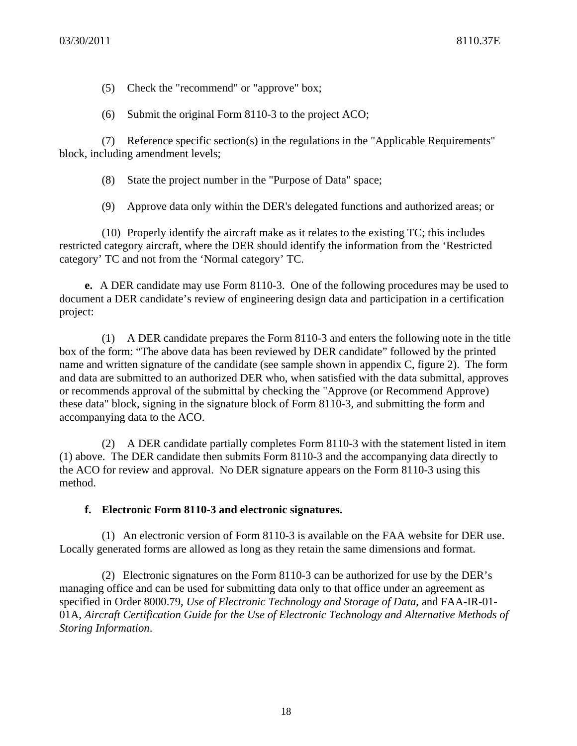(5) Check the "recommend" or "approve" box;

(6) Submit the original Form 8110-3 to the project ACO;

(7) Reference specific section(s) in the regulations in the "Applicable Requirements" block, including amendment levels;

(8) State the project number in the "Purpose of Data" space;

(9) Approve data only within the DER's delegated functions and authorized areas; or

(10) Properly identify the aircraft make as it relates to the existing TC; this includes restricted category aircraft, where the DER should identify the information from the 'Restricted category' TC and not from the 'Normal category' TC.

**e.** A DER candidate may use Form 8110-3. One of the following procedures may be used to document a DER candidate's review of engineering design data and participation in a certification project:

(1) A DER candidate prepares the Form 8110-3 and enters the following note in the title box of the form: "The above data has been reviewed by DER candidate" followed by the printed name and written signature of the candidate (see sample shown in appendix C, figure 2). The form and data are submitted to an authorized DER who, when satisfied with the data submittal, approves or recommends approval of the submittal by checking the "Approve (or Recommend Approve) these data" block, signing in the signature block of Form 8110-3, and submitting the form and accompanying data to the ACO.

(2) A DER candidate partially completes Form 8110-3 with the statement listed in item (1) above. The DER candidate then submits Form 8110-3 and the accompanying data directly to the ACO for review and approval. No DER signature appears on the Form 8110-3 using this method.

**f. Electronic Form 8110-3 and electronic signatures.**

(1) An electronic version of Form 8110-3 is available on the FAA website for DER use. Locally generated forms are allowed as long as they retain the same dimensions and format.

(2) Electronic signatures on the Form 8110-3 can be authorized for use by the DER's managing office and can be used for submitting data only to that office under an agreement as specified in Order 8000.79, *Use of Electronic Technology and Storage of Data*, and FAA-IR-01-01A, *Aircraft Certification Guide for the Use of Electronic Technology and Alternative Methods of Storing Information*.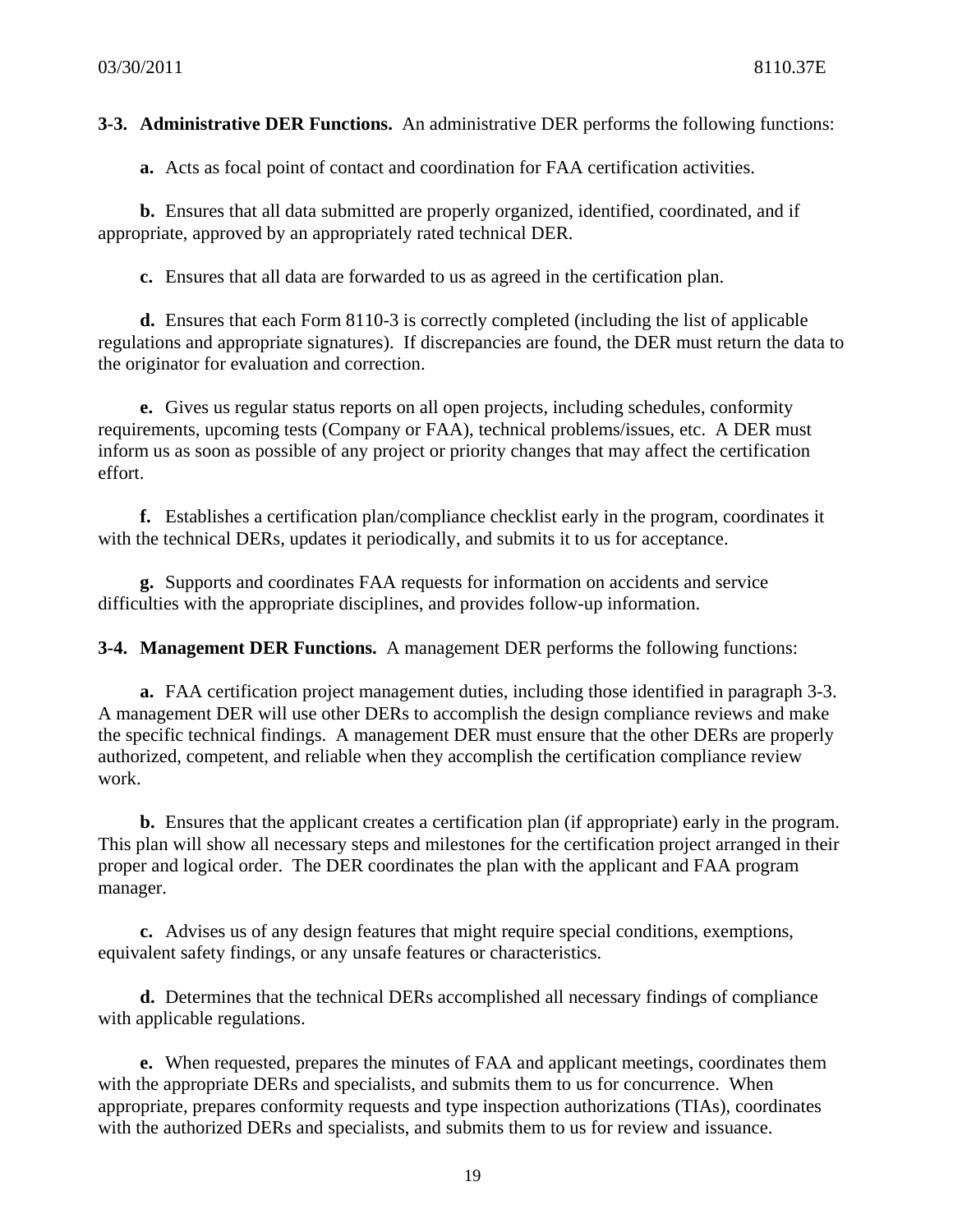**3-3. Administrative DER Functions.** An administrative DER performs the following functions:

**a.** Acts as focal point of contact and coordination for FAA certification activities.

**b.** Ensures that all data submitted are properly organized, identified, coordinated, and if appropriate, approved by an appropriately rated technical DER.

**c.** Ensures that all data are forwarded to us as agreed in the certification plan.

**d.** Ensures that each Form 8110-3 is correctly completed (including the list of applicable regulations and appropriate signatures). If discrepancies are found, the DER must return the data to the originator for evaluation and correction.

**e.** Gives us regular status reports on all open projects, including schedules, conformity requirements, upcoming tests (Company or FAA), technical problems/issues, etc. A DER must inform us as soon as possible of any project or priority changes that may affect the certification effort.

**f.** Establishes a certification plan/compliance checklist early in the program, coordinates it with the technical DERs, updates it periodically, and submits it to us for acceptance.

**g.** Supports and coordinates FAA requests for information on accidents and service difficulties with the appropriate disciplines, and provides follow-up information.

**3-4. Management DER Functions.** A management DER performs the following functions:

**a.** FAA certification project management duties, including those identified in paragraph 3-3. A management DER will use other DERs to accomplish the design compliance reviews and make the specific technical findings. A management DER must ensure that the other DERs are properly authorized, competent, and reliable when they accomplish the certification compliance review work.

**b.** Ensures that the applicant creates a certification plan (if appropriate) early in the program. This plan will show all necessary steps and milestones for the certification project arranged in their proper and logical order. The DER coordinates the plan with the applicant and FAA program manager.

**c.** Advises us of any design features that might require special conditions, exemptions, equivalent safety findings, or any unsafe features or characteristics.

**d.** Determines that the technical DERs accomplished all necessary findings of compliance with applicable regulations.

**e.** When requested, prepares the minutes of FAA and applicant meetings, coordinates them with the appropriate DERs and specialists, and submits them to us for concurrence. When appropriate, prepares conformity requests and type inspection authorizations (TIAs), coordinates with the authorized DERs and specialists, and submits them to us for review and issuance.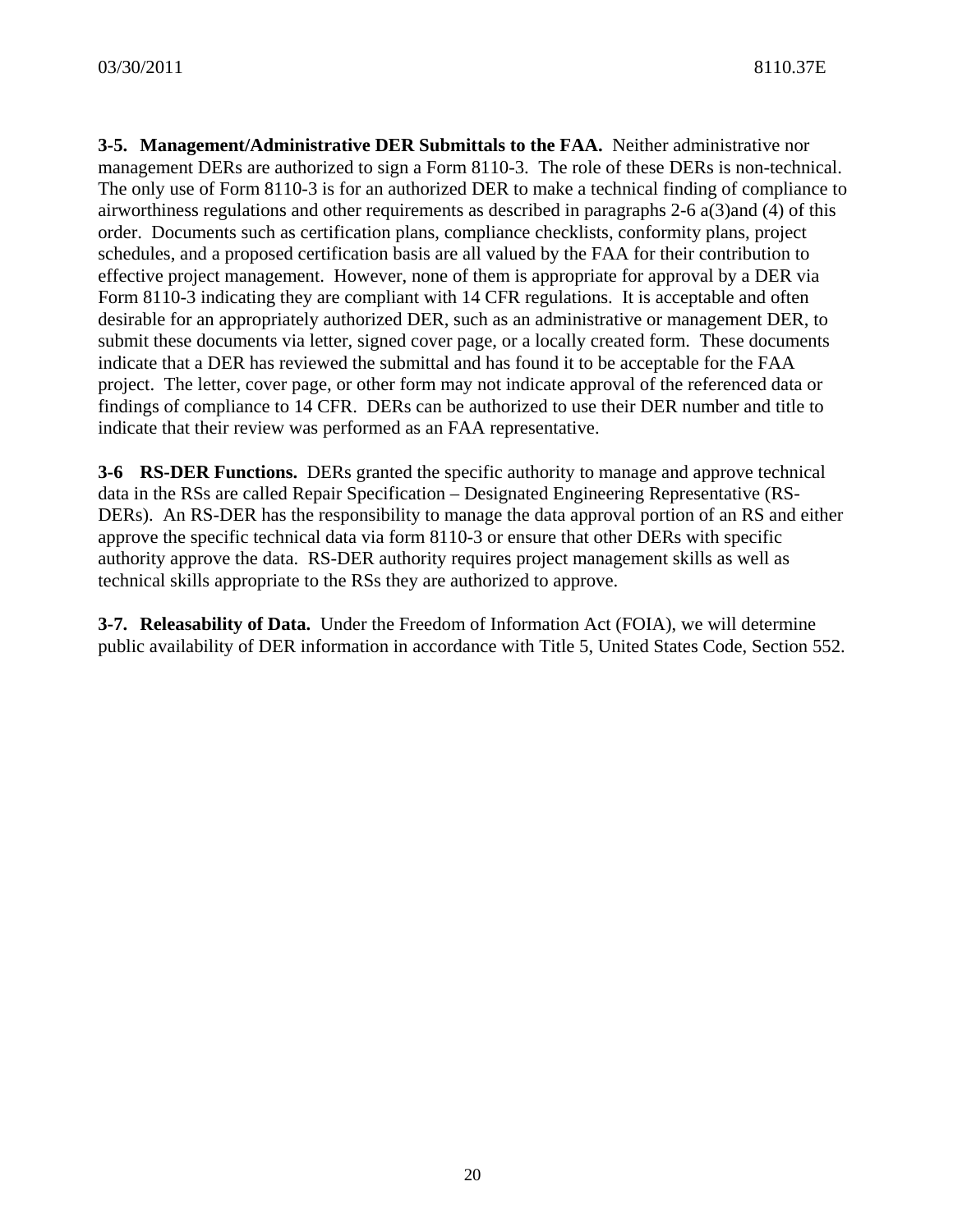**3-5. Management/Administrative DER Submittals to the FAA.** Neither administrative nor management DERs are authorized to sign a Form 8110-3. The role of these DERs is non-technical. The only use of Form 8110-3 is for an authorized DER to make a technical finding of compliance to airworthiness regulations and other requirements as described in paragraphs 2-6 a(3)and (4) of this order. Documents such as certification plans, compliance checklists, conformity plans, project schedules, and a proposed certification basis are all valued by the FAA for their contribution to effective project management. However, none of them is appropriate for approval by a DER via Form 8110-3 indicating they are compliant with 14 CFR regulations. It is acceptable and often desirable for an appropriately authorized DER, such as an administrative or management DER, to submit these documents via letter, signed cover page, or a locally created form. These documents indicate that a DER has reviewed the submittal and has found it to be acceptable for the FAA project. The letter, cover page, or other form may not indicate approval of the referenced data or findings of compliance to 14 CFR. DERs can be authorized to use their DER number and title to indicate that their review was performed as an FAA representative.

**3-6 RS-DER Functions.** DERs granted the specific authority to manage and approve technical data in the RSs are called Repair Specification – Designated Engineering Representative (RS-DERs). An RS-DER has the responsibility to manage the data approval portion of an RS and either approve the specific technical data via form 8110-3 or ensure that other DERs with specific authority approve the data. RS-DER authority requires project management skills as well as technical skills appropriate to the RSs they are authorized to approve.

**3-7. Releasability of Data.** Under the Freedom of Information Act (FOIA), we will determine public availability of DER information in accordance with Title 5, United States Code, Section 552.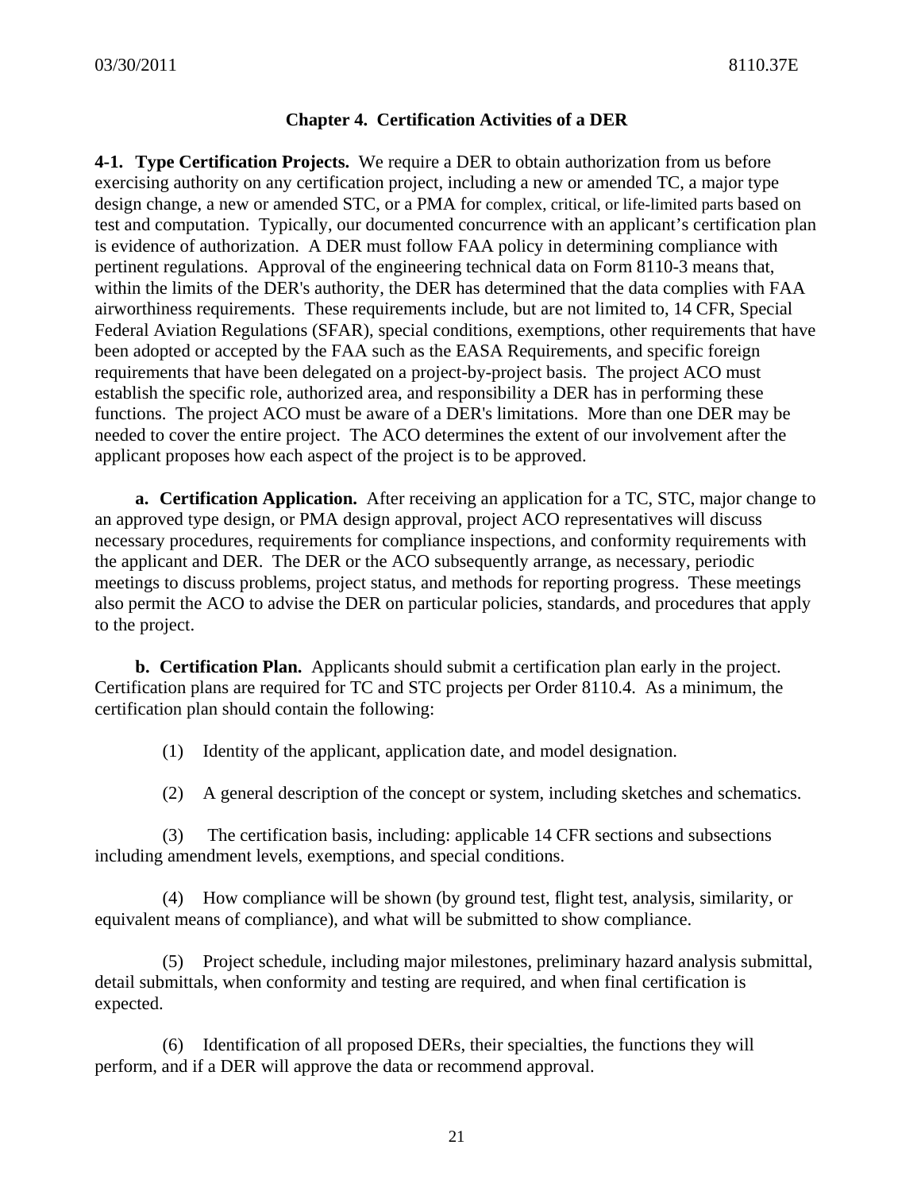## Chapter 4. Certification Activities of a DER

**4-1. Type Certification Projects.** We require a DER to obtain authorization from us before exercising authority on any certification project, including a new or amended TC, a major type design change, a new or amended STC, or a PMA for complex, critical, or life-limited parts based on test and computation. Typically, our documented concurrence with an applicant's certification plan is evidence of authorization. A DER must follow FAA policy in determining compliance with pertinent regulations. Approval of the engineering technical data on Form 8110-3 means that, within the limits of the DER's authority, the DER has determined that the data complies with FAA airworthiness requirements. These requirements include, but are not limited to, 14 CFR, Special Federal Aviation Regulations (SFAR), special conditions, exemptions, other requirements that have been adopted or accepted by the FAA such as the EASA Requirements, and specific foreign requirements that have been delegated on a project-by-project basis. The project ACO must establish the specific role, authorized area, and responsibility a DER has in performing these functions. The project ACO must be aware of a DER's limitations. More than one DER may be needed to cover the entire project. The ACO determines the extent of our involvement after the applicant proposes how each aspect of the project is to be approved.

**a. Certification Application.** After receiving an application for a TC, STC, major change to an approved type design, or PMA design approval, project ACO representatives will discuss necessary procedures, requirements for compliance inspections, and conformity requirements with the applicant and DER. The DER or the ACO subsequently arrange, as necessary, periodic meetings to discuss problems, project status, and methods for reporting progress. These meetings also permit the ACO to advise the DER on particular policies, standards, and procedures that apply to the project.

**b. Certification Plan.** Applicants should submit a certification plan early in the project. Certification plans are required for TC and STC projects per Order 8110.4. As a minimum, the certification plan should contain the following:

(1) Identity of the applicant, application date, and model designation.

(2) A general description of the concept or system, including sketches and schematics.

(3) The certification basis, including: applicable 14 CFR sections and subsections including amendment levels, exemptions, and special conditions.

(4) How compliance will be shown (by ground test, flight test, analysis, similarity, or equivalent means of compliance), and what will be submitted to show compliance.

(5) Project schedule, including major milestones, preliminary hazard analysis submittal, detail submittals, when conformity and testing are required, and when final certification is expected.

(6) Identification of all proposed DERs, their specialties, the functions they will perform, and if a DER will approve the data or recommend approval.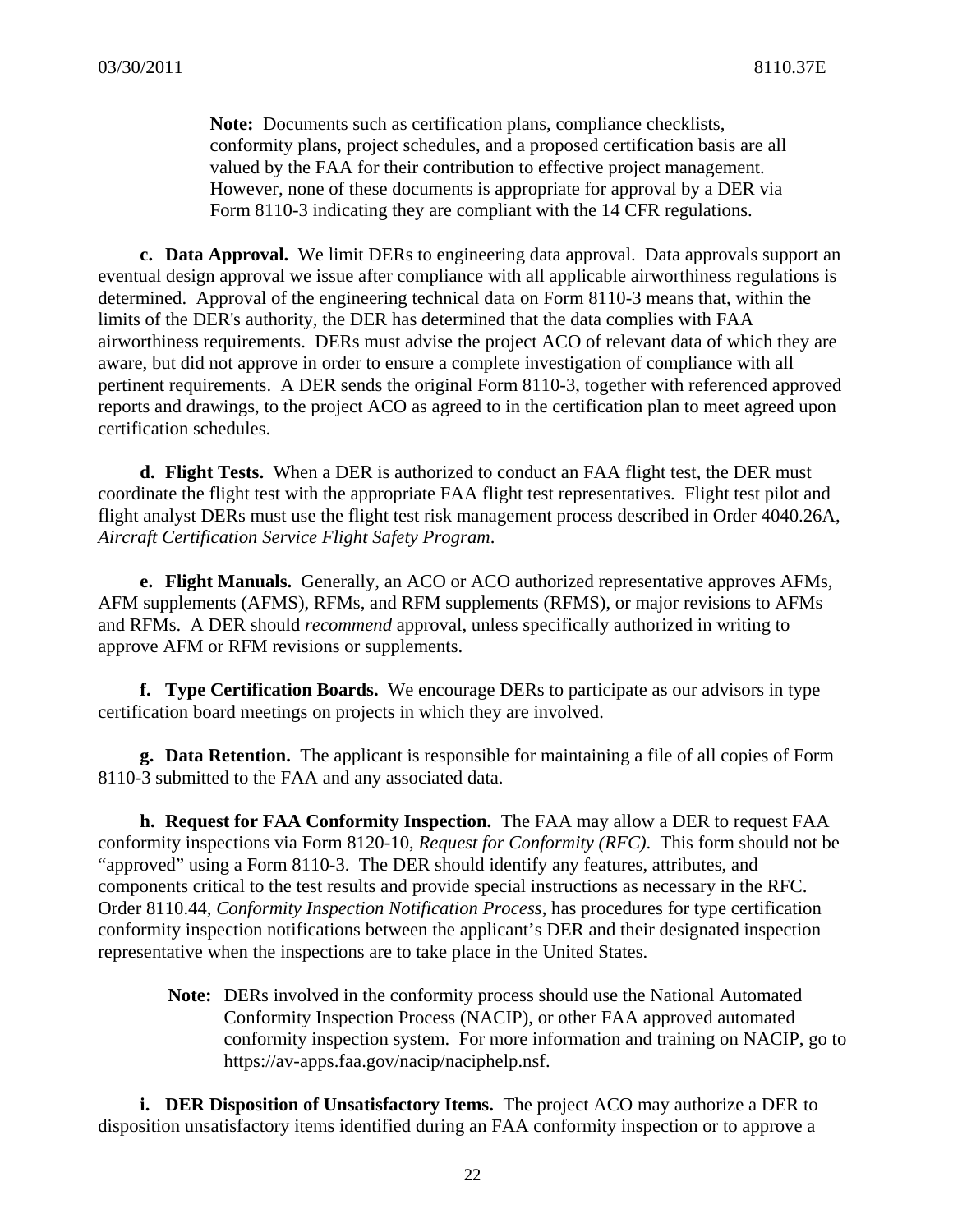**Note:** Documents such as certification plans, compliance checklists, conformity plans, project schedules, and a proposed certification basis are all valued by the FAA for their contribution to effective project management. However, none of these documents is appropriate for approval by a DER via Form 8110-3 indicating they are compliant with the 14 CFR regulations.

**c. Data Approval.** We limit DERs to engineering data approval. Data approvals support an eventual design approval we issue after compliance with all applicable airworthiness regulations is determined. Approval of the engineering technical data on Form 8110-3 means that, within the limits of the DER's authority, the DER has determined that the data complies with FAA airworthiness requirements. DERs must advise the project ACO of relevant data of which they are aware, but did not approve in order to ensure a complete investigation of compliance with all pertinent requirements. A DER sends the original Form 8110-3, together with referenced approved reports and drawings, to the project ACO as agreed to in the certification plan to meet agreed upon certification schedules.

**d. Flight Tests.** When a DER is authorized to conduct an FAA flight test, the DER must coordinate the flight test with the appropriate FAA flight test representatives. Flight test pilot and flight analyst DERs must use the flight test risk management process described in Order 4040.26A, *Aircraft Certification Service Flight Safety Program*.

**e. Flight Manuals.** Generally, an ACO or ACO authorized representative approves AFMs, AFM supplements (AFMS), RFMs, and RFM supplements (RFMS), or major revisions to AFMs and RFMs. A DER should *recommend* approval, unless specifically authorized in writing to approve AFM or RFM revisions or supplements.

**f. Type Certification Boards.** We encourage DERs to participate as our advisors in type certification board meetings on projects in which they are involved.

**g. Data Retention.** The applicant is responsible for maintaining a file of all copies of Form 8110-3 submitted to the FAA and any associated data.

**h. Request for FAA Conformity Inspection.** The FAA may allow a DER to request FAA conformity inspections via Form 8120-10, *Request for Conformity (RFC)*. This form should not be "approved" using a Form 8110-3. The DER should identify any features, attributes, and components critical to the test results and provide special instructions as necessary in the RFC. Order 8110.44, *Conformity Inspection Notification Process*, has procedures for type certification conformity inspection notifications between the applicant's DER and their designated inspection representative when the inspections are to take place in the United States.

**Note:** DERs involved in the conformity process should use the National Automated Conformity Inspection Process (NACIP), or other FAA approved automated conformity inspection system. For more information and training on NACIP, go to https://av-apps.faa.gov/nacip/naciphelp.nsf.

**i. DER Disposition of Unsatisfactory Items.** The project ACO may authorize a DER to disposition unsatisfactory items identified during an FAA conformity inspection or to approve a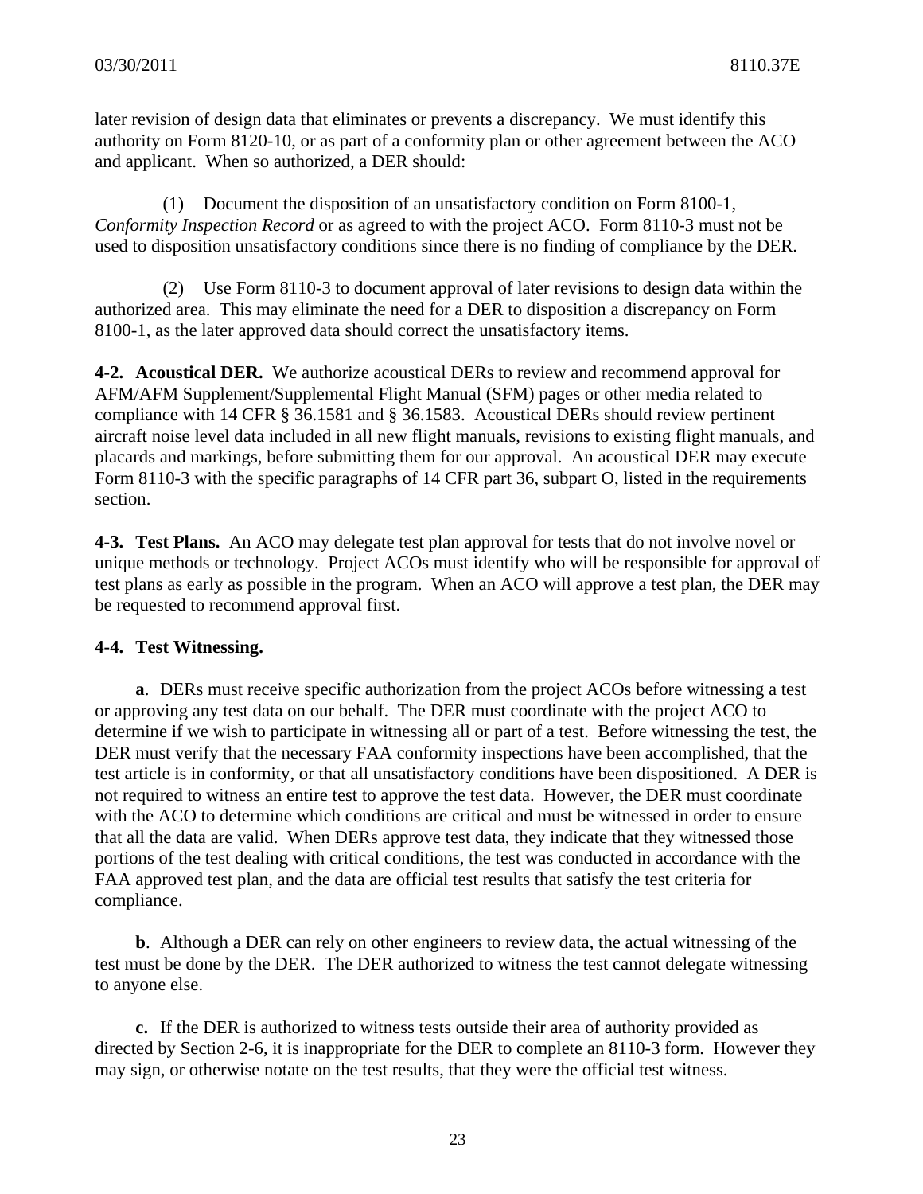later revision of design data that eliminates or prevents a discrepancy. We must identify this authority on Form 8120-10, or as part of a conformity plan or other agreement between the ACO and applicant. When so authorized, a DER should:

(1) Document the disposition of an unsatisfactory condition on Form 8100-1, *Conformity Inspection Record* or as agreed to with the project ACO. Form 8110-3 must not be used to disposition unsatisfactory conditions since there is no finding of compliance by the DER.

(2) Use Form 8110-3 to document approval of later revisions to design data within the authorized area. This may eliminate the need for a DER to disposition a discrepancy on Form 8100-1, as the later approved data should correct the unsatisfactory items.

**4-2. Acoustical DER.** We authorize acoustical DERs to review and recommend approval for AFM/AFM Supplement/Supplemental Flight Manual (SFM) pages or other media related to compliance with 14 CFR § 36.1581 and § 36.1583. Acoustical DERs should review pertinent aircraft noise level data included in all new flight manuals, revisions to existing flight manuals, and placards and markings, before submitting them for our approval. An acoustical DER may execute Form 8110-3 with the specific paragraphs of 14 CFR part 36, subpart O, listed in the requirements section.

**4-3. Test Plans.** An ACO may delegate test plan approval for tests that do not involve novel or unique methods or technology. Project ACOs must identify who will be responsible for approval of test plans as early as possible in the program. When an ACO will approve a test plan, the DER may be requested to recommend approval first.

**4-4. Test Witnessing.**

**a**. DERs must receive specific authorization from the project ACOs before witnessing a test or approving any test data on our behalf. The DER must coordinate with the project ACO to determine if we wish to participate in witnessing all or part of a test. Before witnessing the test, the DER must verify that the necessary FAA conformity inspections have been accomplished, that the test article is in conformity, or that all unsatisfactory conditions have been dispositioned. A DER is not required to witness an entire test to approve the test data. However, the DER must coordinate with the ACO to determine which conditions are critical and must be witnessed in order to ensure that all the data are valid. When DERs approve test data, they indicate that they witnessed those portions of the test dealing with critical conditions, the test was conducted in accordance with the FAA approved test plan, and the data are official test results that satisfy the test criteria for compliance.

**b**. Although a DER can rely on other engineers to review data, the actual witnessing of the test must be done by the DER. The DER authorized to witness the test cannot delegate witnessing to anyone else.

**c.** If the DER is authorized to witness tests outside their area of authority provided as directed by Section 2-6, it is inappropriate for the DER to complete an 8110-3 form. However they may sign, or otherwise notate on the test results, that they were the official test witness.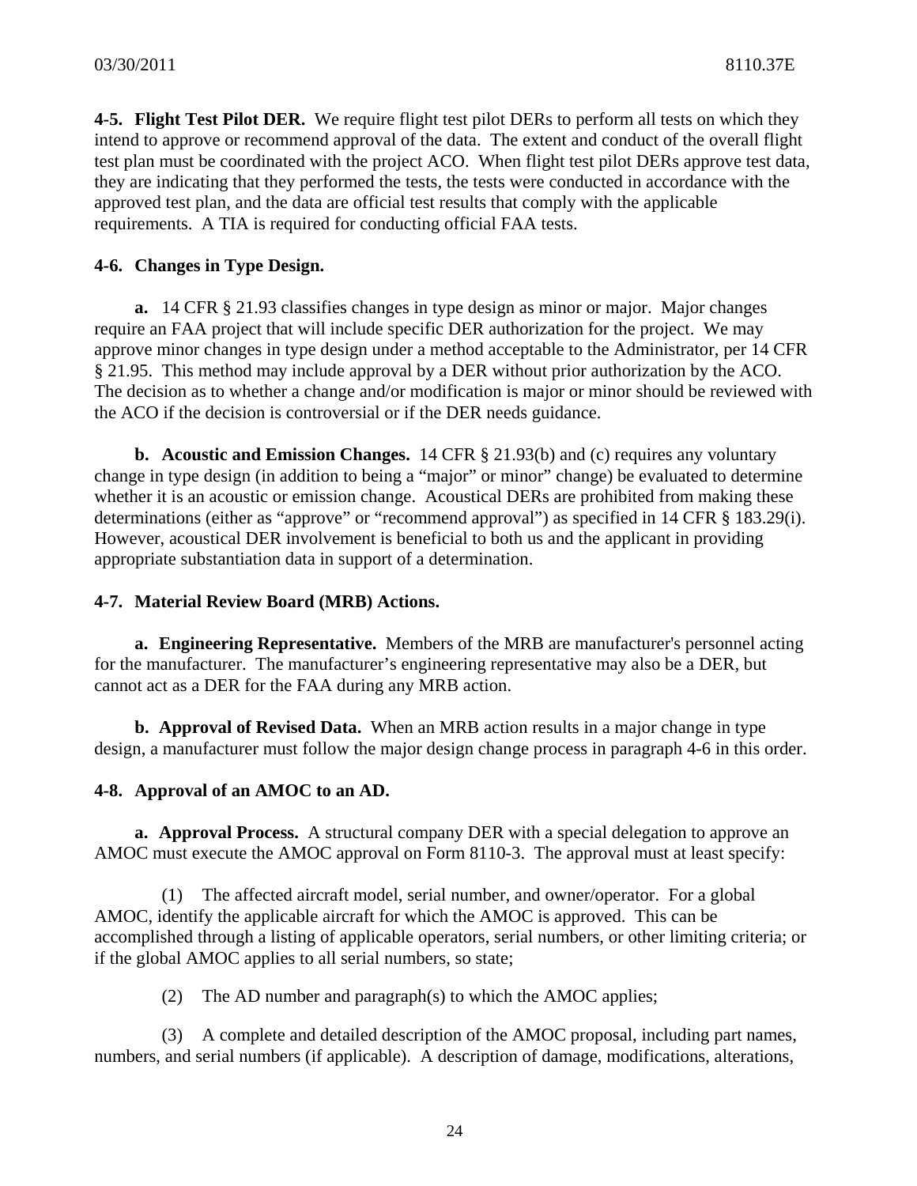**4-5. Flight Test Pilot DER.** We require flight test pilot DERs to perform all tests on which they intend to approve or recommend approval of the data. The extent and conduct of the overall flight test plan must be coordinated with the project ACO. When flight test pilot DERs approve test data, they are indicating that they performed the tests, the tests were conducted in accordance with the approved test plan, and the data are official test results that comply with the applicable requirements. A TIA is required for conducting official FAA tests.

**4-6. Changes in Type Design.**

**a.** 14 CFR § 21.93 classifies changes in type design as minor or major. Major changes require an FAA project that will include specific DER authorization for the project. We may approve minor changes in type design under a method acceptable to the Administrator, per 14 CFR § 21.95. This method may include approval by a DER without prior authorization by the ACO. The decision as to whether a change and/or modification is major or minor should be reviewed with the ACO if the decision is controversial or if the DER needs guidance.

**b. Acoustic and Emission Changes.** 14 CFR § 21.93(b) and (c) requires any voluntary change in type design (in addition to being a "major" or minor" change) be evaluated to determine whether it is an acoustic or emission change. Acoustical DERs are prohibited from making these determinations (either as "approve" or "recommend approval") as specified in 14 CFR § 183.29(i). However, acoustical DER involvement is beneficial to both us and the applicant in providing appropriate substantiation data in support of a determination.

**4-7. Material Review Board (MRB) Actions.**

**a. Engineering Representative.** Members of the MRB are manufacturer's personnel acting for the manufacturer. The manufacturer's engineering representative may also be a DER, but cannot act as a DER for the FAA during any MRB action.

**b. Approval of Revised Data.** When an MRB action results in a major change in type design, a manufacturer must follow the major design change process in paragraph 4-6 in this order.

**4-8. Approval of an AMOC to an AD.**

**a. Approval Process.** A structural company DER with a special delegation to approve an AMOC must execute the AMOC approval on Form 8110-3. The approval must at least specify:

(1) The affected aircraft model, serial number, and owner/operator. For a global AMOC, identify the applicable aircraft for which the AMOC is approved. This can be accomplished through a listing of applicable operators, serial numbers, or other limiting criteria; or if the global AMOC applies to all serial numbers, so state;

(2) The AD number and paragraph(s) to which the AMOC applies;

(3) A complete and detailed description of the AMOC proposal, including part names, numbers, and serial numbers (if applicable). A description of damage, modifications, alterations,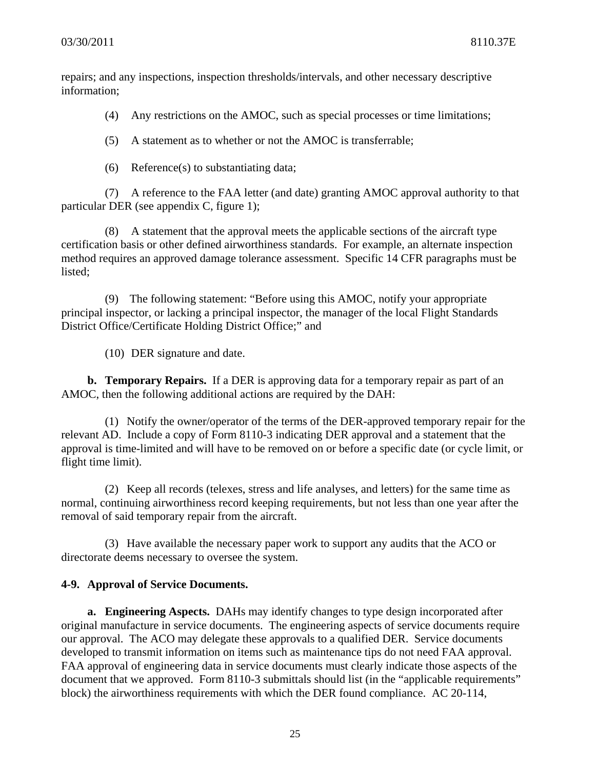repairs; and any inspections, inspection thresholds/intervals, and other necessary descriptive information;

(4) Any restrictions on the AMOC, such as special processes or time limitations;

(5) A statement as to whether or not the AMOC is transferrable;

(6) Reference(s) to substantiating data;

(7) A reference to the FAA letter (and date) granting AMOC approval authority to that particular DER (see appendix C, figure 1);

(8) A statement that the approval meets the applicable sections of the aircraft type certification basis or other defined airworthiness standards. For example, an alternate inspection method requires an approved damage tolerance assessment. Specific 14 CFR paragraphs must be listed;

(9) The following statement: "Before using this AMOC, notify your appropriate principal inspector, or lacking a principal inspector, the manager of the local Flight Standards District Office/Certificate Holding District Office;" and

(10) DER signature and date.

**b. Temporary Repairs.** If a DER is approving data for a temporary repair as part of an AMOC, then the following additional actions are required by the DAH:

(1) Notify the owner/operator of the terms of the DER-approved temporary repair for the relevant AD. Include a copy of Form 8110-3 indicating DER approval and a statement that the approval is time-limited and will have to be removed on or before a specific date (or cycle limit, or flight time limit).

(2) Keep all records (telexes, stress and life analyses, and letters) for the same time as normal, continuing airworthiness record keeping requirements, but not less than one year after the removal of said temporary repair from the aircraft.

(3) Have available the necessary paper work to support any audits that the ACO or directorate deems necessary to oversee the system.

### 4-9. Approval of Service Documents.

**a. Engineering Aspects.** DAHs may identify changes to type design incorporated after original manufacture in service documents. The engineering aspects of service documents require our approval. The ACO may delegate these approvals to a qualified DER. Service documents developed to transmit information on items such as maintenance tips do not need FAA approval. FAA approval of engineering data in service documents must clearly indicate those aspects of the document that we approved. Form 8110-3 submittals should list (in the "applicable requirements" block) the airworthiness requirements with which the DER found compliance. AC 20-114,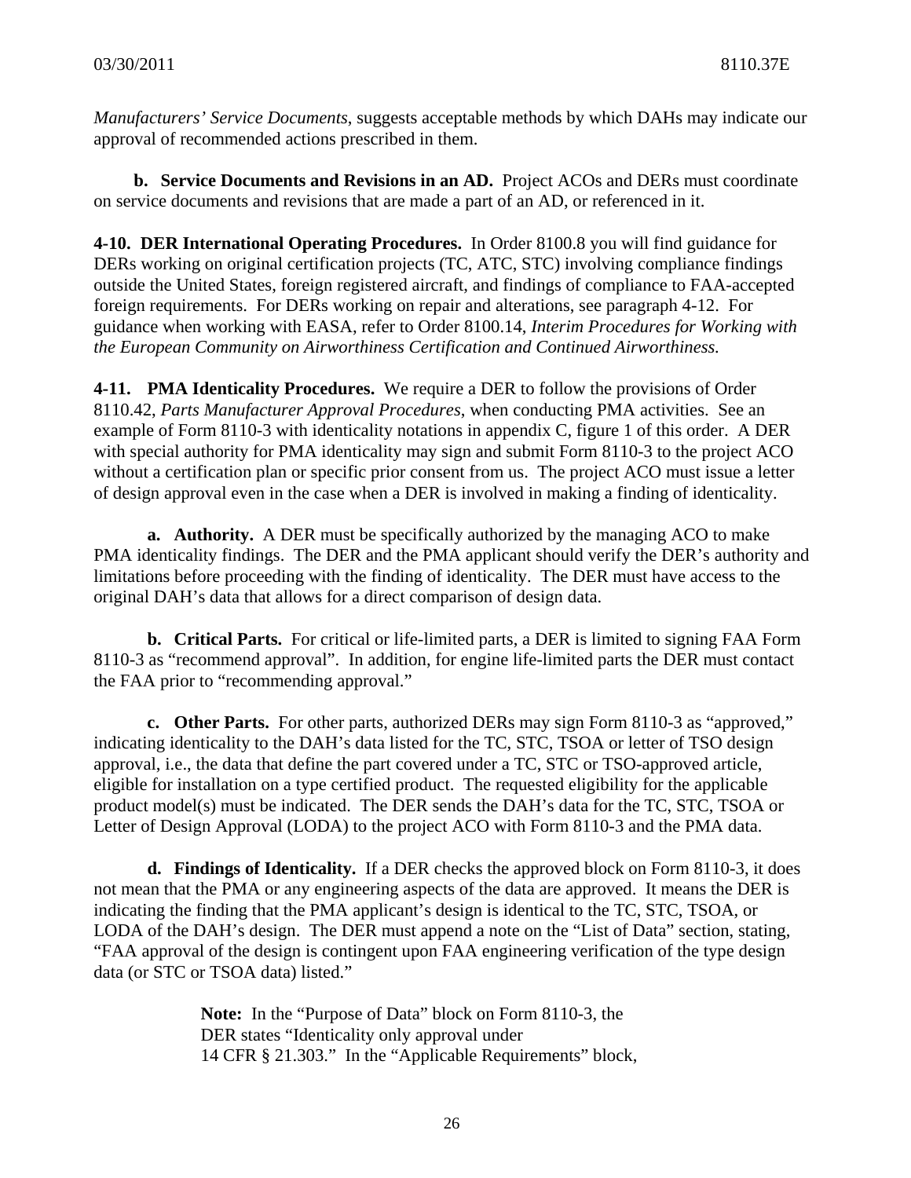*Manufacturers' Service Documents*, suggests acceptable methods by which DAHs may indicate our approval of recommended actions prescribed in them.

**b. Service Documents and Revisions in an AD.** Project ACOs and DERs must coordinate on service documents and revisions that are made a part of an AD, or referenced in it.

**4-10. DER International Operating Procedures.** In Order 8100.8 you will find guidance for DERs working on original certification projects (TC, ATC, STC) involving compliance findings outside the United States, foreign registered aircraft, and findings of compliance to FAA-accepted foreign requirements. For DERs working on repair and alterations, see paragraph 4-12. For guidance when working with EASA, refer to Order 8100.14, *Interim Procedures for Working with the European Community on Airworthiness Certification and Continued Airworthiness.*

**4-11. PMA Identicality Procedures.** We require a DER to follow the provisions of Order 8110.42, *Parts Manufacturer Approval Procedures*, when conducting PMA activities. See an example of Form 8110-3 with identicality notations in appendix C, figure 1 of this order. A DER with special authority for PMA identicality may sign and submit Form 8110-3 to the project ACO without a certification plan or specific prior consent from us. The project ACO must issue a letter of design approval even in the case when a DER is involved in making a finding of identicality.

**a. Authority.** A DER must be specifically authorized by the managing ACO to make PMA identicality findings. The DER and the PMA applicant should verify the DER's authority and limitations before proceeding with the finding of identicality. The DER must have access to the original DAH's data that allows for a direct comparison of design data.

**b. Critical Parts.** For critical or life-limited parts, a DER is limited to signing FAA Form 8110-3 as "recommend approval". In addition, for engine life-limited parts the DER must contact the FAA prior to "recommending approval."

**c. Other Parts.** For other parts, authorized DERs may sign Form 8110-3 as "approved," indicating identicality to the DAH's data listed for the TC, STC, TSOA or letter of TSO design approval, i.e., the data that define the part covered under a TC, STC or TSO-approved article, eligible for installation on a type certified product. The requested eligibility for the applicable product model(s) must be indicated. The DER sends the DAH's data for the TC, STC, TSOA or Letter of Design Approval (LODA) to the project ACO with Form 8110-3 and the PMA data.

**d. Findings of Identicality.** If a DER checks the approved block on Form 8110-3, it does not mean that the PMA or any engineering aspects of the data are approved. It means the DER is indicating the finding that the PMA applicant's design is identical to the TC, STC, TSOA, or LODA of the DAH's design. The DER must append a note on the "List of Data" section, stating, "FAA approval of the design is contingent upon FAA engineering verification of the type design data (or STC or TSOA data) listed."

> **Note:** In the "Purpose of Data" block on Form 8110-3, the DER states "Identicality only approval under 14 CFR § 21.303." In the "Applicable Requirements" block,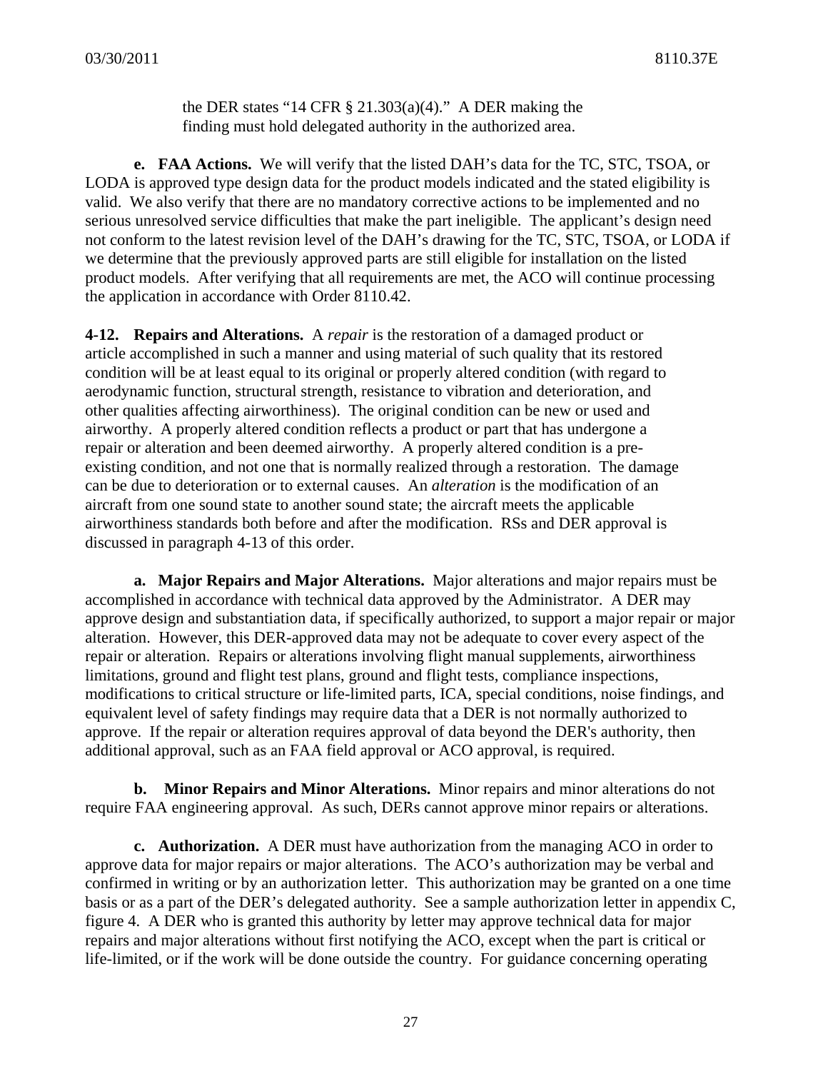the DER states "14 CFR § 21.303(a)(4)." A DER making the finding must hold delegated authority in the authorized area.

**e. FAA Actions.** We will verify that the listed DAH's data for the TC, STC, TSOA, or LODA is approved type design data for the product models indicated and the stated eligibility is valid. We also verify that there are no mandatory corrective actions to be implemented and no serious unresolved service difficulties that make the part ineligible. The applicant's design need not conform to the latest revision level of the DAH's drawing for the TC, STC, TSOA, or LODA if we determine that the previously approved parts are still eligible for installation on the listed product models. After verifying that all requirements are met, the ACO will continue processing the application in accordance with Order 8110.42.

**4-12. Repairs and Alterations.** A *repair* is the restoration of a damaged product or article accomplished in such a manner and using material of such quality that its restored condition will be at least equal to its original or properly altered condition (with regard to aerodynamic function, structural strength, resistance to vibration and deterioration, and other qualities affecting airworthiness). The original condition can be new or used and airworthy. A properly altered condition reflects a product or part that has undergone a repair or alteration and been deemed airworthy. A properly altered condition is a pre-existing condition, and not one that is normally realized through a restoration. The damage can be due to deterioration or to external causes. An *alteration* is the modification of an aircraft from one sound state to another sound state; the aircraft meets the applicable airworthiness standards both before and after the modification. RSs and DER approval is discussed in paragraph 4-13 of this order.

**a. Major Repairs and Major Alterations.** Major alterations and major repairs must be accomplished in accordance with technical data approved by the Administrator. A DER may approve design and substantiation data, if specifically authorized, to support a major repair or major alteration. However, this DER-approved data may not be adequate to cover every aspect of the repair or alteration. Repairs or alterations involving flight manual supplements, airworthiness limitations, ground and flight test plans, ground and flight tests, compliance inspections, modifications to critical structure or life-limited parts, ICA, special conditions, noise findings, and equivalent level of safety findings may require data that a DER is not normally authorized to approve. If the repair or alteration requires approval of data beyond the DER's authority, then additional approval, such as an FAA field approval or ACO approval, is required.

**b. Minor Repairs and Minor Alterations.** Minor repairs and minor alterations do not require FAA engineering approval. As such, DERs cannot approve minor repairs or alterations.

**c. Authorization.** A DER must have authorization from the managing ACO in order to approve data for major repairs or major alterations. The ACO's authorization may be verbal and confirmed in writing or by an authorization letter. This authorization may be granted on a one time basis or as a part of the DER's delegated authority. See a sample authorization letter in appendix C, figure 4. A DER who is granted this authority by letter may approve technical data for major repairs and major alterations without first notifying the ACO, except when the part is critical or life-limited, or if the work will be done outside the country. For guidance concerning operating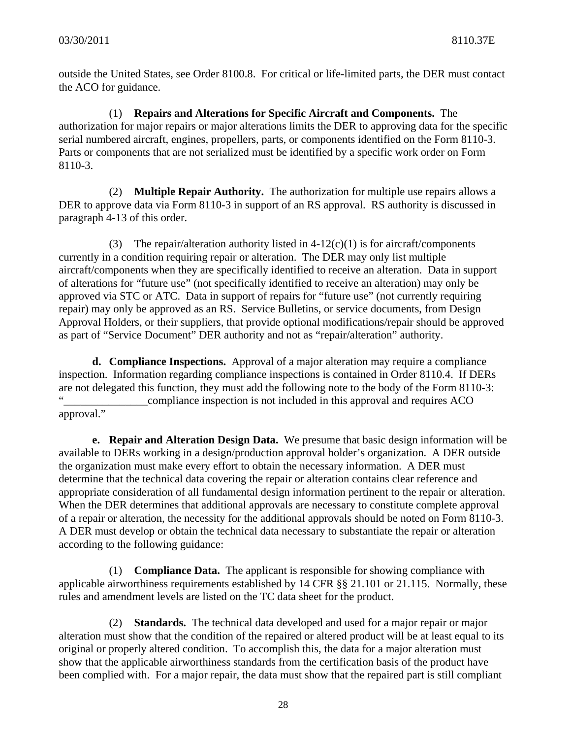outside the United States, see Order 8100.8. For critical or life-limited parts, the DER must contact the ACO for guidance.

(1) **Repairs and Alterations for Specific Aircraft and Components.** The authorization for major repairs or major alterations limits the DER to approving data for the specific serial numbered aircraft, engines, propellers, parts, or components identified on the Form 8110-3. Parts or components that are not serialized must be identified by a specific work order on Form 8110-3.

(2) **Multiple Repair Authority.** The authorization for multiple use repairs allows a DER to approve data via Form 8110-3 in support of an RS approval. RS authority is discussed in paragraph 4-13 of this order.

(3) The repair/alteration authority listed in 4-12(c)(1) is for aircraft/components currently in a condition requiring repair or alteration. The DER may only list multiple aircraft/components when they are specifically identified to receive an alteration. Data in support of alterations for "future use" (not specifically identified to receive an alteration) may only be approved via STC or ATC. Data in support of repairs for "future use" (not currently requiring repair) may only be approved as an RS. Service Bulletins, or service documents, from Design Approval Holders, or their suppliers, that provide optional modifications/repair should be approved as part of "Service Document" DER authority and not as "repair/alteration" authority.

**d. Compliance Inspections.** Approval of a major alteration may require a compliance inspection. Information regarding compliance inspections is contained in Order 8110.4. If DERs are not delegated this function, they must add the following note to the body of the Form 8110-3: "_______________compliance inspection is not included in this approval and requires ACO approval."

**e. Repair and Alteration Design Data.** We presume that basic design information will be available to DERs working in a design/production approval holder's organization. A DER outside the organization must make every effort to obtain the necessary information. A DER must determine that the technical data covering the repair or alteration contains clear reference and appropriate consideration of all fundamental design information pertinent to the repair or alteration. When the DER determines that additional approvals are necessary to constitute complete approval of a repair or alteration, the necessity for the additional approvals should be noted on Form 8110-3. A DER must develop or obtain the technical data necessary to substantiate the repair or alteration according to the following guidance:

(1) **Compliance Data.** The applicant is responsible for showing compliance with applicable airworthiness requirements established by 14 CFR §§ 21.101 or 21.115. Normally, these rules and amendment levels are listed on the TC data sheet for the product.

(2) **Standards.** The technical data developed and used for a major repair or major alteration must show that the condition of the repaired or altered product will be at least equal to its original or properly altered condition. To accomplish this, the data for a major alteration must show that the applicable airworthiness standards from the certification basis of the product have been complied with. For a major repair, the data must show that the repaired part is still compliant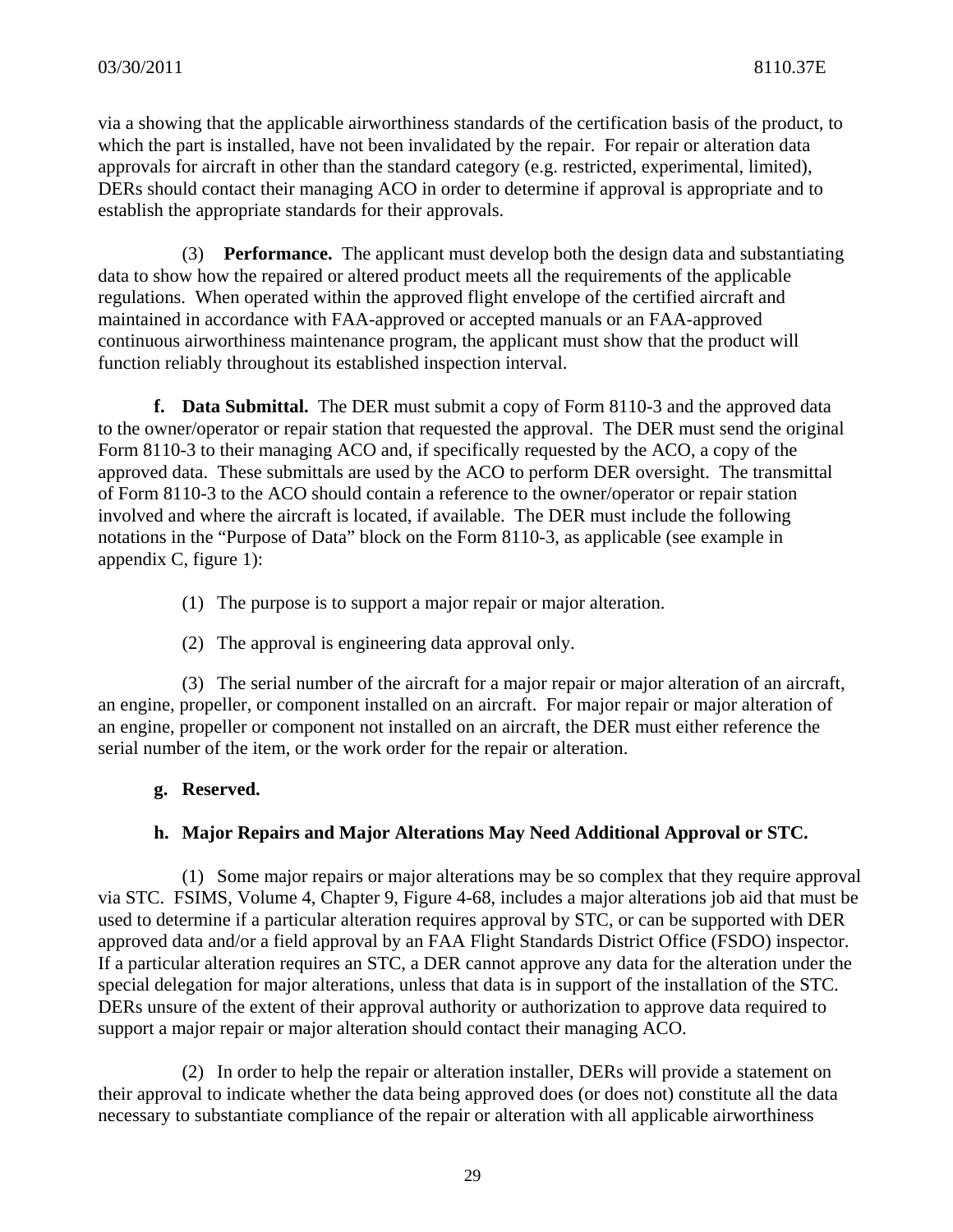via a showing that the applicable airworthiness standards of the certification basis of the product, to which the part is installed, have not been invalidated by the repair. For repair or alteration data approvals for aircraft in other than the standard category (e.g. restricted, experimental, limited), DERs should contact their managing ACO in order to determine if approval is appropriate and to establish the appropriate standards for their approvals.

(3) **Performance.** The applicant must develop both the design data and substantiating data to show how the repaired or altered product meets all the requirements of the applicable regulations. When operated within the approved flight envelope of the certified aircraft and maintained in accordance with FAA-approved or accepted manuals or an FAA-approved continuous airworthiness maintenance program, the applicant must show that the product will function reliably throughout its established inspection interval.

**f. Data Submittal.** The DER must submit a copy of Form 8110-3 and the approved data to the owner/operator or repair station that requested the approval. The DER must send the original Form 8110-3 to their managing ACO and, if specifically requested by the ACO, a copy of the approved data. These submittals are used by the ACO to perform DER oversight. The transmittal of Form 8110-3 to the ACO should contain a reference to the owner/operator or repair station involved and where the aircraft is located, if available. The DER must include the following notations in the "Purpose of Data" block on the Form 8110-3, as applicable (see example in appendix C, figure 1):

(1) The purpose is to support a major repair or major alteration.

(2) The approval is engineering data approval only.

(3) The serial number of the aircraft for a major repair or major alteration of an aircraft, an engine, propeller, or component installed on an aircraft. For major repair or major alteration of an engine, propeller or component not installed on an aircraft, the DER must either reference the serial number of the item, or the work order for the repair or alteration.

**g. Reserved.**

**h. Major Repairs and Major Alterations May Need Additional Approval or STC.**

(1) Some major repairs or major alterations may be so complex that they require approval via STC. FSIMS, Volume 4, Chapter 9, Figure 4-68, includes a major alterations job aid that must be used to determine if a particular alteration requires approval by STC, or can be supported with DER approved data and/or a field approval by an FAA Flight Standards District Office (FSDO) inspector. If a particular alteration requires an STC, a DER cannot approve any data for the alteration under the special delegation for major alterations, unless that data is in support of the installation of the STC. DERs unsure of the extent of their approval authority or authorization to approve data required to support a major repair or major alteration should contact their managing ACO.

(2) In order to help the repair or alteration installer, DERs will provide a statement on their approval to indicate whether the data being approved does (or does not) constitute all the data necessary to substantiate compliance of the repair or alteration with all applicable airworthiness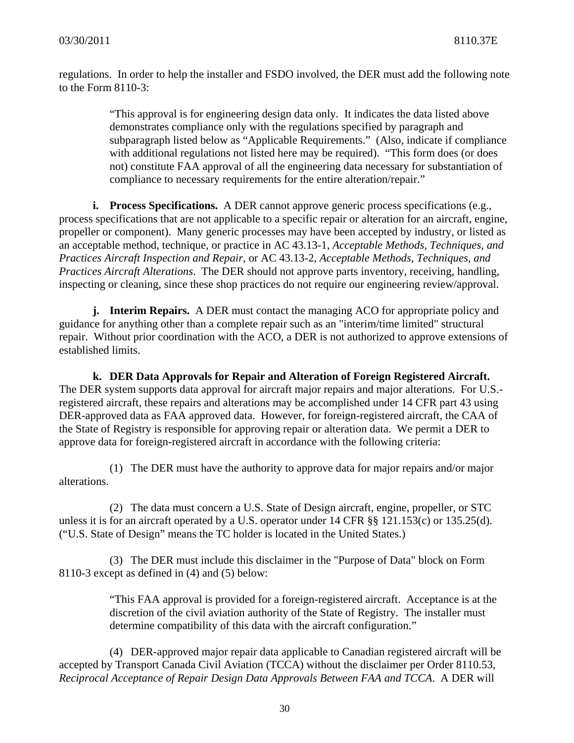regulations. In order to help the installer and FSDO involved, the DER must add the following note to the Form 8110-3:

> "This approval is for engineering design data only. It indicates the data listed above demonstrates compliance only with the regulations specified by paragraph and subparagraph listed below as "Applicable Requirements." (Also, indicate if compliance with additional regulations not listed here may be required). "This form does (or does not) constitute FAA approval of all the engineering data necessary for substantiation of compliance to necessary requirements for the entire alteration/repair."

**i. Process Specifications.** A DER cannot approve generic process specifications (e.g., process specifications that are not applicable to a specific repair or alteration for an aircraft, engine, propeller or component). Many generic processes may have been accepted by industry, or listed as an acceptable method, technique, or practice in AC 43.13-1, *Acceptable Methods, Techniques, and Practices Aircraft Inspection and Repair*, or AC 43.13-2, *Acceptable Methods, Techniques, and Practices Aircraft Alterations*. The DER should not approve parts inventory, receiving, handling, inspecting or cleaning, since these shop practices do not require our engineering review/approval.

**j. Interim Repairs.** A DER must contact the managing ACO for appropriate policy and guidance for anything other than a complete repair such as an "interim/time limited" structural repair. Without prior coordination with the ACO, a DER is not authorized to approve extensions of established limits.

**k. DER Data Approvals for Repair and Alteration of Foreign Registered Aircraft.** The DER system supports data approval for aircraft major repairs and major alterations. For U.S.-registered aircraft, these repairs and alterations may be accomplished under 14 CFR part 43 using DER-approved data as FAA approved data. However, for foreign-registered aircraft, the CAA of the State of Registry is responsible for approving repair or alteration data. We permit a DER to approve data for foreign-registered aircraft in accordance with the following criteria:

(1) The DER must have the authority to approve data for major repairs and/or major alterations.

(2) The data must concern a U.S. State of Design aircraft, engine, propeller, or STC unless it is for an aircraft operated by a U.S. operator under 14 CFR §§ 121.153(c) or 135.25(d). ("U.S. State of Design" means the TC holder is located in the United States.)

(3) The DER must include this disclaimer in the "Purpose of Data" block on Form 8110-3 except as defined in (4) and (5) below:

> "This FAA approval is provided for a foreign-registered aircraft. Acceptance is at the discretion of the civil aviation authority of the State of Registry. The installer must determine compatibility of this data with the aircraft configuration."

(4) DER-approved major repair data applicable to Canadian registered aircraft will be accepted by Transport Canada Civil Aviation (TCCA) without the disclaimer per Order 8110.53, *Reciprocal Acceptance of Repair Design Data Approvals Between FAA and TCCA*. A DER will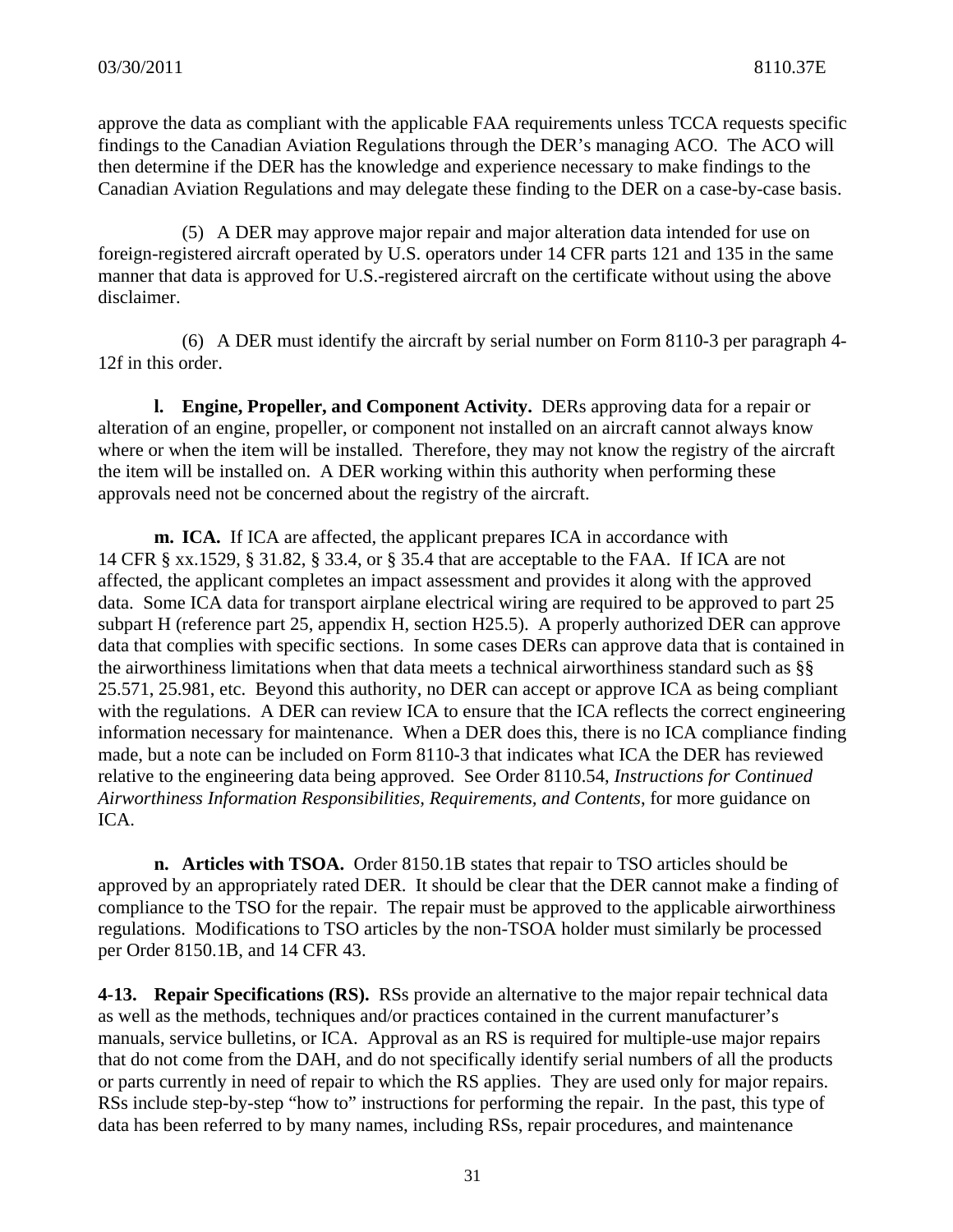approve the data as compliant with the applicable FAA requirements unless TCCA requests specific findings to the Canadian Aviation Regulations through the DER's managing ACO. The ACO will then determine if the DER has the knowledge and experience necessary to make findings to the Canadian Aviation Regulations and may delegate these finding to the DER on a case-by-case basis.

(5) A DER may approve major repair and major alteration data intended for use on foreign-registered aircraft operated by U.S. operators under 14 CFR parts 121 and 135 in the same manner that data is approved for U.S.-registered aircraft on the certificate without using the above disclaimer.

(6) A DER must identify the aircraft by serial number on Form 8110-3 per paragraph 4-12f in this order.

**l. Engine, Propeller, and Component Activity.** DERs approving data for a repair or alteration of an engine, propeller, or component not installed on an aircraft cannot always know where or when the item will be installed. Therefore, they may not know the registry of the aircraft the item will be installed on. A DER working within this authority when performing these approvals need not be concerned about the registry of the aircraft.

**m. ICA.** If ICA are affected, the applicant prepares ICA in accordance with 14 CFR § xx.1529, § 31.82, § 33.4, or § 35.4 that are acceptable to the FAA. If ICA are not affected, the applicant completes an impact assessment and provides it along with the approved data. Some ICA data for transport airplane electrical wiring are required to be approved to part 25 subpart H (reference part 25, appendix H, section H25.5). A properly authorized DER can approve data that complies with specific sections. In some cases DERs can approve data that is contained in the airworthiness limitations when that data meets a technical airworthiness standard such as §§ 25.571, 25.981, etc. Beyond this authority, no DER can accept or approve ICA as being compliant with the regulations. A DER can review ICA to ensure that the ICA reflects the correct engineering information necessary for maintenance. When a DER does this, there is no ICA compliance finding made, but a note can be included on Form 8110-3 that indicates what ICA the DER has reviewed relative to the engineering data being approved. See Order 8110.54, *Instructions for Continued Airworthiness Information Responsibilities, Requirements, and Contents*, for more guidance on ICA.

**n. Articles with TSOA.** Order 8150.1B states that repair to TSO articles should be approved by an appropriately rated DER. It should be clear that the DER cannot make a finding of compliance to the TSO for the repair. The repair must be approved to the applicable airworthiness regulations. Modifications to TSO articles by the non-TSOA holder must similarly be processed per Order 8150.1B, and 14 CFR 43.

**4-13. Repair Specifications (RS).** RSs provide an alternative to the major repair technical data as well as the methods, techniques and/or practices contained in the current manufacturer's manuals, service bulletins, or ICA. Approval as an RS is required for multiple-use major repairs that do not come from the DAH, and do not specifically identify serial numbers of all the products or parts currently in need of repair to which the RS applies. They are used only for major repairs. RSs include step-by-step "how to" instructions for performing the repair. In the past, this type of data has been referred to by many names, including RSs, repair procedures, and maintenance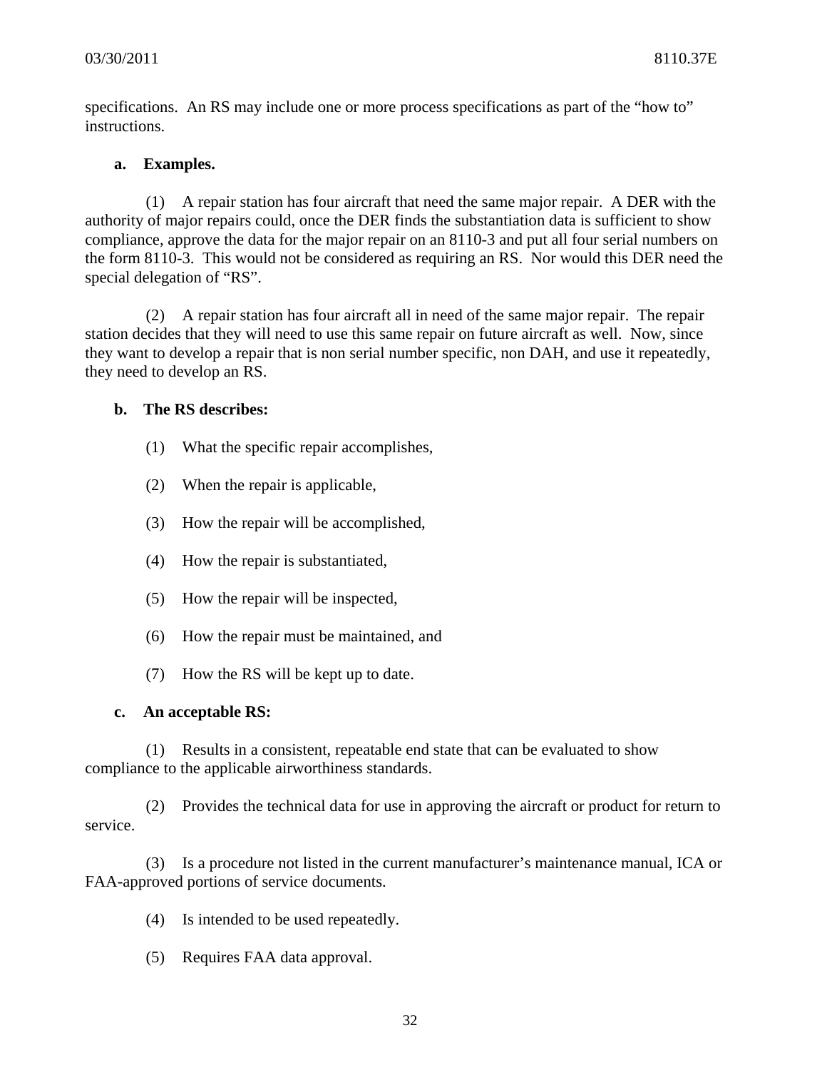specifications. An RS may include one or more process specifications as part of the "how to" instructions.

**a. Examples.**

(1) A repair station has four aircraft that need the same major repair. A DER with the authority of major repairs could, once the DER finds the substantiation data is sufficient to show compliance, approve the data for the major repair on an 8110-3 and put all four serial numbers on the form 8110-3. This would not be considered as requiring an RS. Nor would this DER need the special delegation of "RS".

(2) A repair station has four aircraft all in need of the same major repair. The repair station decides that they will need to use this same repair on future aircraft as well. Now, since they want to develop a repair that is non serial number specific, non DAH, and use it repeatedly, they need to develop an RS.

**b. The RS describes:**

(1) What the specific repair accomplishes,

(2) When the repair is applicable,

(3) How the repair will be accomplished,

(4) How the repair is substantiated,

(5) How the repair will be inspected,

(6) How the repair must be maintained, and

(7) How the RS will be kept up to date.

**c. An acceptable RS:**

(1) Results in a consistent, repeatable end state that can be evaluated to show compliance to the applicable airworthiness standards.

(2) Provides the technical data for use in approving the aircraft or product for return to service.

(3) Is a procedure not listed in the current manufacturer's maintenance manual, ICA or FAA-approved portions of service documents.

(4) Is intended to be used repeatedly.

(5) Requires FAA data approval.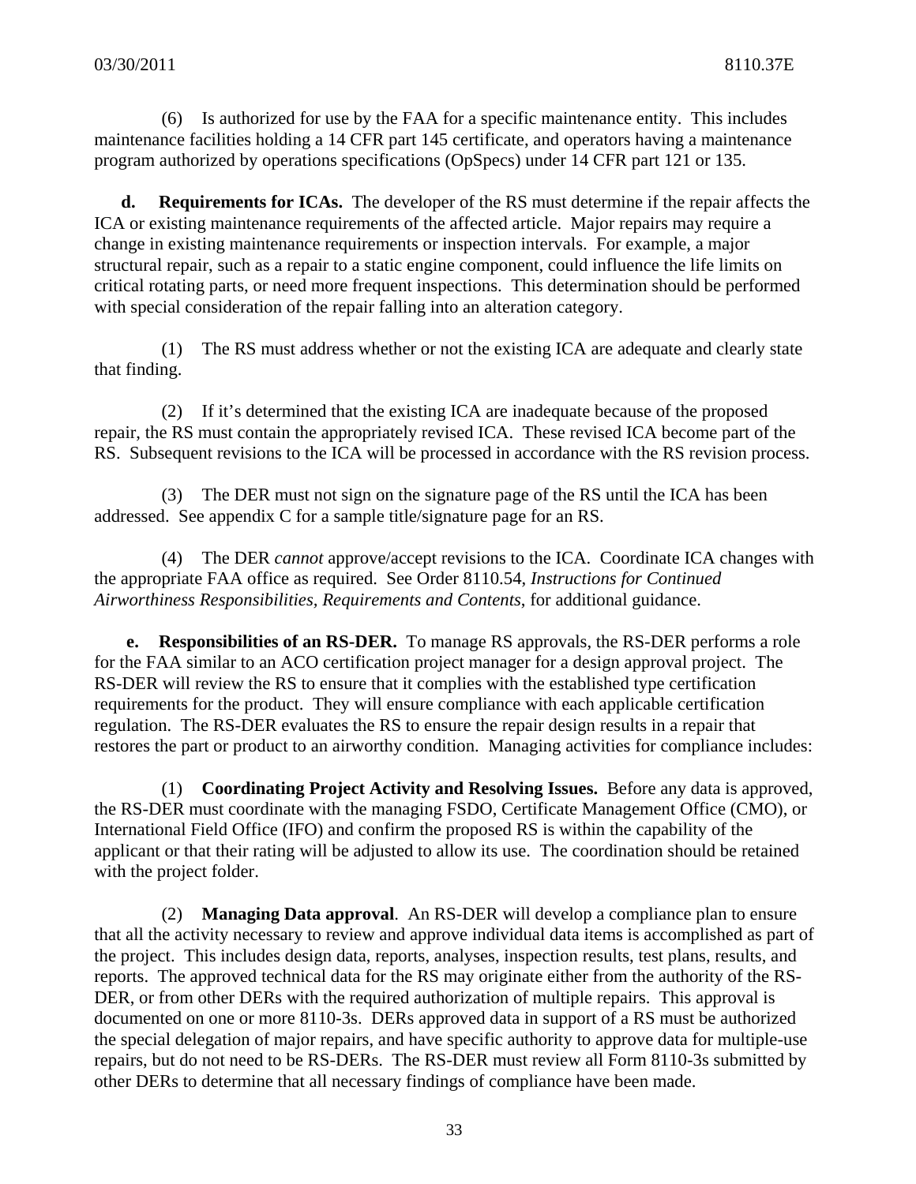(6) Is authorized for use by the FAA for a specific maintenance entity. This includes maintenance facilities holding a 14 CFR part 145 certificate, and operators having a maintenance program authorized by operations specifications (OpSpecs) under 14 CFR part 121 or 135.

**d. Requirements for ICAs.** The developer of the RS must determine if the repair affects the ICA or existing maintenance requirements of the affected article. Major repairs may require a change in existing maintenance requirements or inspection intervals. For example, a major structural repair, such as a repair to a static engine component, could influence the life limits on critical rotating parts, or need more frequent inspections. This determination should be performed with special consideration of the repair falling into an alteration category.

(1) The RS must address whether or not the existing ICA are adequate and clearly state that finding.

(2) If it's determined that the existing ICA are inadequate because of the proposed repair, the RS must contain the appropriately revised ICA. These revised ICA become part of the RS. Subsequent revisions to the ICA will be processed in accordance with the RS revision process.

(3) The DER must not sign on the signature page of the RS until the ICA has been addressed. See appendix C for a sample title/signature page for an RS.

(4) The DER *cannot* approve/accept revisions to the ICA. Coordinate ICA changes with the appropriate FAA office as required. See Order 8110.54, *Instructions for Continued Airworthiness Responsibilities, Requirements and Contents*, for additional guidance.

**e. Responsibilities of an RS-DER.** To manage RS approvals, the RS-DER performs a role for the FAA similar to an ACO certification project manager for a design approval project. The RS-DER will review the RS to ensure that it complies with the established type certification requirements for the product. They will ensure compliance with each applicable certification regulation. The RS-DER evaluates the RS to ensure the repair design results in a repair that restores the part or product to an airworthy condition. Managing activities for compliance includes:

(1) **Coordinating Project Activity and Resolving Issues.** Before any data is approved, the RS-DER must coordinate with the managing FSDO, Certificate Management Office (CMO), or International Field Office (IFO) and confirm the proposed RS is within the capability of the applicant or that their rating will be adjusted to allow its use. The coordination should be retained with the project folder.

(2) **Managing Data approval**. An RS-DER will develop a compliance plan to ensure that all the activity necessary to review and approve individual data items is accomplished as part of the project. This includes design data, reports, analyses, inspection results, test plans, results, and reports. The approved technical data for the RS may originate either from the authority of the RS-DER, or from other DERs with the required authorization of multiple repairs. This approval is documented on one or more 8110-3s. DERs approved data in support of a RS must be authorized the special delegation of major repairs, and have specific authority to approve data for multiple-use repairs, but do not need to be RS-DERs. The RS-DER must review all Form 8110-3s submitted by other DERs to determine that all necessary findings of compliance have been made.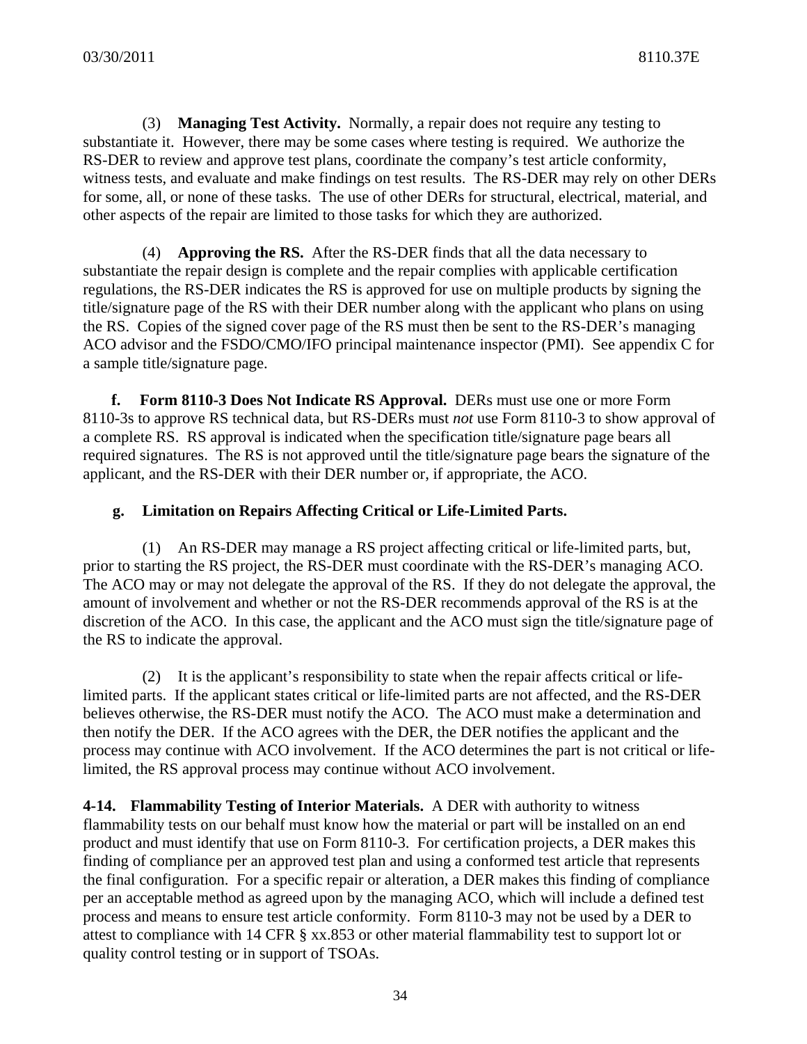(3) **Managing Test Activity.** Normally, a repair does not require any testing to substantiate it. However, there may be some cases where testing is required. We authorize the RS-DER to review and approve test plans, coordinate the company's test article conformity, witness tests, and evaluate and make findings on test results. The RS-DER may rely on other DERs for some, all, or none of these tasks. The use of other DERs for structural, electrical, material, and other aspects of the repair are limited to those tasks for which they are authorized.

(4) **Approving the RS.** After the RS-DER finds that all the data necessary to substantiate the repair design is complete and the repair complies with applicable certification regulations, the RS-DER indicates the RS is approved for use on multiple products by signing the title/signature page of the RS with their DER number along with the applicant who plans on using the RS. Copies of the signed cover page of the RS must then be sent to the RS-DER's managing ACO advisor and the FSDO/CMO/IFO principal maintenance inspector (PMI). See appendix C for a sample title/signature page.

**f. Form 8110-3 Does Not Indicate RS Approval.** DERs must use one or more Form 8110-3s to approve RS technical data, but RS-DERs must *not* use Form 8110-3 to show approval of a complete RS. RS approval is indicated when the specification title/signature page bears all required signatures. The RS is not approved until the title/signature page bears the signature of the applicant, and the RS-DER with their DER number or, if appropriate, the ACO.

**g. Limitation on Repairs Affecting Critical or Life-Limited Parts.**

(1) An RS-DER may manage a RS project affecting critical or life-limited parts, but, prior to starting the RS project, the RS-DER must coordinate with the RS-DER's managing ACO. The ACO may or may not delegate the approval of the RS. If they do not delegate the approval, the amount of involvement and whether or not the RS-DER recommends approval of the RS is at the discretion of the ACO. In this case, the applicant and the ACO must sign the title/signature page of the RS to indicate the approval.

(2) It is the applicant's responsibility to state when the repair affects critical or life-limited parts. If the applicant states critical or life-limited parts are not affected, and the RS-DER believes otherwise, the RS-DER must notify the ACO. The ACO must make a determination and then notify the DER. If the ACO agrees with the DER, the DER notifies the applicant and the process may continue with ACO involvement. If the ACO determines the part is not critical or life-limited, the RS approval process may continue without ACO involvement.

**4-14. Flammability Testing of Interior Materials.** A DER with authority to witness flammability tests on our behalf must know how the material or part will be installed on an end product and must identify that use on Form 8110-3. For certification projects, a DER makes this finding of compliance per an approved test plan and using a conformed test article that represents the final configuration. For a specific repair or alteration, a DER makes this finding of compliance per an acceptable method as agreed upon by the managing ACO, which will include a defined test process and means to ensure test article conformity. Form 8110-3 may not be used by a DER to attest to compliance with 14 CFR § xx.853 or other material flammability test to support lot or quality control testing or in support of TSOAs.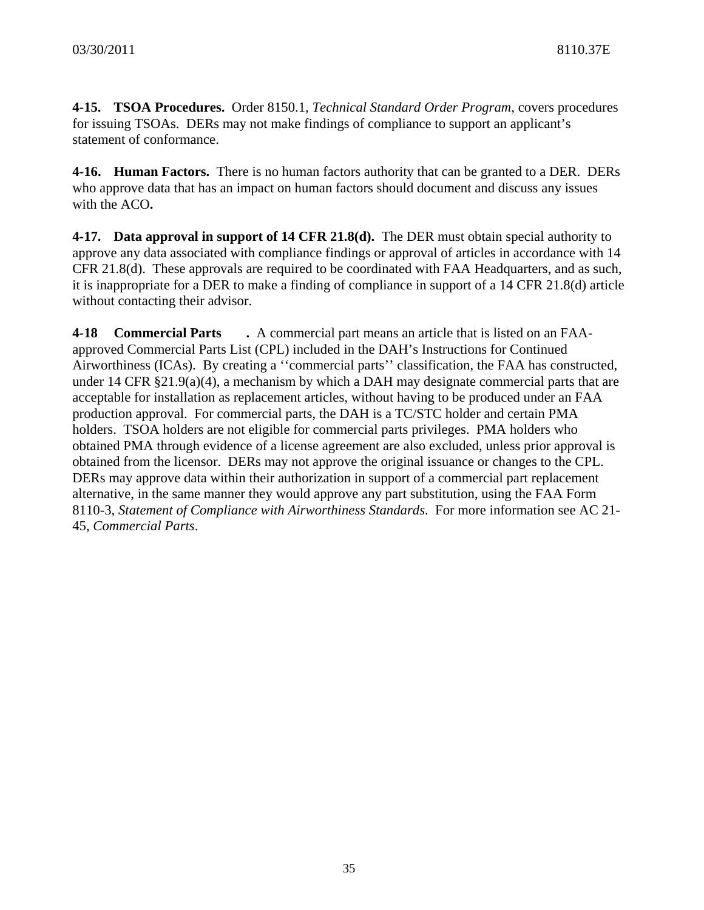**4-15. TSOA Procedures.** Order 8150.1, *Technical Standard Order Program*, covers procedures for issuing TSOAs. DERs may not make findings of compliance to support an applicant's statement of conformance.

**4-16. Human Factors.** There is no human factors authority that can be granted to a DER. DERs who approve data that has an impact on human factors should document and discuss any issues with the ACO**.**

**4-17. Data approval in support of 14 CFR 21.8(d).** The DER must obtain special authority to approve any data associated with compliance findings or approval of articles in accordance with 14 CFR 21.8(d). These approvals are required to be coordinated with FAA Headquarters, and as such, it is inappropriate for a DER to make a finding of compliance in support of a 14 CFR 21.8(d) article without contacting their advisor.

**4-18 Commercial Parts .** A commercial part means an article that is listed on an FAA-approved Commercial Parts List (CPL) included in the DAH's Instructions for Continued Airworthiness (ICAs). By creating a ''commercial parts'' classification, the FAA has constructed, under 14 CFR §21.9(a)(4), a mechanism by which a DAH may designate commercial parts that are acceptable for installation as replacement articles, without having to be produced under an FAA production approval. For commercial parts, the DAH is a TC/STC holder and certain PMA holders. TSOA holders are not eligible for commercial parts privileges. PMA holders who obtained PMA through evidence of a license agreement are also excluded, unless prior approval is obtained from the licensor. DERs may not approve the original issuance or changes to the CPL. DERs may approve data within their authorization in support of a commercial part replacement alternative, in the same manner they would approve any part substitution, using the FAA Form 8110-3, *Statement of Compliance with Airworthiness Standards*. For more information see AC 21-45, *Commercial Parts*.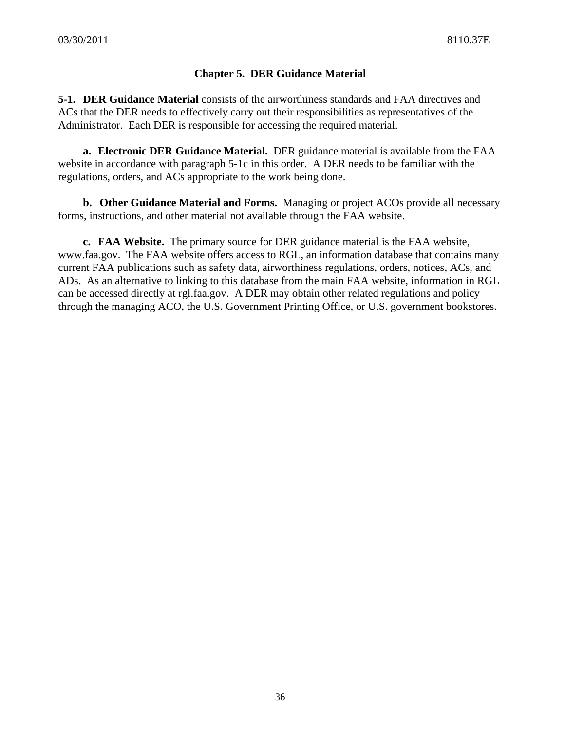# Chapter 5. DER Guidance Material

**5-1. DER Guidance Material** consists of the airworthiness standards and FAA directives and ACs that the DER needs to effectively carry out their responsibilities as representatives of the Administrator. Each DER is responsible for accessing the required material.

**a. Electronic DER Guidance Material.** DER guidance material is available from the FAA website in accordance with paragraph 5-1c in this order. A DER needs to be familiar with the regulations, orders, and ACs appropriate to the work being done.

**b. Other Guidance Material and Forms.** Managing or project ACOs provide all necessary forms, instructions, and other material not available through the FAA website.

**c. FAA Website.** The primary source for DER guidance material is the FAA website, www.faa.gov. The FAA website offers access to RGL, an information database that contains many current FAA publications such as safety data, airworthiness regulations, orders, notices, ACs, and ADs. As an alternative to linking to this database from the main FAA website, information in RGL can be accessed directly at rgl.faa.gov. A DER may obtain other related regulations and policy through the managing ACO, the U.S. Government Printing Office, or U.S. government bookstores.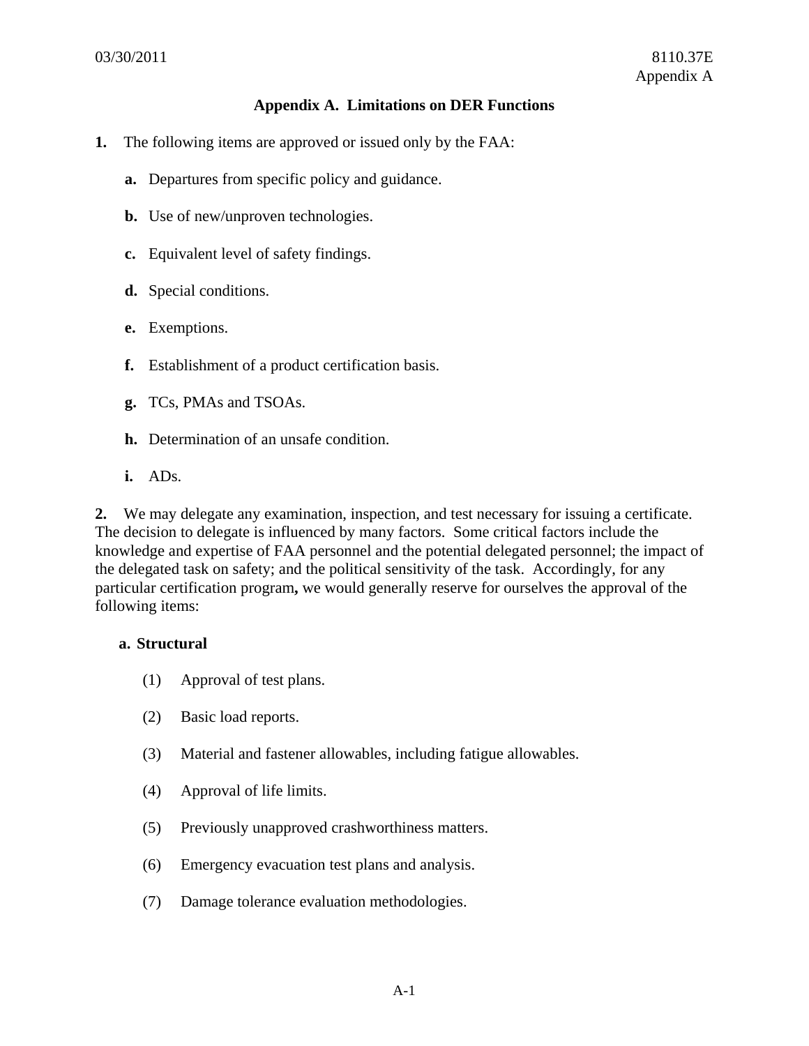## Appendix A. Limitations on DER Functions

**1.** The following items are approved or issued only by the FAA:

**a.** Departures from specific policy and guidance.

**b.** Use of new/unproven technologies.

**c.** Equivalent level of safety findings.

**d.** Special conditions.

**e.** Exemptions.

**f.** Establishment of a product certification basis.

**g.** TCs, PMAs and TSOAs.

**h.** Determination of an unsafe condition.

**i.** ADs.

**2.** We may delegate any examination, inspection, and test necessary for issuing a certificate. The decision to delegate is influenced by many factors. Some critical factors include the knowledge and expertise of FAA personnel and the potential delegated personnel; the impact of the delegated task on safety; and the political sensitivity of the task. Accordingly, for any particular certification program**,** we would generally reserve for ourselves the approval of the following items:

**a. Structural**

(1) Approval of test plans.

(2) Basic load reports.

(3) Material and fastener allowables, including fatigue allowables.

(4) Approval of life limits.

(5) Previously unapproved crashworthiness matters.

(6) Emergency evacuation test plans and analysis.

(7) Damage tolerance evaluation methodologies.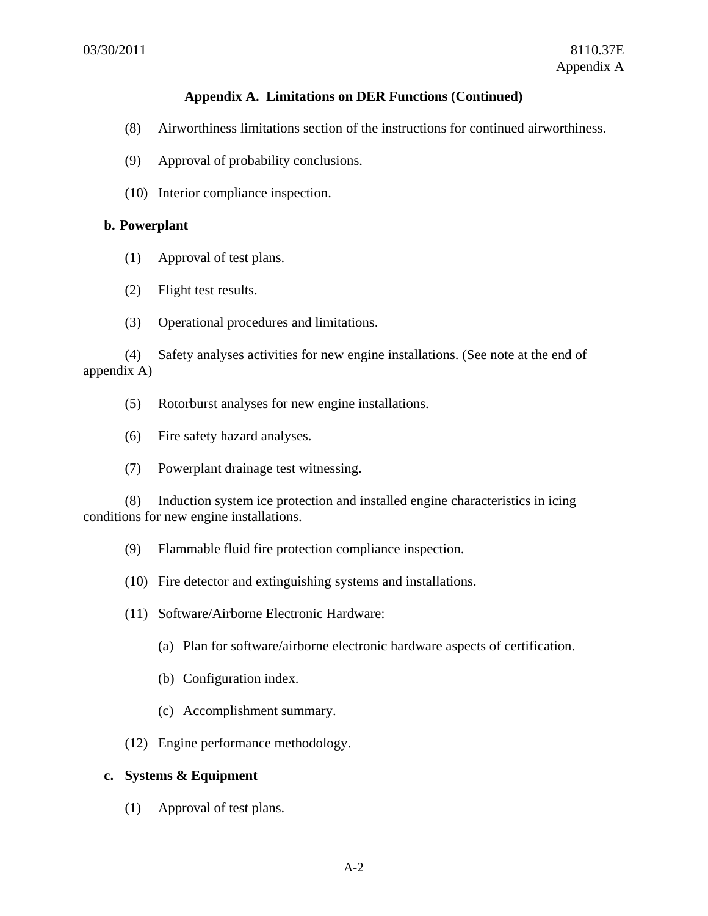**Appendix A. Limitations on DER Functions (Continued)**

(8) Airworthiness limitations section of the instructions for continued airworthiness.

(9) Approval of probability conclusions.

(10) Interior compliance inspection.

**b. Powerplant**

(1) Approval of test plans.

(2) Flight test results.

(3) Operational procedures and limitations.

(4) Safety analyses activities for new engine installations. (See note at the end of appendix A)

(5) Rotorburst analyses for new engine installations.

(6) Fire safety hazard analyses.

(7) Powerplant drainage test witnessing.

(8) Induction system ice protection and installed engine characteristics in icing conditions for new engine installations.

(9) Flammable fluid fire protection compliance inspection.

(10) Fire detector and extinguishing systems and installations.

(11) Software/Airborne Electronic Hardware:

(a) Plan for software/airborne electronic hardware aspects of certification.

(b) Configuration index.

(c) Accomplishment summary.

(12) Engine performance methodology.

**c. Systems & Equipment**

(1) Approval of test plans.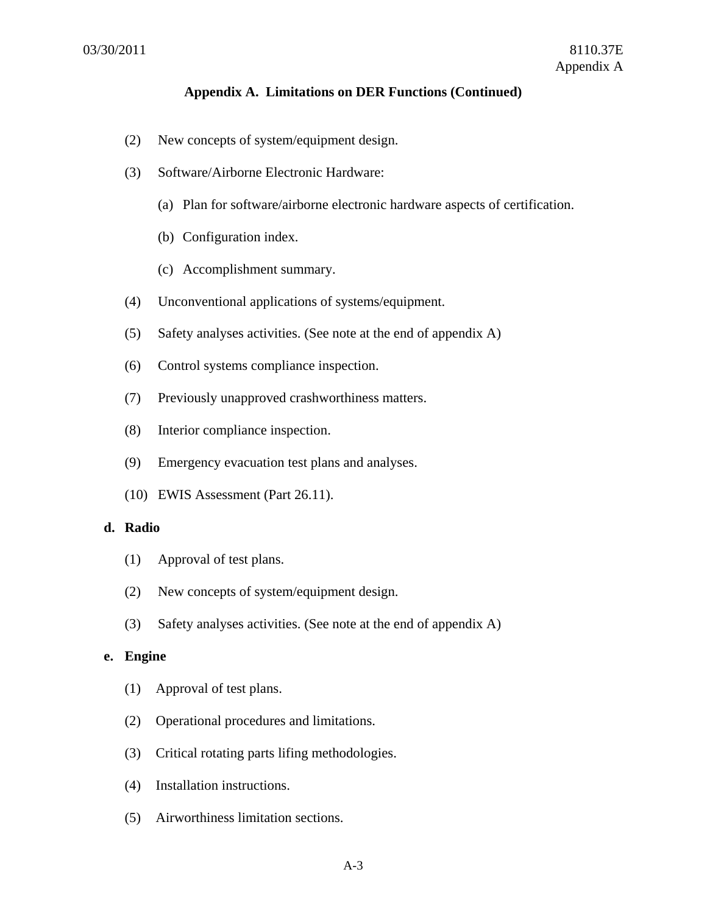## Appendix A. Limitations on DER Functions (Continued)

(2) New concepts of system/equipment design.

(3) Software/Airborne Electronic Hardware:

(a) Plan for software/airborne electronic hardware aspects of certification.

(b) Configuration index.

(c) Accomplishment summary.

(4) Unconventional applications of systems/equipment.

(5) Safety analyses activities. (See note at the end of appendix A)

(6) Control systems compliance inspection.

(7) Previously unapproved crashworthiness matters.

(8) Interior compliance inspection.

(9) Emergency evacuation test plans and analyses.

(10) EWIS Assessment (Part 26.11).

**d. Radio**

(1) Approval of test plans.

(2) New concepts of system/equipment design.

(3) Safety analyses activities. (See note at the end of appendix A)

**e. Engine**

(1) Approval of test plans.

(2) Operational procedures and limitations.

(3) Critical rotating parts lifing methodologies.

(4) Installation instructions.

(5) Airworthiness limitation sections.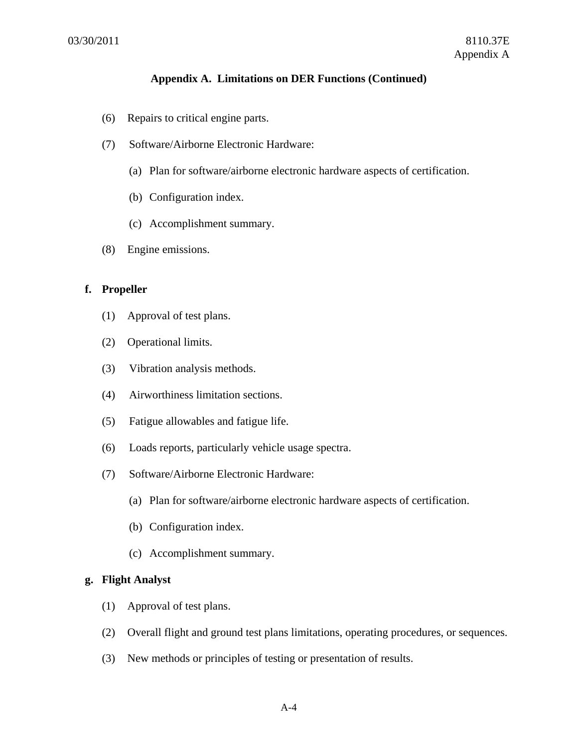**Appendix A. Limitations on DER Functions (Continued)**

(6) Repairs to critical engine parts.

(7) Software/Airborne Electronic Hardware:

(a) Plan for software/airborne electronic hardware aspects of certification.

(b) Configuration index.

(c) Accomplishment summary.

(8) Engine emissions.

**f. Propeller**

(1) Approval of test plans.

(2) Operational limits.

(3) Vibration analysis methods.

(4) Airworthiness limitation sections.

(5) Fatigue allowables and fatigue life.

(6) Loads reports, particularly vehicle usage spectra.

(7) Software/Airborne Electronic Hardware:

(a) Plan for software/airborne electronic hardware aspects of certification.

(b) Configuration index.

(c) Accomplishment summary.

**g. Flight Analyst**

(1) Approval of test plans.

(2) Overall flight and ground test plans limitations, operating procedures, or sequences.

(3) New methods or principles of testing or presentation of results.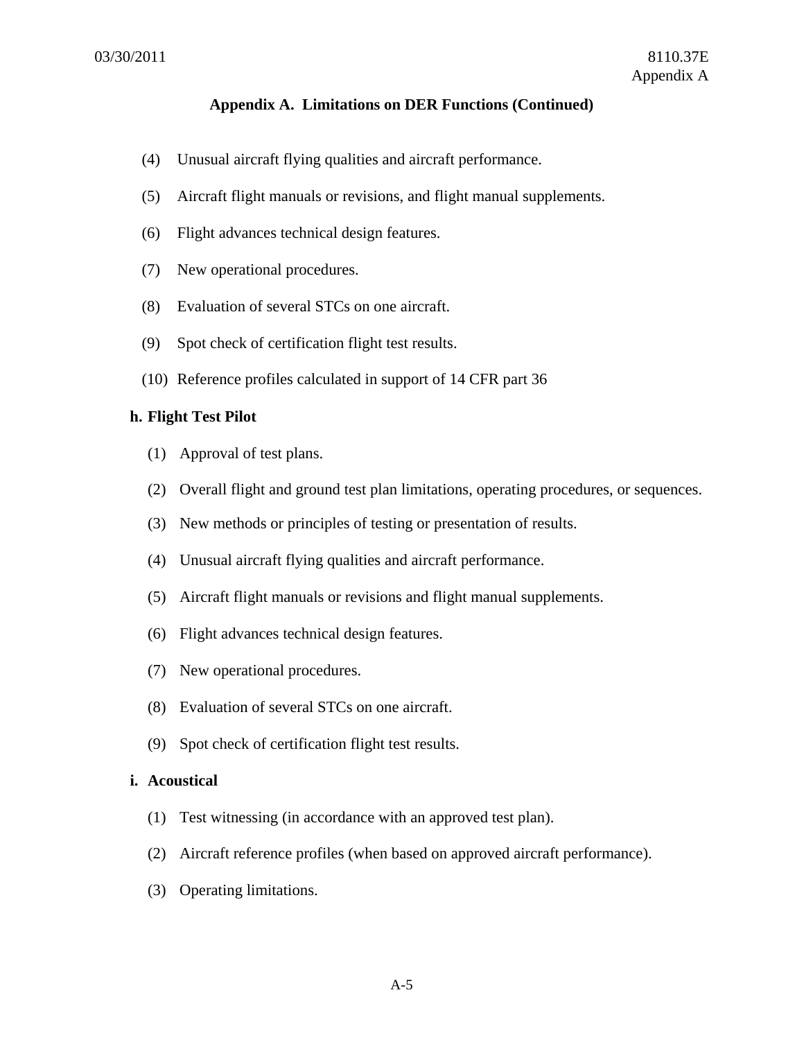## Appendix A. Limitations on DER Functions (Continued)

(4) Unusual aircraft flying qualities and aircraft performance.

(5) Aircraft flight manuals or revisions, and flight manual supplements.

(6) Flight advances technical design features.

(7) New operational procedures.

(8) Evaluation of several STCs on one aircraft.

(9) Spot check of certification flight test results.

(10) Reference profiles calculated in support of 14 CFR part 36

**h. Flight Test Pilot**

(1) Approval of test plans.

(2) Overall flight and ground test plan limitations, operating procedures, or sequences.

(3) New methods or principles of testing or presentation of results.

(4) Unusual aircraft flying qualities and aircraft performance.

(5) Aircraft flight manuals or revisions and flight manual supplements.

(6) Flight advances technical design features.

(7) New operational procedures.

(8) Evaluation of several STCs on one aircraft.

(9) Spot check of certification flight test results.

**i. Acoustical**

(1) Test witnessing (in accordance with an approved test plan).

(2) Aircraft reference profiles (when based on approved aircraft performance).

(3) Operating limitations.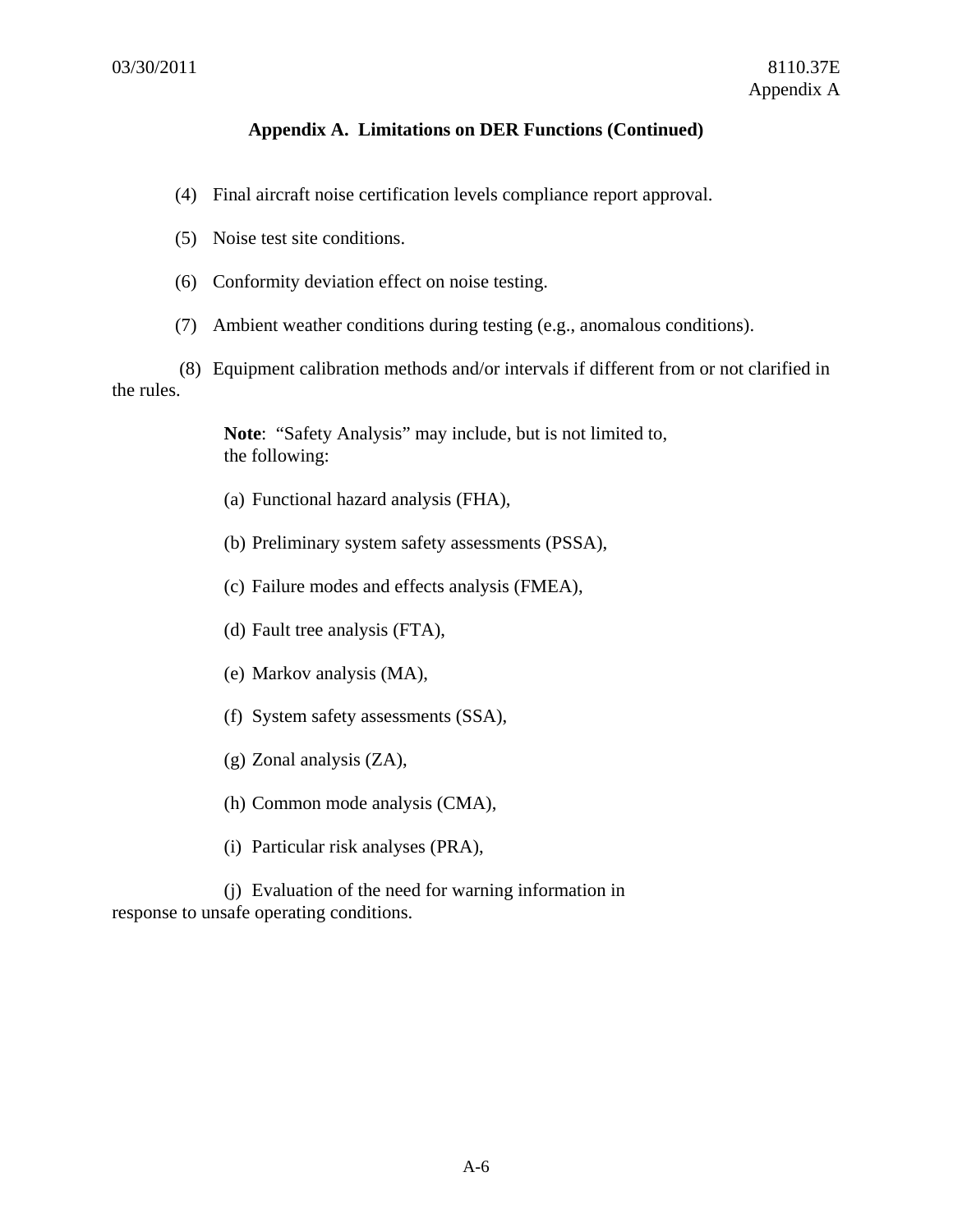**Appendix A. Limitations on DER Functions (Continued)**

(4) Final aircraft noise certification levels compliance report approval.

(5) Noise test site conditions.

(6) Conformity deviation effect on noise testing.

(7) Ambient weather conditions during testing (e.g., anomalous conditions).

(8) Equipment calibration methods and/or intervals if different from or not clarified in the rules.

**Note**: "Safety Analysis" may include, but is not limited to, the following:

(a) Functional hazard analysis (FHA),

(b) Preliminary system safety assessments (PSSA),

(c) Failure modes and effects analysis (FMEA),

(d) Fault tree analysis (FTA),

(e) Markov analysis (MA),

(f) System safety assessments (SSA),

(g) Zonal analysis (ZA),

(h) Common mode analysis (CMA),

(i) Particular risk analyses (PRA),

(j) Evaluation of the need for warning information in response to unsafe operating conditions.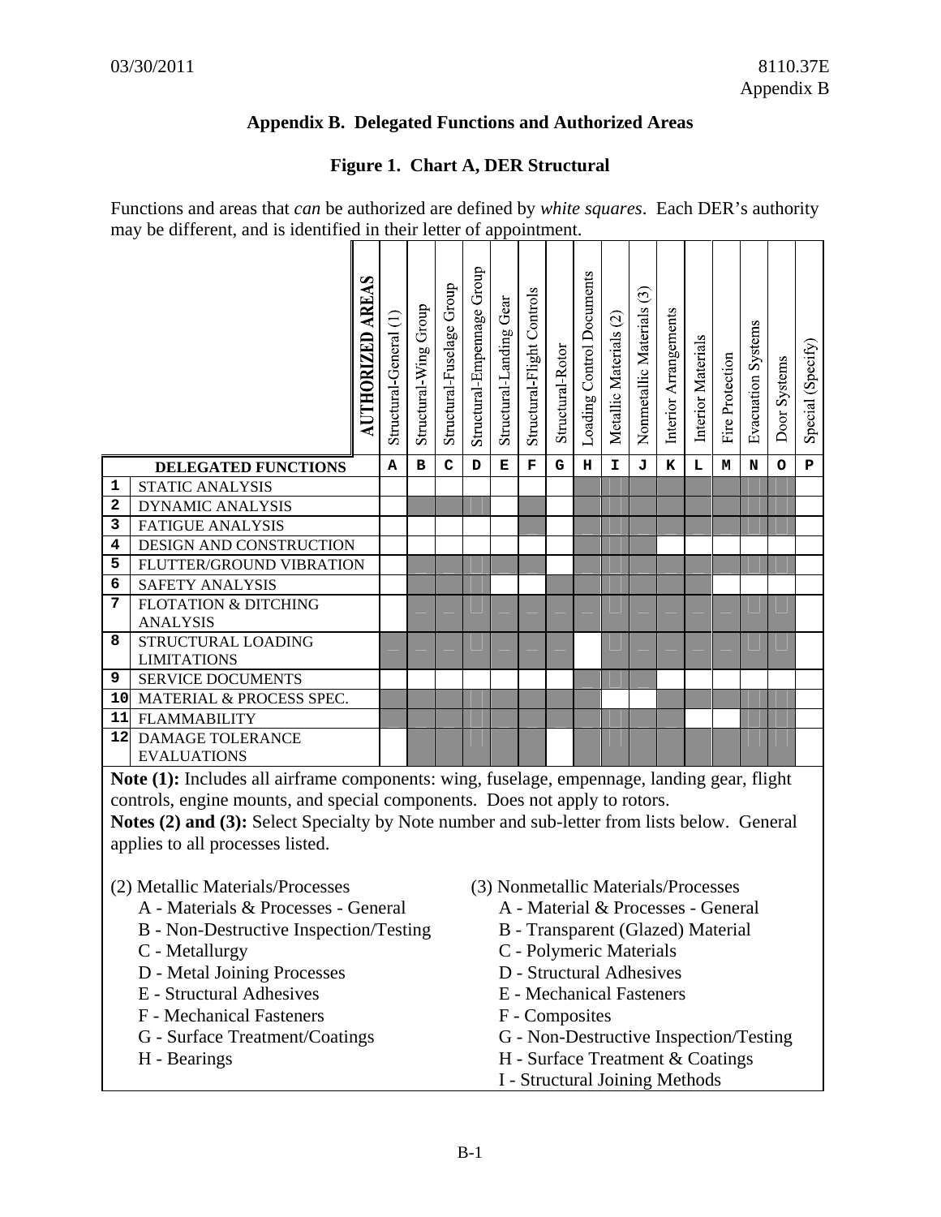# Appendix B. Delegated Functions and Authorized Areas

## Figure 1. Chart A, DER Structural

Functions and areas that *can* be authorized are defined by *white squares*. Each DER's authority may be different, and is identified in their letter of appointment.

In the table below, blank cells are the white squares and "▓" marks the shaded squares.

| | DELEGATED FUNCTIONS / AUTHORIZED AREAS | A<br>Structural-General (1) | B<br>Structural-Wing Group | C<br>Structural-Fuselage Group | D<br>Structural-Empennage Group | E<br>Structural-Landing Gear | F<br>Structural-Flight Controls | G<br>Structural-Rotor | H<br>Loading Control Documents | I<br>Metallic Materials (2) | J<br>Nonmetallic Materials (3) | K<br>Interior Arrangements | L<br>Interior Materials | M<br>Fire Protection | N<br>Evacuation Systems | O<br>Door Systems | P<br>Special (Specify) |
|---|---|---|---|---|---|---|---|---|---|---|---|---|---|---|---|---|---|
| 1 | STATIC ANALYSIS | | | | | | | | ▓ | ▓ | ▓ | ▓ | ▓ | ▓ | ▓ | ▓ | |
| 2 | DYNAMIC ANALYSIS | | ▓ | ▓ | ▓ | | ▓ | | ▓ | ▓ | ▓ | ▓ | ▓ | ▓ | ▓ | ▓ | |
| 3 | FATIGUE ANALYSIS | | | | | | ▓ | | ▓ | ▓ | ▓ | ▓ | ▓ | ▓ | ▓ | ▓ | |
| 4 | DESIGN AND CONSTRUCTION | | | | | | | | ▓ | ▓ | ▓ | | | | | | |
| 5 | FLUTTER/GROUND VIBRATION | | ▓ | ▓ | ▓ | ▓ | ▓ | | ▓ | ▓ | ▓ | ▓ | ▓ | ▓ | ▓ | ▓ | |
| 6 | SAFETY ANALYSIS | | ▓ | ▓ | ▓ | | | ▓ | ▓ | ▓ | ▓ | ▓ | ▓ | | | | |
| 7 | FLOTATION & DITCHING ANALYSIS | | ▓ | ▓ | ▓ | ▓ | ▓ | ▓ | ▓ | ▓ | ▓ | ▓ | ▓ | ▓ | ▓ | ▓ | |
| 8 | STRUCTURAL LOADING LIMITATIONS | ▓ | ▓ | ▓ | ▓ | ▓ | ▓ | ▓ | | ▓ | ▓ | ▓ | ▓ | ▓ | ▓ | ▓ | |
| 9 | SERVICE DOCUMENTS | | | | | | | | ▓ | ▓ | ▓ | | | | | | |
| 10 | MATERIAL & PROCESS SPEC. | ▓ | ▓ | ▓ | ▓ | ▓ | ▓ | ▓ | ▓ | | | ▓ | ▓ | ▓ | ▓ | ▓ | |
| 11 | FLAMMABILITY | ▓ | ▓ | ▓ | ▓ | ▓ | ▓ | ▓ | ▓ | ▓ | ▓ | ▓ | | | ▓ | ▓ | |
| 12 | DAMAGE TOLERANCE EVALUATIONS | | ▓ | ▓ | ▓ | ▓ | ▓ | | ▓ | ▓ | ▓ | ▓ | ▓ | ▓ | ▓ | ▓ | |

**Note (1):** Includes all airframe components: wing, fuselage, empennage, landing gear, flight controls, engine mounts, and special components. Does not apply to rotors.

**Notes (2) and (3):** Select Specialty by Note number and sub-letter from lists below. General applies to all processes listed.

(2) Metallic Materials/Processes
- A - Materials & Processes - General
- B - Non-Destructive Inspection/Testing
- C - Metallurgy
- D - Metal Joining Processes
- E - Structural Adhesives
- F - Mechanical Fasteners
- G - Surface Treatment/Coatings
- H - Bearings

(3) Nonmetallic Materials/Processes
- A - Material & Processes - General
- B - Transparent (Glazed) Material
- C - Polymeric Materials
- D - Structural Adhesives
- E - Mechanical Fasteners
- F - Composites
- G - Non-Destructive Inspection/Testing
- H - Surface Treatment & Coatings
- I - Structural Joining Methods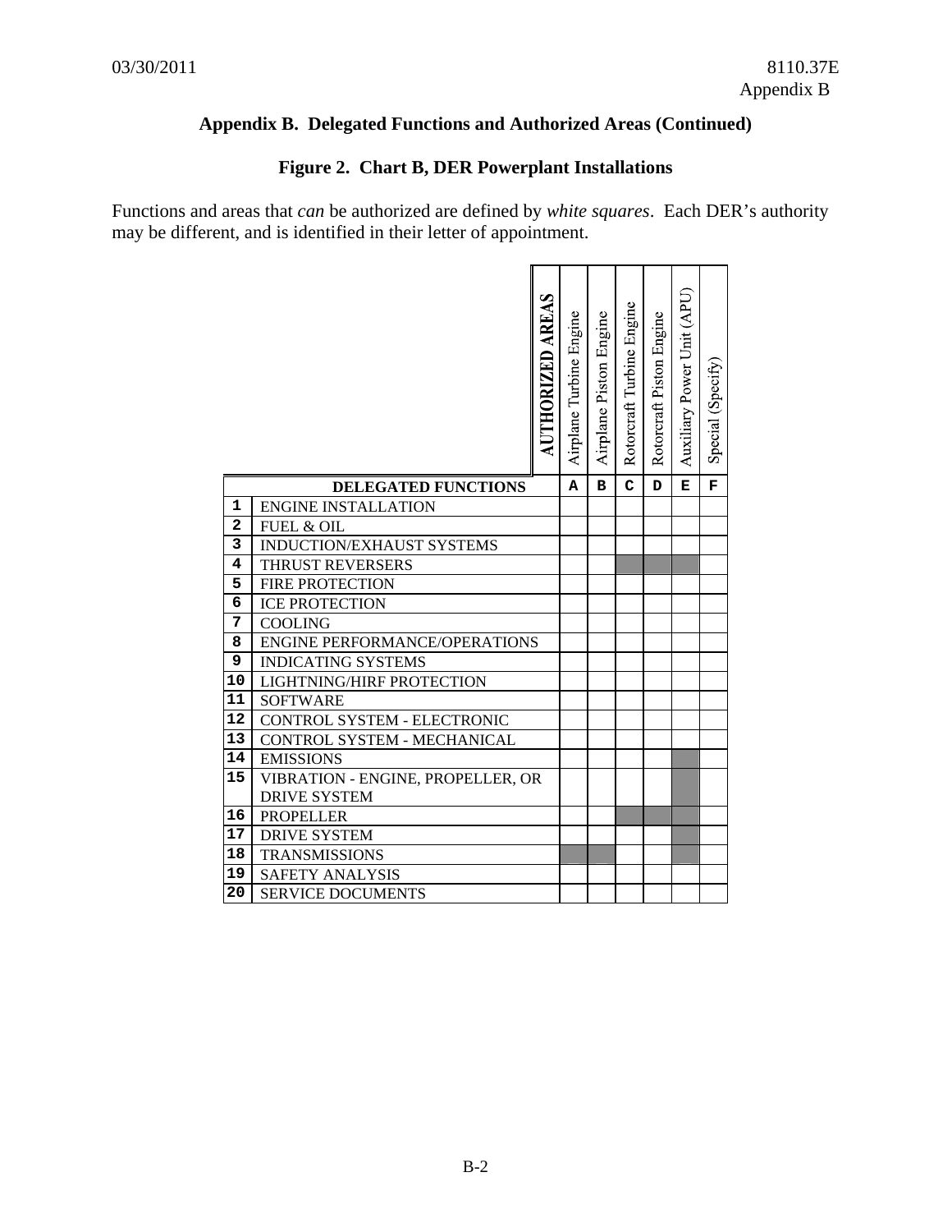## Appendix B. Delegated Functions and Authorized Areas (Continued)

### Figure 2. Chart B, DER Powerplant Installations

Functions and areas that *can* be authorized are defined by *white squares*. Each DER's authority may be different, and is identified in their letter of appointment.

| | **DELEGATED FUNCTIONS** | A<br>Airplane Turbine Engine | B<br>Airplane Piston Engine | C<br>Rotorcraft Turbine Engine | D<br>Rotorcraft Piston Engine | E<br>Auxiliary Power Unit (APU) | F<br>Special (Specify) |
|---|---|---|---|---|---|---|---|
| 1 | ENGINE INSTALLATION | | | | | | |
| 2 | FUEL & OIL | | | | | | |
| 3 | INDUCTION/EXHAUST SYSTEMS | | | | | | |
| 4 | THRUST REVERSERS | | | ■ | ■ | ■ | |
| 5 | FIRE PROTECTION | | | | | | |
| 6 | ICE PROTECTION | | | | | | |
| 7 | COOLING | | | | | | |
| 8 | ENGINE PERFORMANCE/OPERATIONS | | | | | | |
| 9 | INDICATING SYSTEMS | | | | | | |
| 10 | LIGHTNING/HIRF PROTECTION | | | | | | |
| 11 | SOFTWARE | | | | | | |
| 12 | CONTROL SYSTEM - ELECTRONIC | | | | | | |
| 13 | CONTROL SYSTEM - MECHANICAL | | | | | | |
| 14 | EMISSIONS | | | | | ■ | |
| 15 | VIBRATION - ENGINE, PROPELLER, OR DRIVE SYSTEM | | | | | ■ | |
| 16 | PROPELLER | | | ■ | ■ | ■ | |
| 17 | DRIVE SYSTEM | | | | | ■ | |
| 18 | TRANSMISSIONS | ■ | ■ | | | ■ | |
| 19 | SAFETY ANALYSIS | | | | | | |
| 20 | SERVICE DOCUMENTS | | | | | | |

(■ = shaded square; functions/areas that cannot be authorized)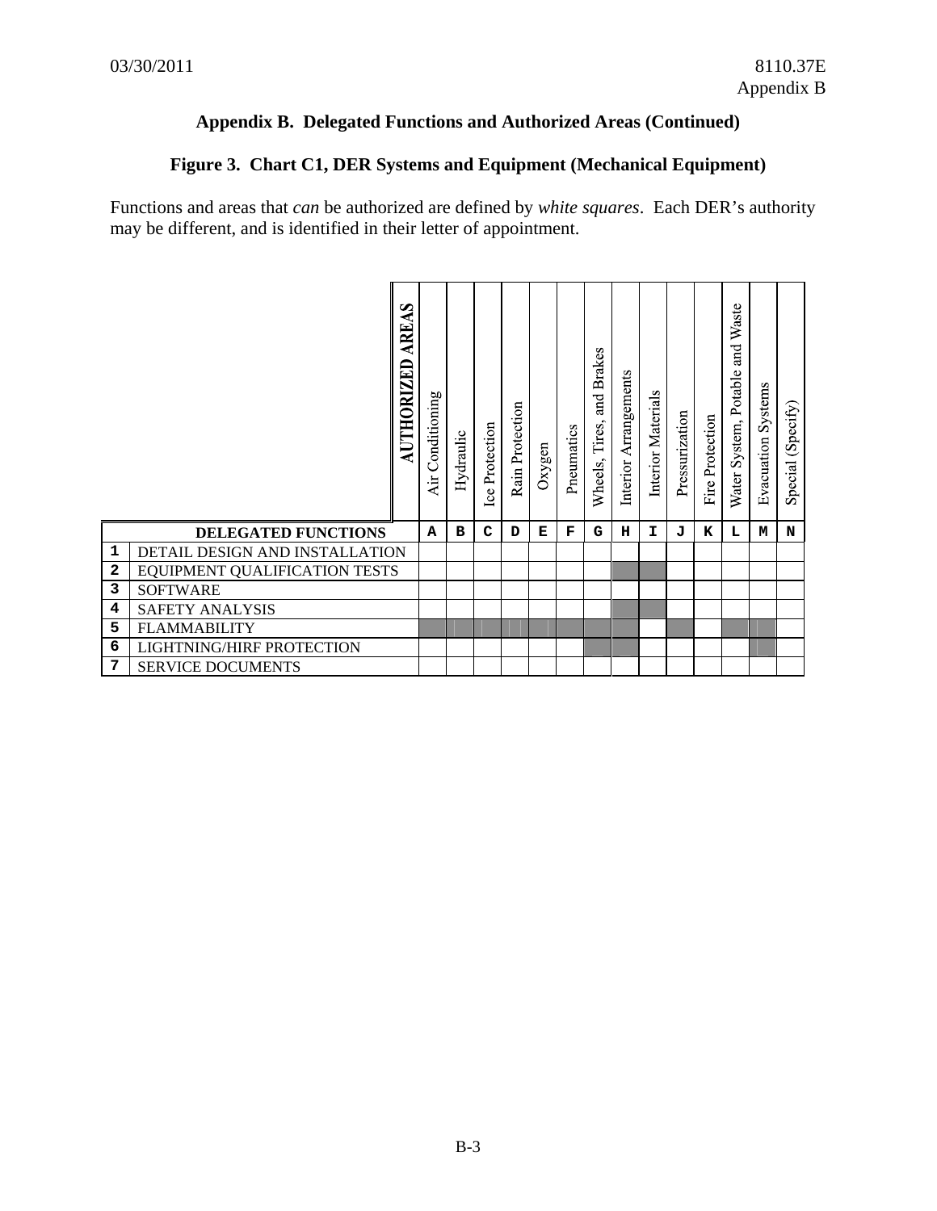## Appendix B. Delegated Functions and Authorized Areas (Continued)

### Figure 3. Chart C1, DER Systems and Equipment (Mechanical Equipment)

Functions and areas that *can* be authorized are defined by *white squares*. Each DER's authority may be different, and is identified in their letter of appointment.

| | **AUTHORIZED AREAS** | Air Conditioning | Hydraulic | Ice Protection | Rain Protection | Oxygen | Pneumatics | Wheels, Tires, and Brakes | Interior Arrangements | Interior Materials | Pressurization | Fire Protection | Water System, Potable and Waste | Evacuation Systems | Special (Specify) |
|---|---|---|---|---|---|---|---|---|---|---|---|---|---|---|---|
| | **DELEGATED FUNCTIONS** | A | B | C | D | E | F | G | H | I | J | K | L | M | N |
| 1 | DETAIL DESIGN AND INSTALLATION | | | | | | | | | | | | | | |
| 2 | EQUIPMENT QUALIFICATION TESTS | | | | | | | | ■ | ■ | | | | | |
| 3 | SOFTWARE | | | | | | | | | | | | | | |
| 4 | SAFETY ANALYSIS | | | | | | | | ■ | ■ | | | | | |
| 5 | FLAMMABILITY | ■ | ■ | ■ | ■ | ■ | ■ | ■ | ■ | | ■ | | ■ | ■ | |
| 6 | LIGHTNING/HIRF PROTECTION | | | | | | | ■ | ■ | | | | | ■ | |
| 7 | SERVICE DOCUMENTS | | | | | | | | | | | | | | |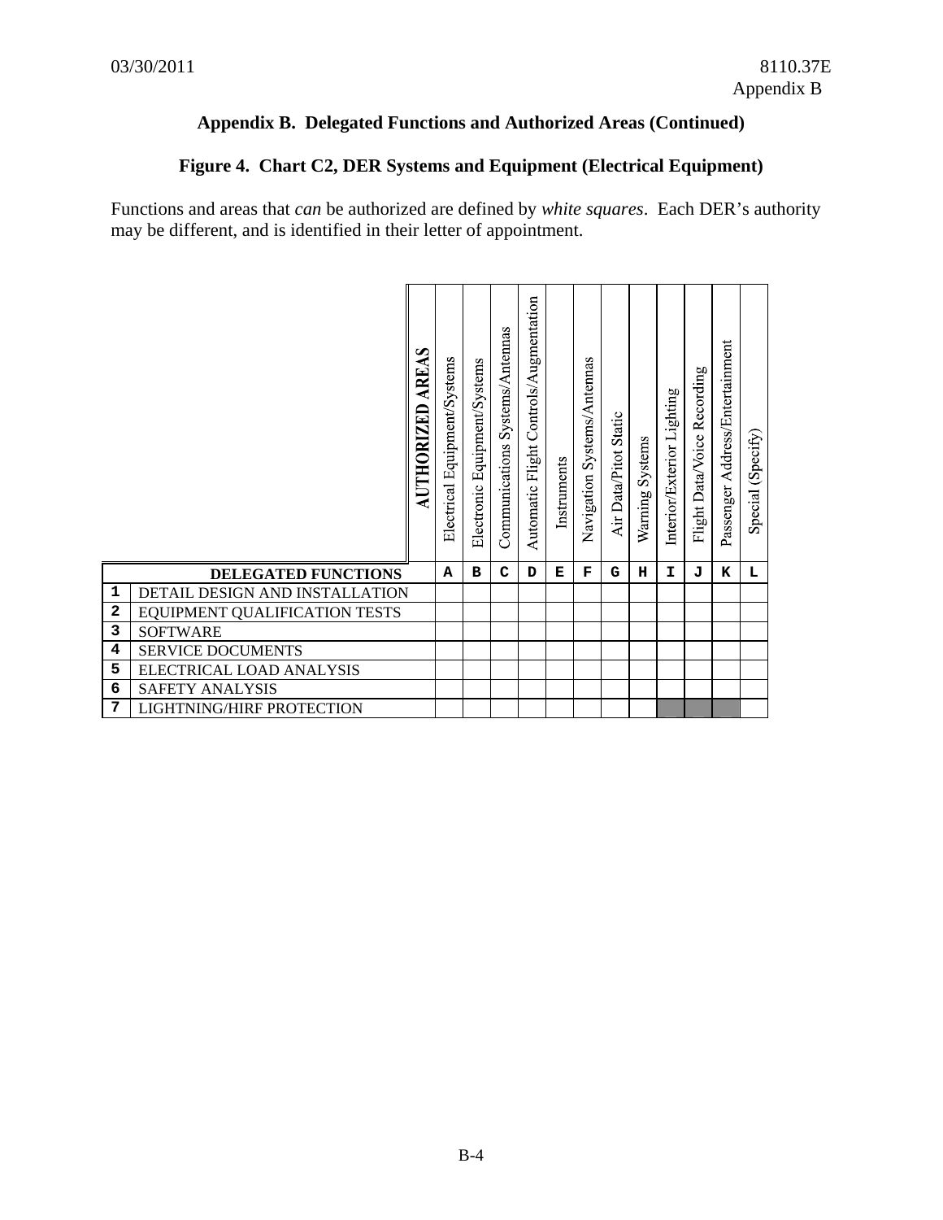## Appendix B. Delegated Functions and Authorized Areas (Continued)

### Figure 4. Chart C2, DER Systems and Equipment (Electrical Equipment)

Functions and areas that *can* be authorized are defined by *white squares*. Each DER's authority may be different, and is identified in their letter of appointment.

| | **AUTHORIZED AREAS** | Electrical Equipment/Systems | Electronic Equipment/Systems | Communications Systems/Antennas | Automatic Flight Controls/Augmentation | Instruments | Navigation Systems/Antennas | Air Data/Pitot Static | Warning Systems | Interior/Exterior Lighting | Flight Data/Voice Recording | Passenger Address/Entertainment | Special (Specify) |
|---|---|---|---|---|---|---|---|---|---|---|---|---|---|
| | **DELEGATED FUNCTIONS** | A | B | C | D | E | F | G | H | I | J | K | L |
| 1 | DETAIL DESIGN AND INSTALLATION | | | | | | | | | | | | |
| 2 | EQUIPMENT QUALIFICATION TESTS | | | | | | | | | | | | |
| 3 | SOFTWARE | | | | | | | | | | | | |
| 4 | SERVICE DOCUMENTS | | | | | | | | | | | | |
| 5 | ELECTRICAL LOAD ANALYSIS | | | | | | | | | | | | |
| 6 | SAFETY ANALYSIS | | | | | | | | | | | | |
| 7 | LIGHTNING/HIRF PROTECTION | | | | | | | | | | | | |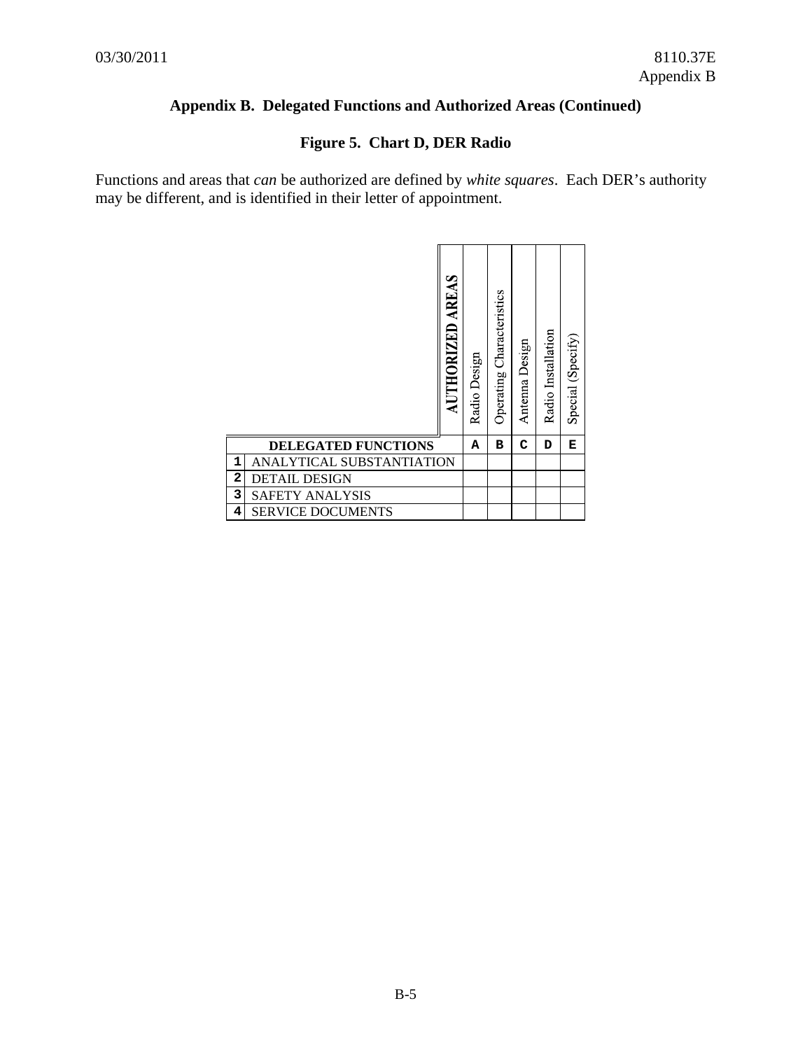## Appendix B. Delegated Functions and Authorized Areas (Continued)

### Figure 5. Chart D, DER Radio

Functions and areas that *can* be authorized are defined by *white squares*. Each DER's authority may be different, and is identified in their letter of appointment.

| | **AUTHORIZED AREAS** | Radio Design | Operating Characteristics | Antenna Design | Radio Installation | Special (Specify) |
|---|---|---|---|---|---|---|
| | **DELEGATED FUNCTIONS** | **A** | **B** | **C** | **D** | **E** |
| **1** | ANALYTICAL SUBSTANTIATION | | | | | |
| **2** | DETAIL DESIGN | | | | | |
| **3** | SAFETY ANALYSIS | | | | | |
| **4** | SERVICE DOCUMENTS | | | | | |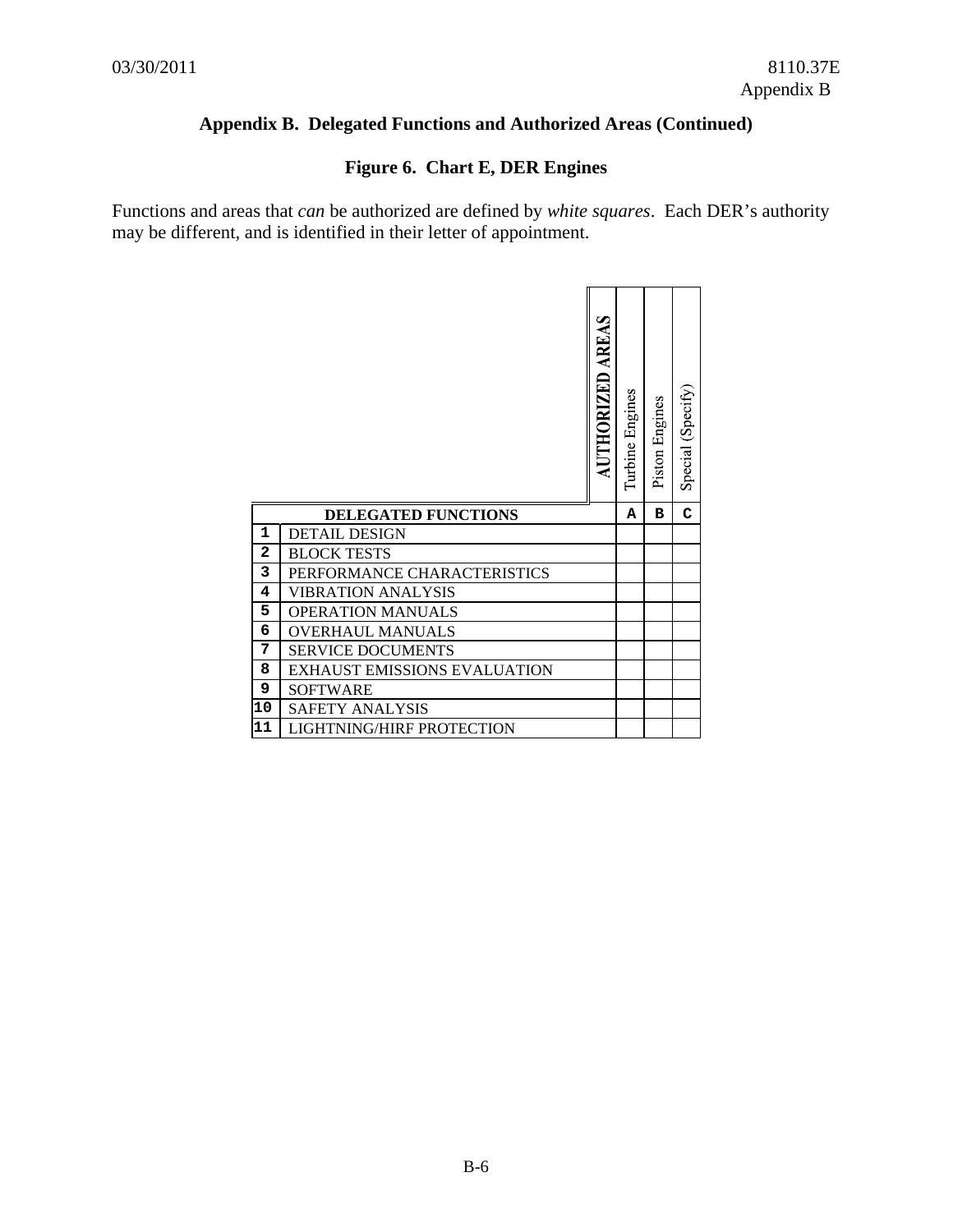## Appendix B. Delegated Functions and Authorized Areas (Continued)

### Figure 6. Chart E, DER Engines

Functions and areas that *can* be authorized are defined by *white squares*. Each DER's authority may be different, and is identified in their letter of appointment.

| | DELEGATED FUNCTIONS | AUTHORIZED AREAS: Turbine Engines A | Piston Engines B | Special (Specify) C |
|---|---|---|---|---|
| 1 | DETAIL DESIGN | | | |
| 2 | BLOCK TESTS | | | |
| 3 | PERFORMANCE CHARACTERISTICS | | | |
| 4 | VIBRATION ANALYSIS | | | |
| 5 | OPERATION MANUALS | | | |
| 6 | OVERHAUL MANUALS | | | |
| 7 | SERVICE DOCUMENTS | | | |
| 8 | EXHAUST EMISSIONS EVALUATION | | | |
| 9 | SOFTWARE | | | |
| 10 | SAFETY ANALYSIS | | | |
| 11 | LIGHTNING/HIRF PROTECTION | | | |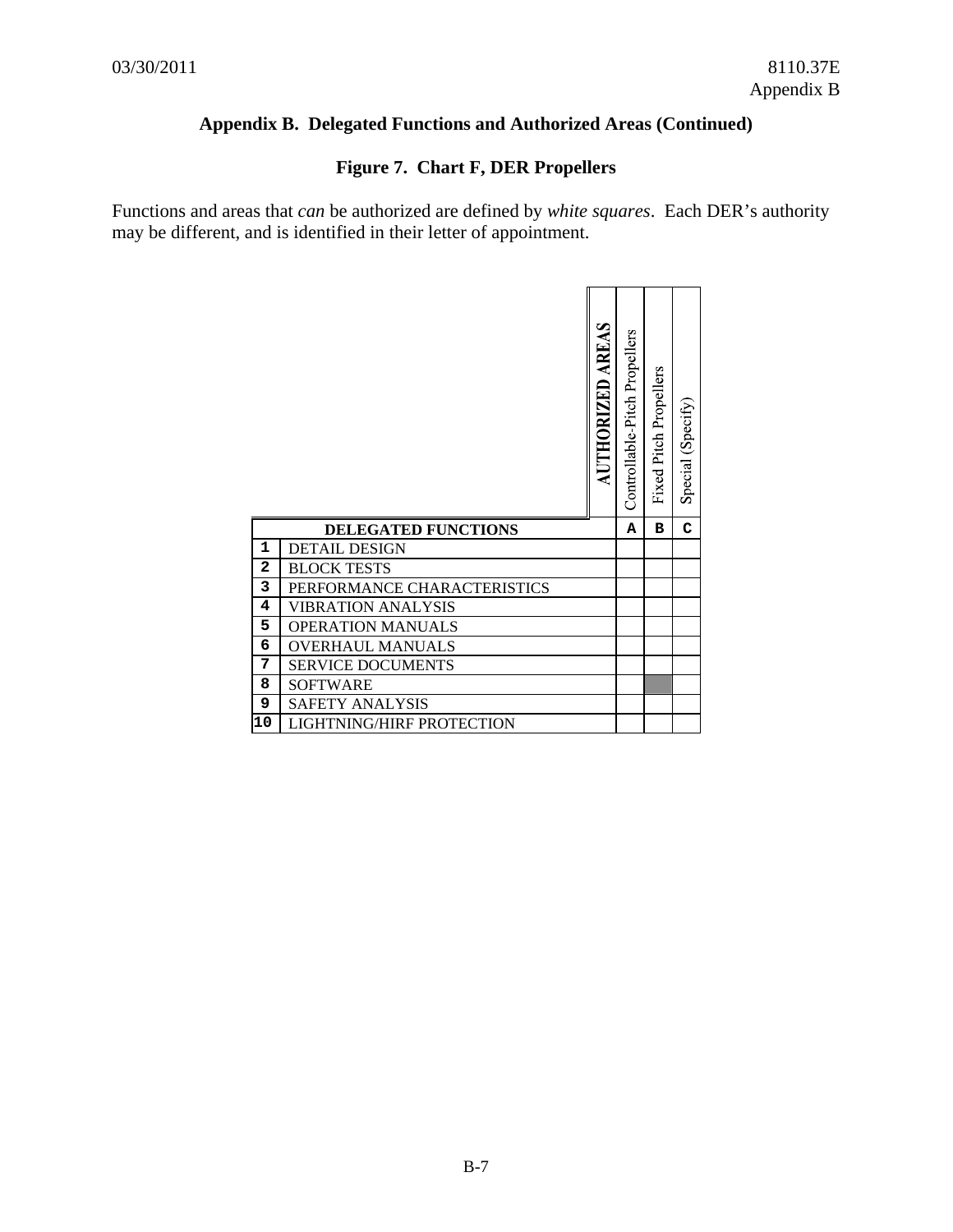## Appendix B. Delegated Functions and Authorized Areas (Continued)

### Figure 7. Chart F, DER Propellers

Functions and areas that *can* be authorized are defined by *white squares*. Each DER's authority may be different, and is identified in their letter of appointment.

| | **AUTHORIZED AREAS** | Controllable-Pitch Propellers | Fixed Pitch Propellers | Special (Specify) |
|---|---|---|---|---|
| | **DELEGATED FUNCTIONS** | **A** | **B** | **C** |
| **1** | DETAIL DESIGN | | | |
| **2** | BLOCK TESTS | | | |
| **3** | PERFORMANCE CHARACTERISTICS | | | |
| **4** | VIBRATION ANALYSIS | | | |
| **5** | OPERATION MANUALS | | | |
| **6** | OVERHAUL MANUALS | | | |
| **7** | SERVICE DOCUMENTS | | | |
| **8** | SOFTWARE | | (shaded) | |
| **9** | SAFETY ANALYSIS | | | |
| **10** | LIGHTNING/HIRF PROTECTION | | | |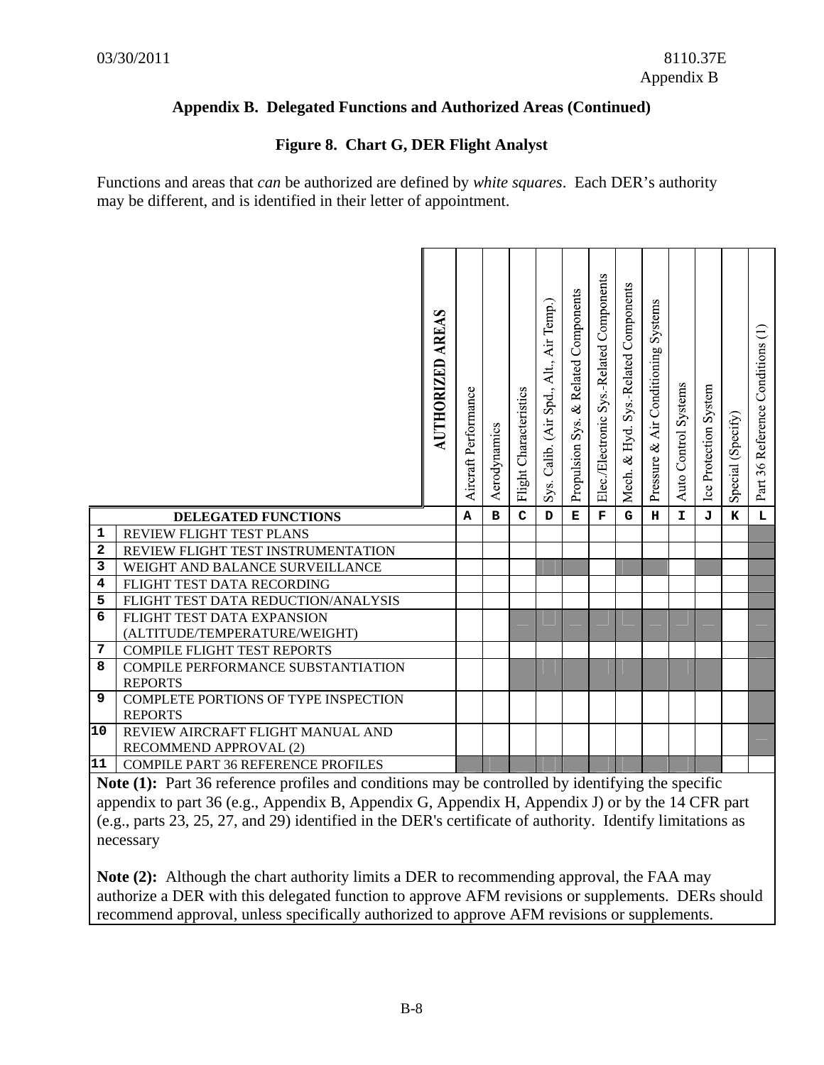# Appendix B. Delegated Functions and Authorized Areas (Continued)

## Figure 8. Chart G, DER Flight Analyst

Functions and areas that *can* be authorized are defined by *white squares*. Each DER's authority may be different, and is identified in their letter of appointment.

| | DELEGATED FUNCTIONS | Aircraft Performance | Aerodynamics | Flight Characteristics | Sys. Calib. (Air Spd., Alt., Air Temp.) | Propulsion Sys. & Related Components | Elec./Electronic Sys.-Related Components | Mech. & Hyd. Sys.-Related Components | Pressure & Air Conditioning Systems | Auto Control Systems | Ice Protection System | Special (Specify) | Part 36 Reference Conditions (1) |
|---|---|---|---|---|---|---|---|---|---|---|---|---|---|
| | **AUTHORIZED AREAS** | **A** | **B** | **C** | **D** | **E** | **F** | **G** | **H** | **I** | **J** | **K** | **L** |
| 1 | REVIEW FLIGHT TEST PLANS | | | | | | | | | | | | |
| 2 | REVIEW FLIGHT TEST INSTRUMENTATION | | | | | | | | | | | | |
| 3 | WEIGHT AND BALANCE SURVEILLANCE | | | | | | | | | | | | |
| 4 | FLIGHT TEST DATA RECORDING | | | | | | | | | | | | |
| 5 | FLIGHT TEST DATA REDUCTION/ANALYSIS | | | | | | | | | | | | |
| 6 | FLIGHT TEST DATA EXPANSION (ALTITUDE/TEMPERATURE/WEIGHT) | | | | | | | | | | | | |
| 7 | COMPILE FLIGHT TEST REPORTS | | | | | | | | | | | | |
| 8 | COMPILE PERFORMANCE SUBSTANTIATION REPORTS | | | | | | | | | | | | |
| 9 | COMPLETE PORTIONS OF TYPE INSPECTION REPORTS | | | | | | | | | | | | |
| 10 | REVIEW AIRCRAFT FLIGHT MANUAL AND RECOMMEND APPROVAL (2) | | | | | | | | | | | | |
| 11 | COMPILE PART 36 REFERENCE PROFILES | | | | | | | | | | | | |

**Note (1):** Part 36 reference profiles and conditions may be controlled by identifying the specific appendix to part 36 (e.g., Appendix B, Appendix G, Appendix H, Appendix J) or by the 14 CFR part (e.g., parts 23, 25, 27, and 29) identified in the DER's certificate of authority. Identify limitations as necessary

**Note (2):** Although the chart authority limits a DER to recommending approval, the FAA may authorize a DER with this delegated function to approve AFM revisions or supplements. DERs should recommend approval, unless specifically authorized to approve AFM revisions or supplements.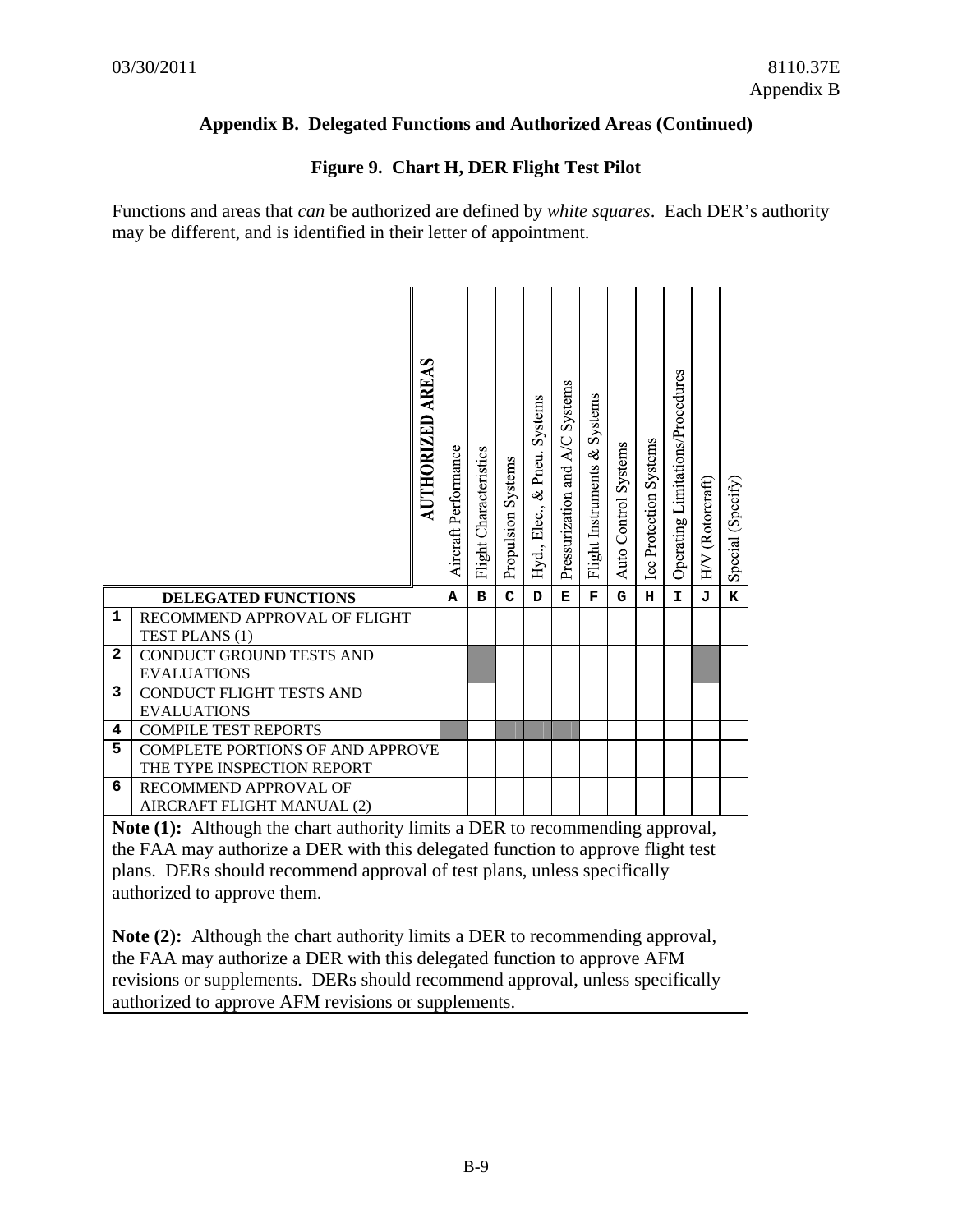## Appendix B. Delegated Functions and Authorized Areas (Continued)

### Figure 9. Chart H, DER Flight Test Pilot

Functions and areas that *can* be authorized are defined by *white squares*. Each DER's authority may be different, and is identified in their letter of appointment.

| | **AUTHORIZED AREAS** | Aircraft Performance | Flight Characteristics | Propulsion Systems | Hyd., Elec., & Pneu. Systems | Pressurization and A/C Systems | Flight Instruments & Systems | Auto Control Systems | Ice Protection Systems | Operating Limitations/Procedures | H/V (Rotorcraft) | Special (Specify) |
|---|---|---|---|---|---|---|---|---|---|---|---|---|
| | **DELEGATED FUNCTIONS** | **A** | **B** | **C** | **D** | **E** | **F** | **G** | **H** | **I** | **J** | **K** |
| **1** | RECOMMEND APPROVAL OF FLIGHT TEST PLANS (1) | | | | | | | | | | | |
| **2** | CONDUCT GROUND TESTS AND EVALUATIONS | | (shaded) | | | | | | | | (shaded) | |
| **3** | CONDUCT FLIGHT TESTS AND EVALUATIONS | | | | | | | | | | | |
| **4** | COMPILE TEST REPORTS | (shaded) | | (shaded) | (shaded) | (shaded) | | | | | | |
| **5** | COMPLETE PORTIONS OF AND APPROVE THE TYPE INSPECTION REPORT | | | | | | | | | | | |
| **6** | RECOMMEND APPROVAL OF AIRCRAFT FLIGHT MANUAL (2) | | | | | | | | | | | |

**Note (1):** Although the chart authority limits a DER to recommending approval, the FAA may authorize a DER with this delegated function to approve flight test plans. DERs should recommend approval of test plans, unless specifically authorized to approve them.

**Note (2):** Although the chart authority limits a DER to recommending approval, the FAA may authorize a DER with this delegated function to approve AFM revisions or supplements. DERs should recommend approval, unless specifically authorized to approve AFM revisions or supplements.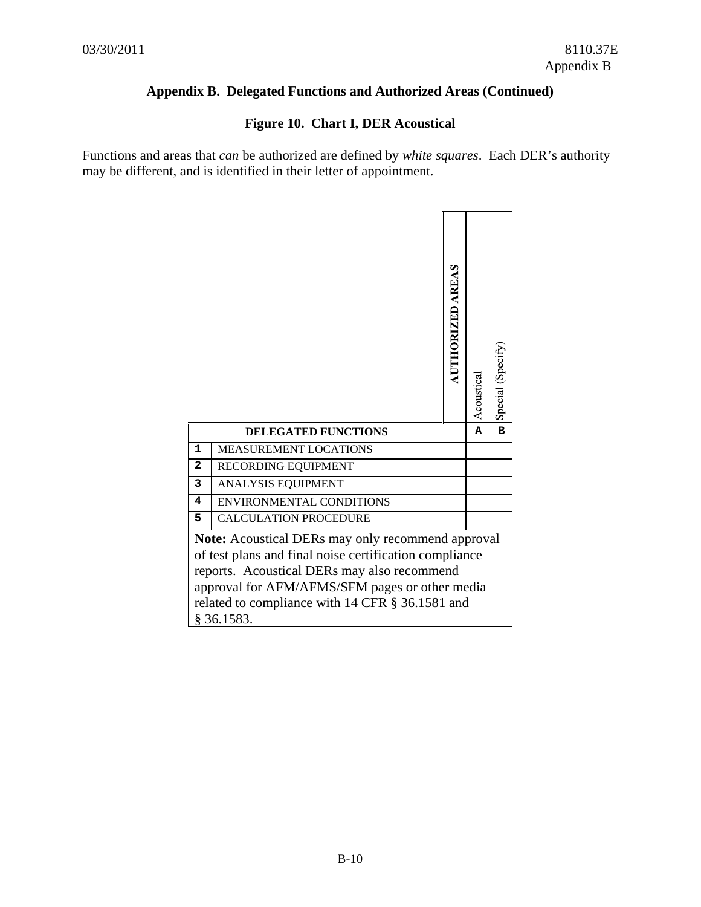## Appendix B. Delegated Functions and Authorized Areas (Continued)

### Figure 10. Chart I, DER Acoustical

Functions and areas that *can* be authorized are defined by *white squares*. Each DER's authority may be different, and is identified in their letter of appointment.

| | **AUTHORIZED AREAS** | Acoustical | Special (Specify) |
|---|---|---|---|
| | **DELEGATED FUNCTIONS** | **A** | **B** |
| **1** | MEASUREMENT LOCATIONS | | |
| **2** | RECORDING EQUIPMENT | | |
| **3** | ANALYSIS EQUIPMENT | | |
| **4** | ENVIRONMENTAL CONDITIONS | | |
| **5** | CALCULATION PROCEDURE | | |

**Note:** Acoustical DERs may only recommend approval of test plans and final noise certification compliance reports. Acoustical DERs may also recommend approval for AFM/AFMS/SFM pages or other media related to compliance with 14 CFR § 36.1581 and § 36.1583.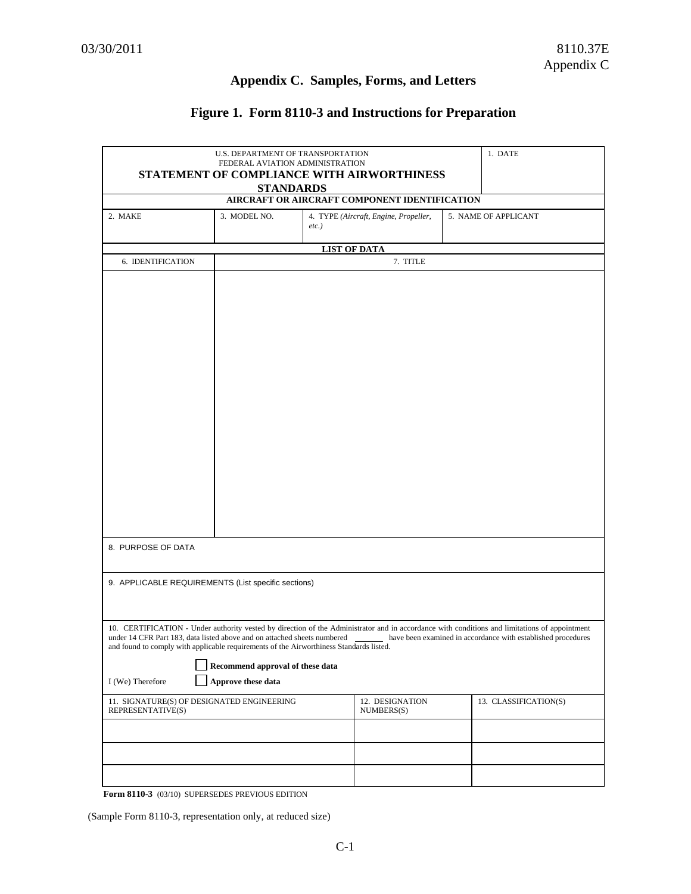# Appendix C. Samples, Forms, and Letters

## Figure 1. Form 8110-3 and Instructions for Preparation

U.S. DEPARTMENT OF TRANSPORTATION
FEDERAL AVIATION ADMINISTRATION
**STATEMENT OF COMPLIANCE WITH AIRWORTHINESS STANDARDS**

1. DATE

**AIRCRAFT OR AIRCRAFT COMPONENT IDENTIFICATION**

| 2. MAKE | 3. MODEL NO. | 4. TYPE *(Aircraft, Engine, Propeller, etc.)* | 5. NAME OF APPLICANT |
|---|---|---|---|
| | | | |

**LIST OF DATA**

| 6. IDENTIFICATION | 7. TITLE |
|---|---|
| | |

8. PURPOSE OF DATA

9. APPLICABLE REQUIREMENTS (List specific sections)

10. CERTIFICATION - Under authority vested by direction of the Administrator and in accordance with conditions and limitations of appointment under 14 CFR Part 183, data listed above and on attached sheets numbered ______ have been examined in accordance with established procedures and found to comply with applicable requirements of the Airworthiness Standards listed.

I (We) Therefore
☐ **Recommend approval of these data**
☐ **Approve these data**

| 11. SIGNATURE(S) OF DESIGNATED ENGINEERING REPRESENTATIVE(S) | 12. DESIGNATION NUMBERS(S) | 13. CLASSIFICATION(S) |
|---|---|---|
| | | |
| | | |
| | | |

**Form 8110-3** (03/10) SUPERSEDES PREVIOUS EDITION

(Sample Form 8110-3, representation only, at reduced size)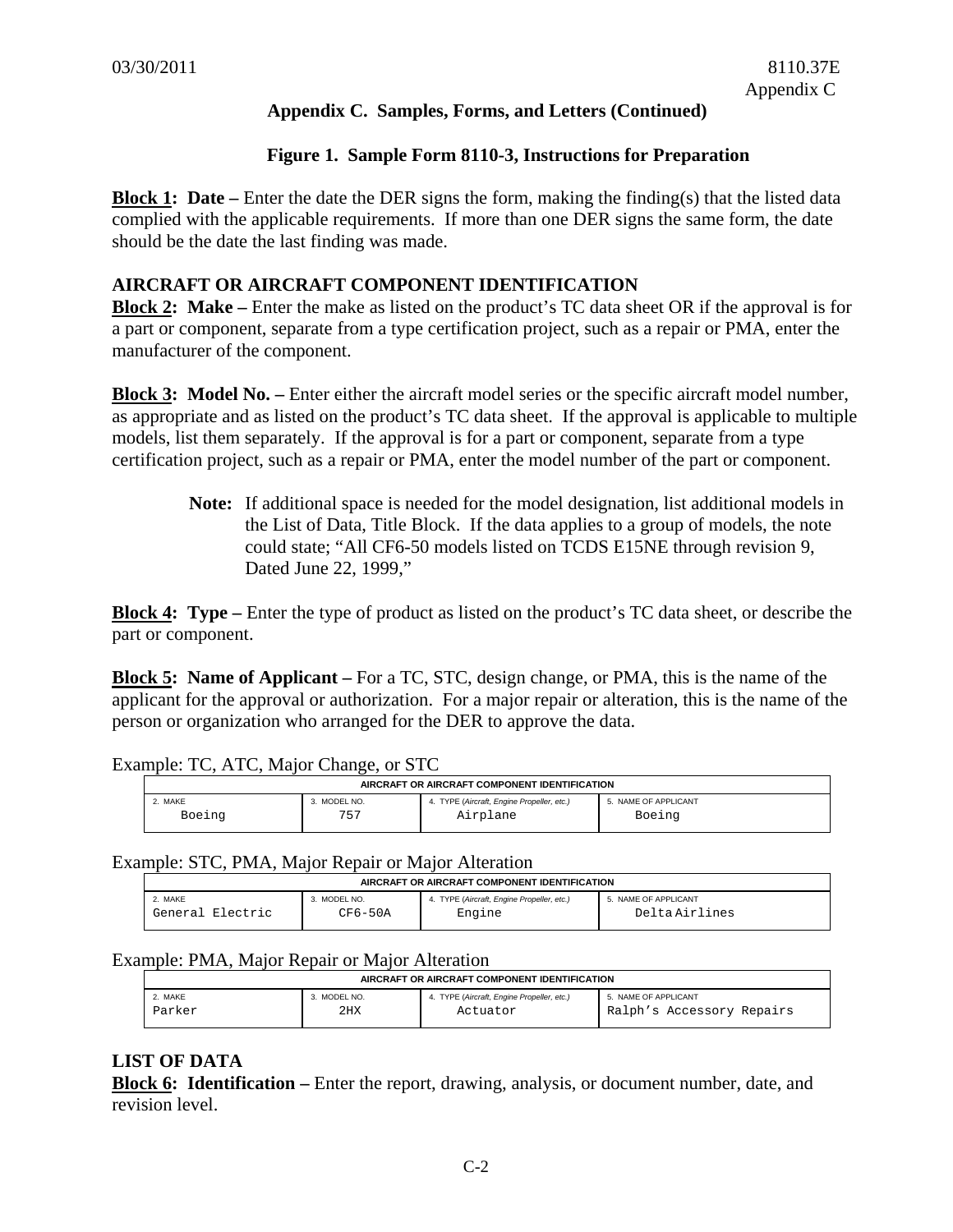## Appendix C. Samples, Forms, and Letters (Continued)

### Figure 1. Sample Form 8110-3, Instructions for Preparation

**Block 1: Date –** Enter the date the DER signs the form, making the finding(s) that the listed data complied with the applicable requirements. If more than one DER signs the same form, the date should be the date the last finding was made.

**AIRCRAFT OR AIRCRAFT COMPONENT IDENTIFICATION**

**Block 2: Make –** Enter the make as listed on the product's TC data sheet OR if the approval is for a part or component, separate from a type certification project, such as a repair or PMA, enter the manufacturer of the component.

**Block 3: Model No. –** Enter either the aircraft model series or the specific aircraft model number, as appropriate and as listed on the product's TC data sheet. If the approval is applicable to multiple models, list them separately. If the approval is for a part or component, separate from a type certification project, such as a repair or PMA, enter the model number of the part or component.

> **Note:** If additional space is needed for the model designation, list additional models in the List of Data, Title Block. If the data applies to a group of models, the note could state; "All CF6-50 models listed on TCDS E15NE through revision 9, Dated June 22, 1999,"

**Block 4: Type –** Enter the type of product as listed on the product's TC data sheet, or describe the part or component.

**Block 5: Name of Applicant –** For a TC, STC, design change, or PMA, this is the name of the applicant for the approval or authorization. For a major repair or alteration, this is the name of the person or organization who arranged for the DER to approve the data.

Example: TC, ATC, Major Change, or STC

| AIRCRAFT OR AIRCRAFT COMPONENT IDENTIFICATION | | | |
|---|---|---|---|
| 2. MAKE | 3. MODEL NO. | 4. TYPE (*Aircraft, Engine Propeller, etc.*) | 5. NAME OF APPLICANT |
| Boeing | 757 | Airplane | Boeing |

Example: STC, PMA, Major Repair or Major Alteration

| AIRCRAFT OR AIRCRAFT COMPONENT IDENTIFICATION | | | |
|---|---|---|---|
| 2. MAKE | 3. MODEL NO. | 4. TYPE (*Aircraft, Engine Propeller, etc.*) | 5. NAME OF APPLICANT |
| General Electric | CF6-50A | Engine | Delta Airlines |

Example: PMA, Major Repair or Major Alteration

| AIRCRAFT OR AIRCRAFT COMPONENT IDENTIFICATION | | | |
|---|---|---|---|
| 2. MAKE | 3. MODEL NO. | 4. TYPE (*Aircraft, Engine Propeller, etc.*) | 5. NAME OF APPLICANT |
| Parker | 2HX | Actuator | Ralph's Accessory Repairs |

**LIST OF DATA**

**Block 6: Identification –** Enter the report, drawing, analysis, or document number, date, and revision level.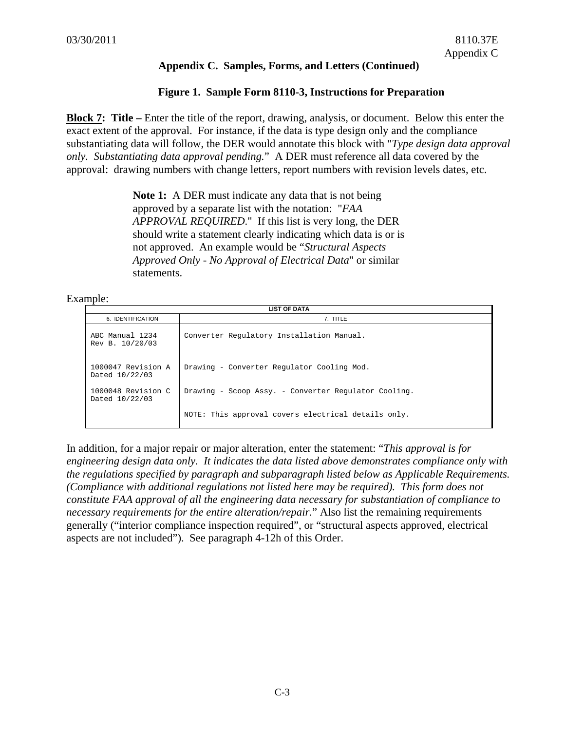## Appendix C. Samples, Forms, and Letters (Continued)

### Figure 1. Sample Form 8110-3, Instructions for Preparation

**Block 7: Title –** Enter the title of the report, drawing, analysis, or document. Below this enter the exact extent of the approval. For instance, if the data is type design only and the compliance substantiating data will follow, the DER would annotate this block with "*Type design data approval only. Substantiating data approval pending.*" A DER must reference all data covered by the approval: drawing numbers with change letters, report numbers with revision levels dates, etc.

> **Note 1:** A DER must indicate any data that is not being approved by a separate list with the notation: "*FAA APPROVAL REQUIRED*." If this list is very long, the DER should write a statement clearly indicating which data is or is not approved. An example would be "*Structural Aspects Approved Only - No Approval of Electrical Data*" or similar statements.

Example:

| LIST OF DATA | |
|---|---|
| 6. IDENTIFICATION | 7. TITLE |
| ABC Manual 1234 Rev B. 10/20/03 | Converter Regulatory Installation Manual. |
| 1000047 Revision A Dated 10/22/03 | Drawing - Converter Regulator Cooling Mod. |
| 1000048 Revision C Dated 10/22/03 | Drawing - Scoop Assy. - Converter Regulator Cooling. |
| | NOTE: This approval covers electrical details only. |

In addition, for a major repair or major alteration, enter the statement: "*This approval is for engineering design data only. It indicates the data listed above demonstrates compliance only with the regulations specified by paragraph and subparagraph listed below as Applicable Requirements. (Compliance with additional regulations not listed here may be required). This form does not constitute FAA approval of all the engineering data necessary for substantiation of compliance to necessary requirements for the entire alteration/repair.*" Also list the remaining requirements generally ("interior compliance inspection required", or "structural aspects approved, electrical aspects are not included"). See paragraph 4-12h of this Order.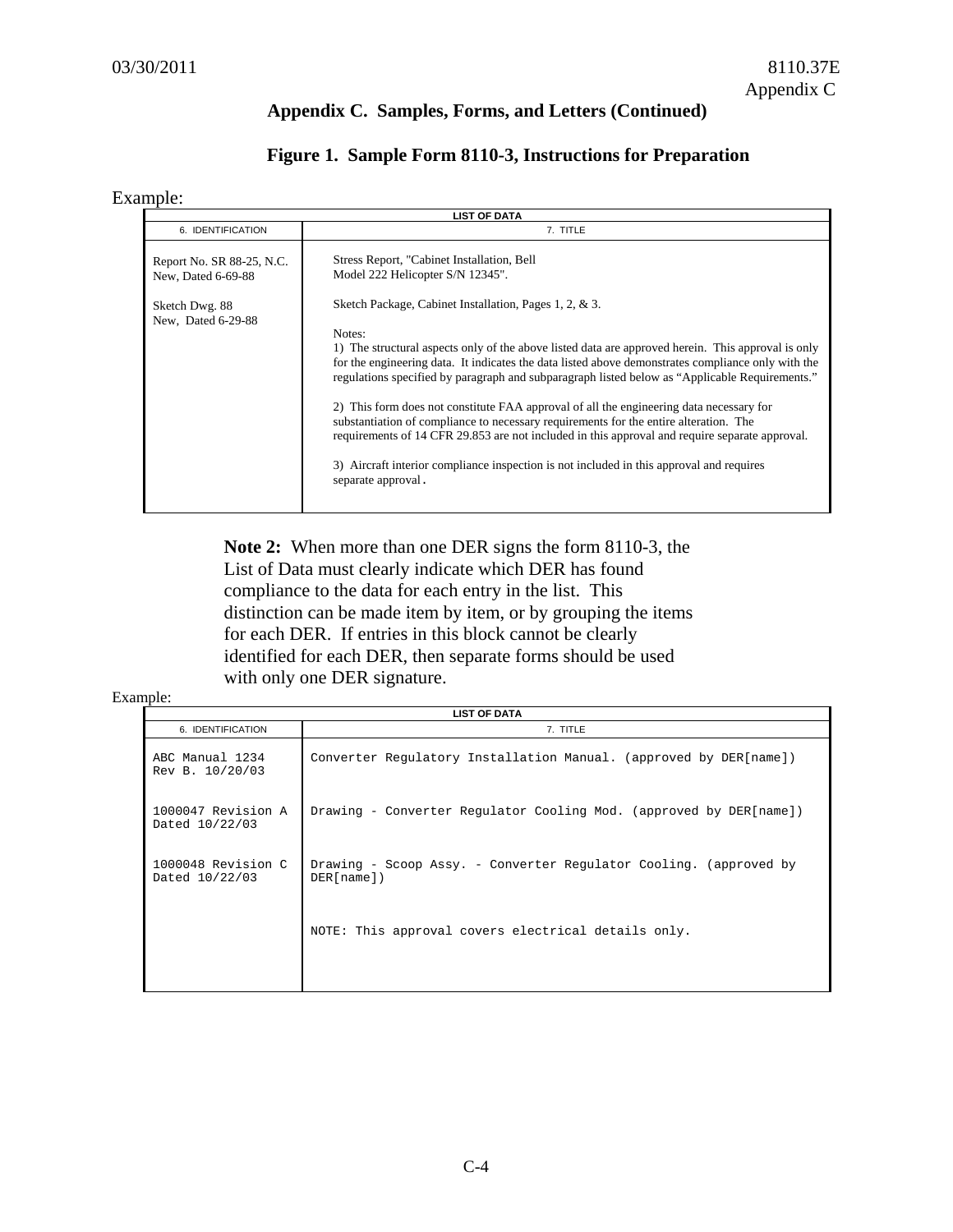## Appendix C. Samples, Forms, and Letters (Continued)

### Figure 1. Sample Form 8110-3, Instructions for Preparation

Example:

| LIST OF DATA | |
|---|---|
| 6. IDENTIFICATION | 7. TITLE |
| Report No. SR 88-25, N.C. New, Dated 6-69-88 | Stress Report, "Cabinet Installation, Bell Model 222 Helicopter S/N 12345". |
| Sketch Dwg. 88 New, Dated 6-29-88 | Sketch Package, Cabinet Installation, Pages 1, 2, & 3. |
| | Notes:<br>1) The structural aspects only of the above listed data are approved herein. This approval is only for the engineering data. It indicates the data listed above demonstrates compliance only with the regulations specified by paragraph and subparagraph listed below as "Applicable Requirements."<br><br>2) This form does not constitute FAA approval of all the engineering data necessary for substantiation of compliance to necessary requirements for the entire alteration. The requirements of 14 CFR 29.853 are not included in this approval and require separate approval.<br><br>3) Aircraft interior compliance inspection is not included in this approval and requires separate approval. |

**Note 2:** When more than one DER signs the form 8110-3, the List of Data must clearly indicate which DER has found compliance to the data for each entry in the list. This distinction can be made item by item, or by grouping the items for each DER. If entries in this block cannot be clearly identified for each DER, then separate forms should be used with only one DER signature.

Example:

| LIST OF DATA | |
|---|---|
| 6. IDENTIFICATION | 7. TITLE |
| ABC Manual 1234 Rev B. 10/20/03 | Converter Regulatory Installation Manual. (approved by DER[name]) |
| 1000047 Revision A Dated 10/22/03 | Drawing - Converter Regulator Cooling Mod. (approved by DER[name]) |
| 1000048 Revision C Dated 10/22/03 | Drawing - Scoop Assy. - Converter Regulator Cooling. (approved by DER[name]) |
| | NOTE: This approval covers electrical details only. |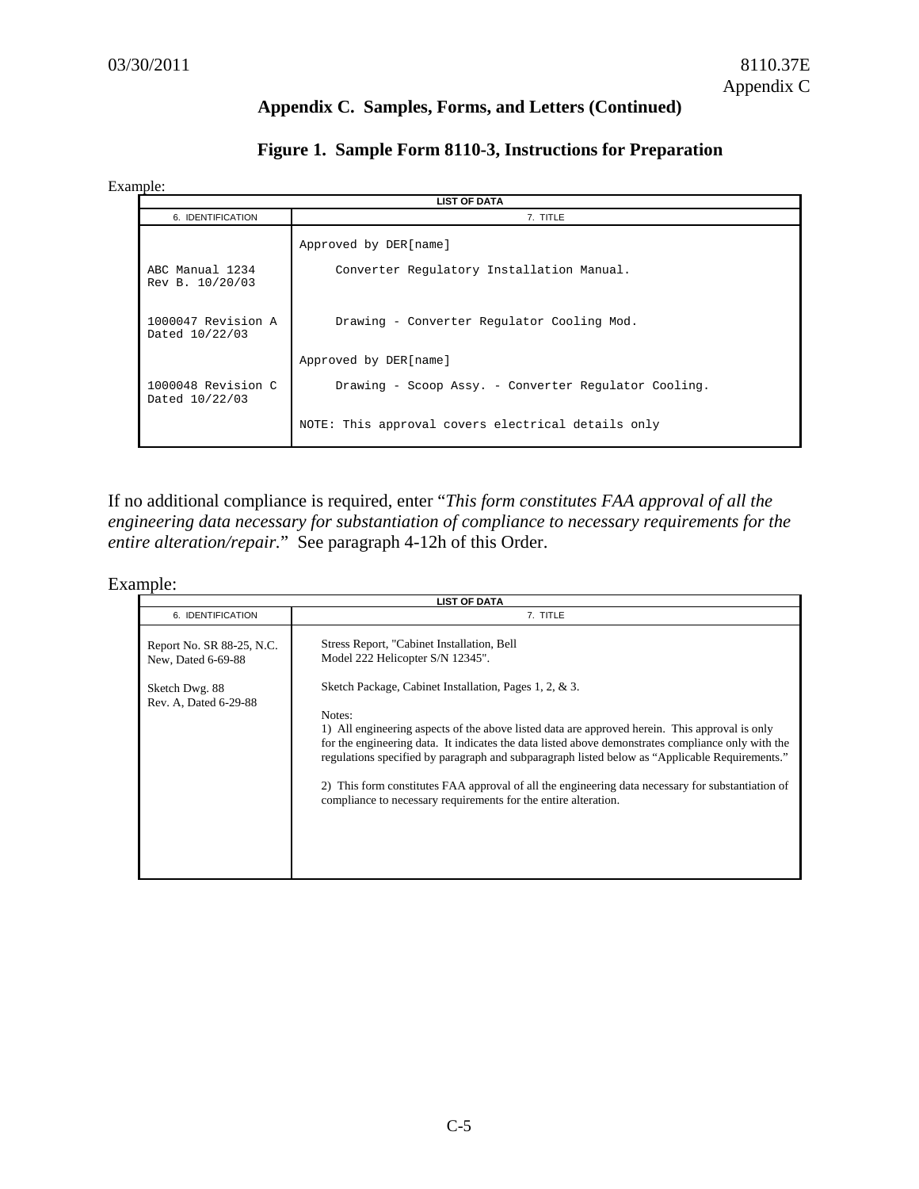## Appendix C. Samples, Forms, and Letters (Continued)

### Figure 1. Sample Form 8110-3, Instructions for Preparation

Example:

| LIST OF DATA | |
|---|---|
| 6. IDENTIFICATION | 7. TITLE |
| | Approved by DER[name] |
| ABC Manual 1234<br>Rev B. 10/20/03 | Converter Regulatory Installation Manual. |
| 1000047 Revision A<br>Dated 10/22/03 | Drawing - Converter Regulator Cooling Mod. |
| | Approved by DER[name] |
| 1000048 Revision C<br>Dated 10/22/03 | Drawing - Scoop Assy. - Converter Regulator Cooling. |
| | NOTE: This approval covers electrical details only |

If no additional compliance is required, enter "*This form constitutes FAA approval of all the engineering data necessary for substantiation of compliance to necessary requirements for the entire alteration/repair.*" See paragraph 4-12h of this Order.

Example:

| LIST OF DATA | |
|---|---|
| 6. IDENTIFICATION | 7. TITLE |
| Report No. SR 88-25, N.C.<br>New, Dated 6-69-88 | Stress Report, "Cabinet Installation, Bell Model 222 Helicopter S/N 12345". |
| Sketch Dwg. 88<br>Rev. A, Dated 6-29-88 | Sketch Package, Cabinet Installation, Pages 1, 2, & 3. |
| | Notes:<br>1) All engineering aspects of the above listed data are approved herein. This approval is only for the engineering data. It indicates the data listed above demonstrates compliance only with the regulations specified by paragraph and subparagraph listed below as "Applicable Requirements."<br><br>2) This form constitutes FAA approval of all the engineering data necessary for substantiation of compliance to necessary requirements for the entire alteration. |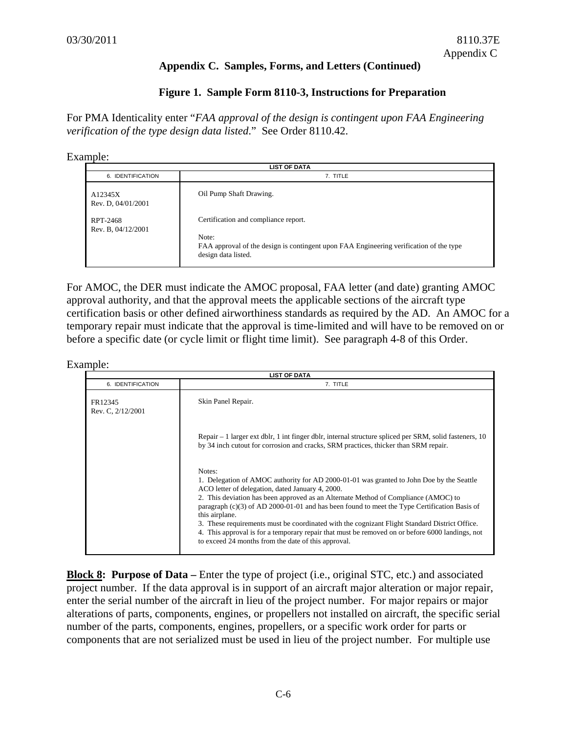## Appendix C. Samples, Forms, and Letters (Continued)

### Figure 1. Sample Form 8110-3, Instructions for Preparation

For PMA Identicality enter "*FAA approval of the design is contingent upon FAA Engineering verification of the type design data listed*." See Order 8110.42.

Example:

| LIST OF DATA | |
|---|---|
| 6. IDENTIFICATION | 7. TITLE |
| A12345X<br>Rev. D, 04/01/2001 | Oil Pump Shaft Drawing. |
| RPT-2468<br>Rev. B, 04/12/2001 | Certification and compliance report.<br><br>Note:<br>FAA approval of the design is contingent upon FAA Engineering verification of the type design data listed. |

For AMOC, the DER must indicate the AMOC proposal, FAA letter (and date) granting AMOC approval authority, and that the approval meets the applicable sections of the aircraft type certification basis or other defined airworthiness standards as required by the AD. An AMOC for a temporary repair must indicate that the approval is time-limited and will have to be removed on or before a specific date (or cycle limit or flight time limit). See paragraph 4-8 of this Order.

Example:

| LIST OF DATA | |
|---|---|
| 6. IDENTIFICATION | 7. TITLE |
| FR12345<br>Rev. C, 2/12/2001 | Skin Panel Repair.<br><br>Repair – 1 larger ext dblr, 1 int finger dblr, internal structure spliced per SRM, solid fasteners, 10 by 34 inch cutout for corrosion and cracks, SRM practices, thicker than SRM repair.<br><br>Notes:<br>1. Delegation of AMOC authority for AD 2000-01-01 was granted to John Doe by the Seattle ACO letter of delegation, dated January 4, 2000.<br>2. This deviation has been approved as an Alternate Method of Compliance (AMOC) to paragraph (c)(3) of AD 2000-01-01 and has been found to meet the Type Certification Basis of this airplane.<br>3. These requirements must be coordinated with the cognizant Flight Standard District Office.<br>4. This approval is for a temporary repair that must be removed on or before 6000 landings, not to exceed 24 months from the date of this approval. |

**Block 8: Purpose of Data –** Enter the type of project (i.e., original STC, etc.) and associated project number. If the data approval is in support of an aircraft major alteration or major repair, enter the serial number of the aircraft in lieu of the project number. For major repairs or major alterations of parts, components, engines, or propellers not installed on aircraft, the specific serial number of the parts, components, engines, propellers, or a specific work order for parts or components that are not serialized must be used in lieu of the project number. For multiple use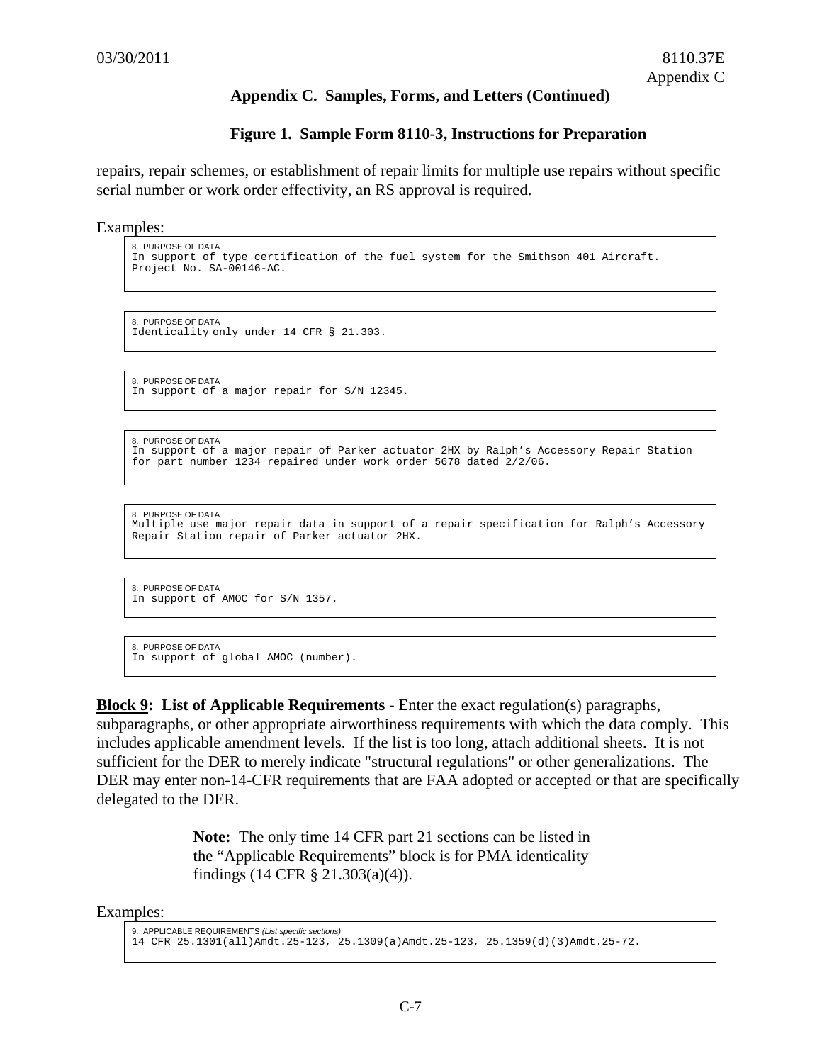## Appendix C. Samples, Forms, and Letters (Continued)

### Figure 1. Sample Form 8110-3, Instructions for Preparation

repairs, repair schemes, or establishment of repair limits for multiple use repairs without specific serial number or work order effectivity, an RS approval is required.

Examples:

```
8. PURPOSE OF DATA
In support of type certification of the fuel system for the Smithson 401 Aircraft.
Project No. SA-00146-AC.
```

```
8. PURPOSE OF DATA
Identicality only under 14 CFR § 21.303.
```

```
8. PURPOSE OF DATA
In support of a major repair for S/N 12345.
```

```
8. PURPOSE OF DATA
In support of a major repair of Parker actuator 2HX by Ralph's Accessory Repair Station
for part number 1234 repaired under work order 5678 dated 2/2/06.
```

```
8. PURPOSE OF DATA
Multiple use major repair data in support of a repair specification for Ralph's Accessory
Repair Station repair of Parker actuator 2HX.
```

```
8. PURPOSE OF DATA
In support of AMOC for S/N 1357.
```

```
8. PURPOSE OF DATA
In support of global AMOC (number).
```

**Block 9: List of Applicable Requirements -** Enter the exact regulation(s) paragraphs, subparagraphs, or other appropriate airworthiness requirements with which the data comply. This includes applicable amendment levels. If the list is too long, attach additional sheets. It is not sufficient for the DER to merely indicate "structural regulations" or other generalizations. The DER may enter non-14-CFR requirements that are FAA adopted or accepted or that are specifically delegated to the DER.

> **Note:** The only time 14 CFR part 21 sections can be listed in the "Applicable Requirements" block is for PMA identicality findings (14 CFR § 21.303(a)(4)).

Examples:

```
9. APPLICABLE REQUIREMENTS (List specific sections)
14 CFR 25.1301(all)Amdt.25-123, 25.1309(a)Amdt.25-123, 25.1359(d)(3)Amdt.25-72.
```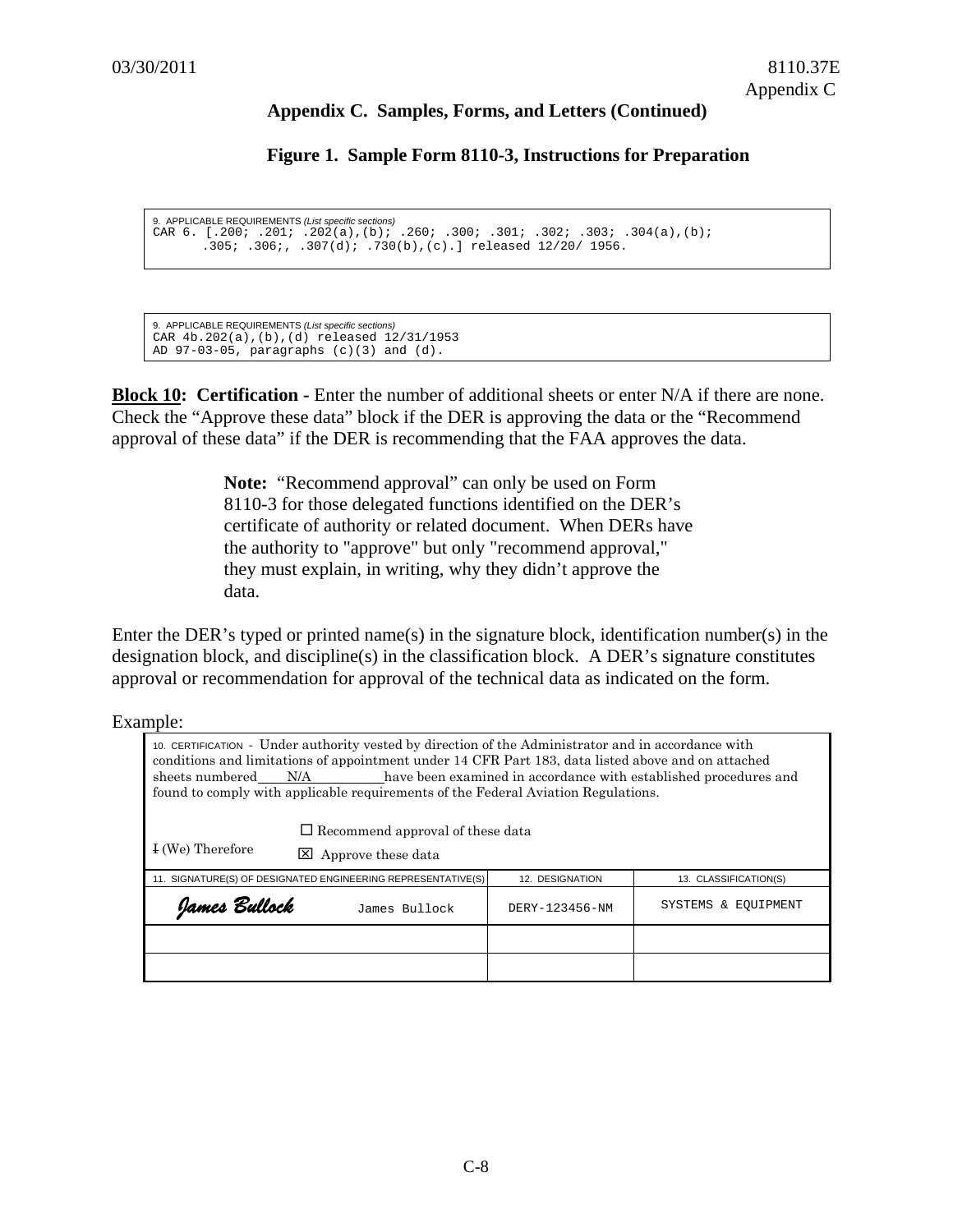**Appendix C. Samples, Forms, and Letters (Continued)**

**Figure 1. Sample Form 8110-3, Instructions for Preparation**

```
9. APPLICABLE REQUIREMENTS (List specific sections)
CAR 6. [.200; .201; .202(a),(b); .260; .300; .301; .302; .303; .304(a),(b);
       .305; .306;, .307(d); .730(b),(c).] released 12/20/ 1956.
```

```
9. APPLICABLE REQUIREMENTS (List specific sections)
CAR 4b.202(a),(b),(d) released 12/31/1953
AD 97-03-05, paragraphs (c)(3) and (d).
```

**Block 10: Certification -** Enter the number of additional sheets or enter N/A if there are none. Check the "Approve these data" block if the DER is approving the data or the "Recommend approval of these data" if the DER is recommending that the FAA approves the data.

> **Note:** "Recommend approval" can only be used on Form 8110-3 for those delegated functions identified on the DER's certificate of authority or related document. When DERs have the authority to "approve" but only "recommend approval," they must explain, in writing, why they didn't approve the data.

Enter the DER's typed or printed name(s) in the signature block, identification number(s) in the designation block, and discipline(s) in the classification block. A DER's signature constitutes approval or recommendation for approval of the technical data as indicated on the form.

Example:

10. CERTIFICATION - Under authority vested by direction of the Administrator and in accordance with conditions and limitations of appointment under 14 CFR Part 183, data listed above and on attached sheets numbered N/A have been examined in accordance with established procedures and found to comply with applicable requirements of the Federal Aviation Regulations.

~~I~~ (We) Therefore ☐ Recommend approval of these data
☒ Approve these data

| 11. SIGNATURE(S) OF DESIGNATED ENGINEERING REPRESENTATIVE(S) | | 12. DESIGNATION | 13. CLASSIFICATION(S) |
|---|---|---|---|
| *James Bullock* | James Bullock | DERY-123456-NM | SYSTEMS & EQUIPMENT |
| | | | |
| | | | |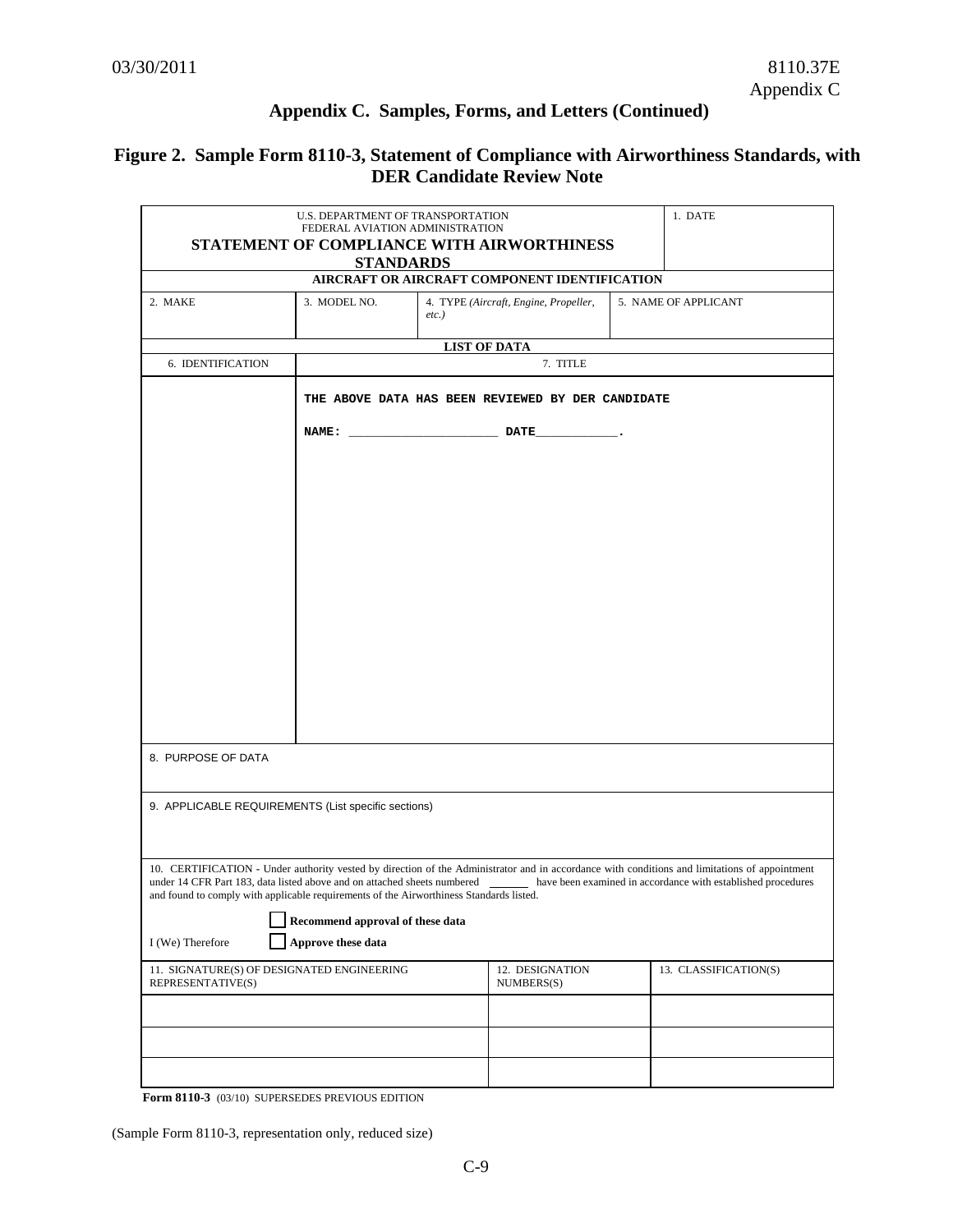## Appendix C. Samples, Forms, and Letters (Continued)

### Figure 2. Sample Form 8110-3, Statement of Compliance with Airworthiness Standards, with DER Candidate Review Note

| U.S. DEPARTMENT OF TRANSPORTATION<br>FEDERAL AVIATION ADMINISTRATION<br>**STATEMENT OF COMPLIANCE WITH AIRWORTHINESS STANDARDS** | | | | 1. DATE |
|---|---|---|---|---|
| **AIRCRAFT OR AIRCRAFT COMPONENT IDENTIFICATION** | | | | |
| 2. MAKE | 3. MODEL NO. | 4. TYPE *(Aircraft, Engine, Propeller, etc.)* | 5. NAME OF APPLICANT | |
| **LIST OF DATA** | | | | |
| 6. IDENTIFICATION | 7. TITLE | | | |
| | **THE ABOVE DATA HAS BEEN REVIEWED BY DER CANDIDATE**<br><br>**NAME: _____________________ DATE____________.** | | | |
| 8. PURPOSE OF DATA | | | | |
| 9. APPLICABLE REQUIREMENTS (List specific sections) | | | | |
| 10. CERTIFICATION - Under authority vested by direction of the Administrator and in accordance with conditions and limitations of appointment under 14 CFR Part 183, data listed above and on attached sheets numbered _______ have been examined in accordance with established procedures and found to comply with applicable requirements of the Airworthiness Standards listed.<br><br>I (We) Therefore ☐ **Recommend approval of these data** ☐ **Approve these data** | | | | |
| 11. SIGNATURE(S) OF DESIGNATED ENGINEERING REPRESENTATIVE(S) | | 12. DESIGNATION NUMBERS(S) | 13. CLASSIFICATION(S) | |
| | | | | |
| | | | | |
| | | | | |

**Form 8110-3** (03/10) SUPERSEDES PREVIOUS EDITION

(Sample Form 8110-3, representation only, reduced size)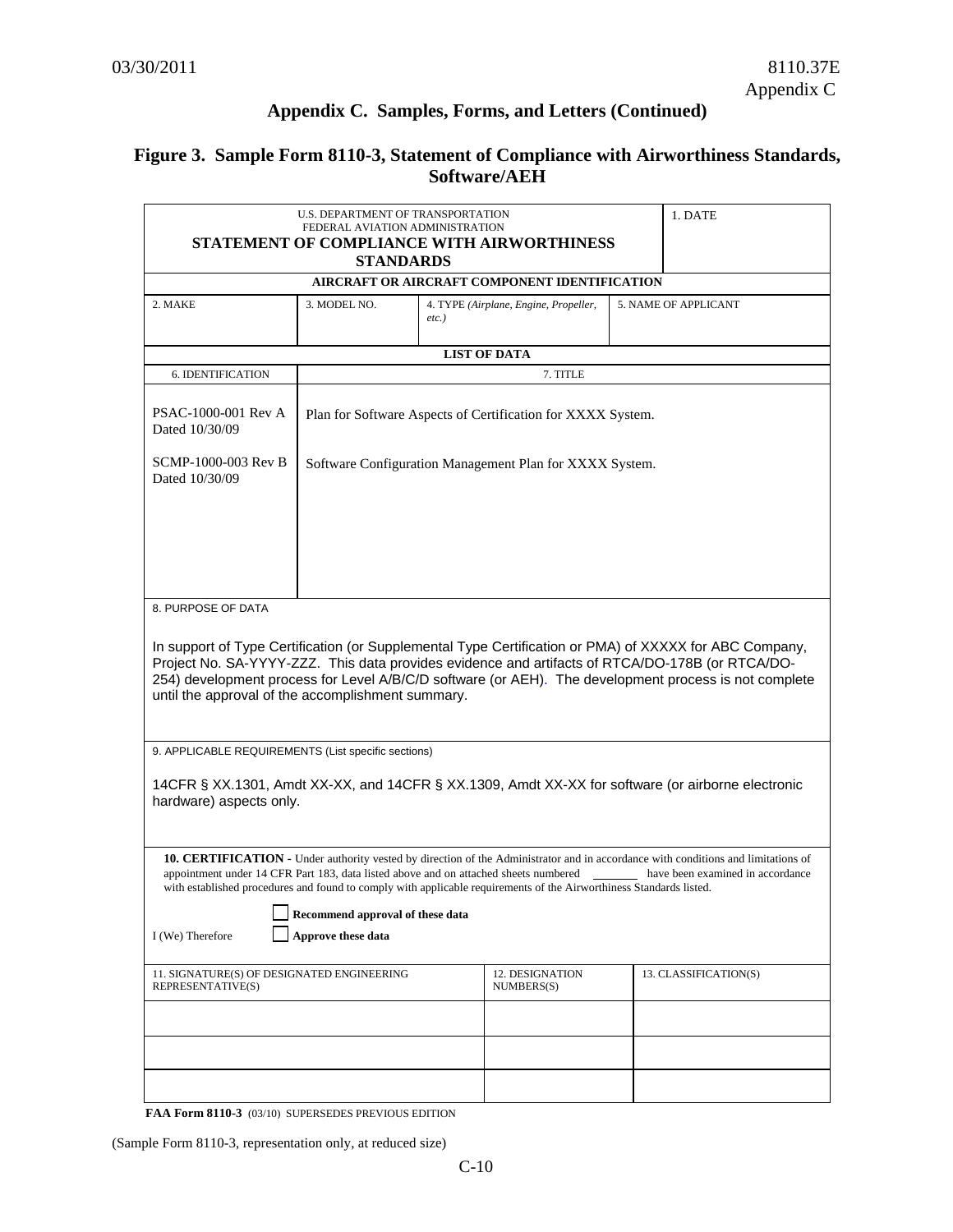## Appendix C. Samples, Forms, and Letters (Continued)

### Figure 3. Sample Form 8110-3, Statement of Compliance with Airworthiness Standards, Software/AEH

U.S. DEPARTMENT OF TRANSPORTATION
FEDERAL AVIATION ADMINISTRATION

**STATEMENT OF COMPLIANCE WITH AIRWORTHINESS STANDARDS**

1. DATE

**AIRCRAFT OR AIRCRAFT COMPONENT IDENTIFICATION**

| 2. MAKE | 3. MODEL NO. | 4. TYPE *(Airplane, Engine, Propeller, etc.)* | 5. NAME OF APPLICANT |
|---|---|---|---|
| | | | |

**LIST OF DATA**

| 6. IDENTIFICATION | 7. TITLE |
|---|---|
| PSAC-1000-001 Rev A Dated 10/30/09 | Plan for Software Aspects of Certification for XXXX System. |
| SCMP-1000-003 Rev B Dated 10/30/09 | Software Configuration Management Plan for XXXX System. |

8. PURPOSE OF DATA

In support of Type Certification (or Supplemental Type Certification or PMA) of XXXXX for ABC Company, Project No. SA-YYYY-ZZZ. This data provides evidence and artifacts of RTCA/DO-178B (or RTCA/DO-254) development process for Level A/B/C/D software (or AEH). The development process is not complete until the approval of the accomplishment summary.

9. APPLICABLE REQUIREMENTS (List specific sections)

14CFR § XX.1301, Amdt XX-XX, and 14CFR § XX.1309, Amdt XX-XX for software (or airborne electronic hardware) aspects only.

**10. CERTIFICATION** - Under authority vested by direction of the Administrator and in accordance with conditions and limitations of appointment under 14 CFR Part 183, data listed above and on attached sheets numbered ______ have been examined in accordance with established procedures and found to comply with applicable requirements of the Airworthiness Standards listed.

I (We) Therefore

☐ **Recommend approval of these data**

☐ **Approve these data**

| 11. SIGNATURE(S) OF DESIGNATED ENGINEERING REPRESENTATIVE(S) | 12. DESIGNATION NUMBERS(S) | 13. CLASSIFICATION(S) |
|---|---|---|
| | | |
| | | |
| | | |

**FAA Form 8110-3** (03/10) SUPERSEDES PREVIOUS EDITION

(Sample Form 8110-3, representation only, at reduced size)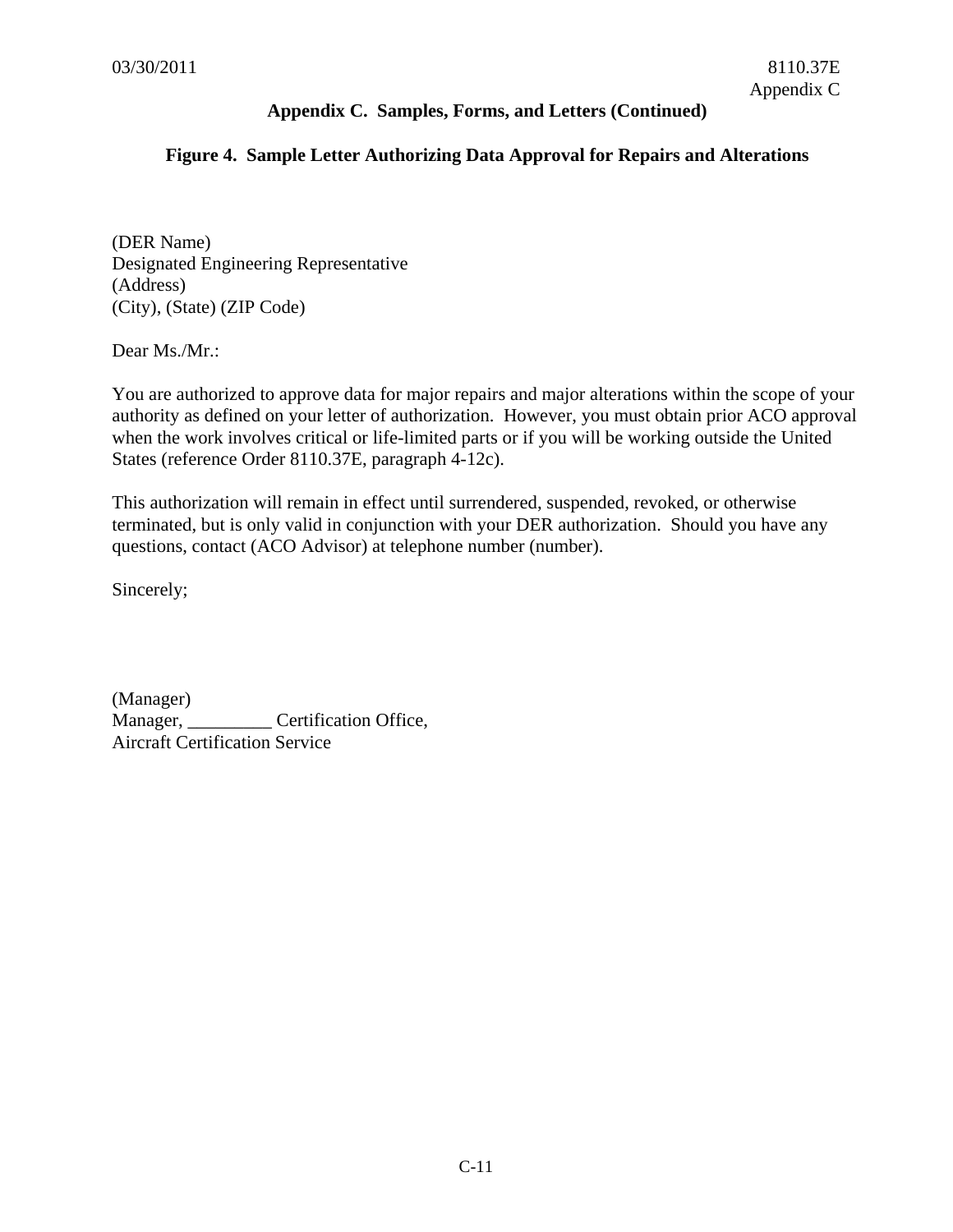## Appendix C. Samples, Forms, and Letters (Continued)

### Figure 4. Sample Letter Authorizing Data Approval for Repairs and Alterations

(DER Name)
Designated Engineering Representative
(Address)
(City), (State) (ZIP Code)

Dear Ms./Mr.:

You are authorized to approve data for major repairs and major alterations within the scope of your authority as defined on your letter of authorization. However, you must obtain prior ACO approval when the work involves critical or life-limited parts or if you will be working outside the United States (reference Order 8110.37E, paragraph 4-12c).

This authorization will remain in effect until surrendered, suspended, revoked, or otherwise terminated, but is only valid in conjunction with your DER authorization. Should you have any questions, contact (ACO Advisor) at telephone number (number).

Sincerely;

(Manager)
Manager, _________ Certification Office,
Aircraft Certification Service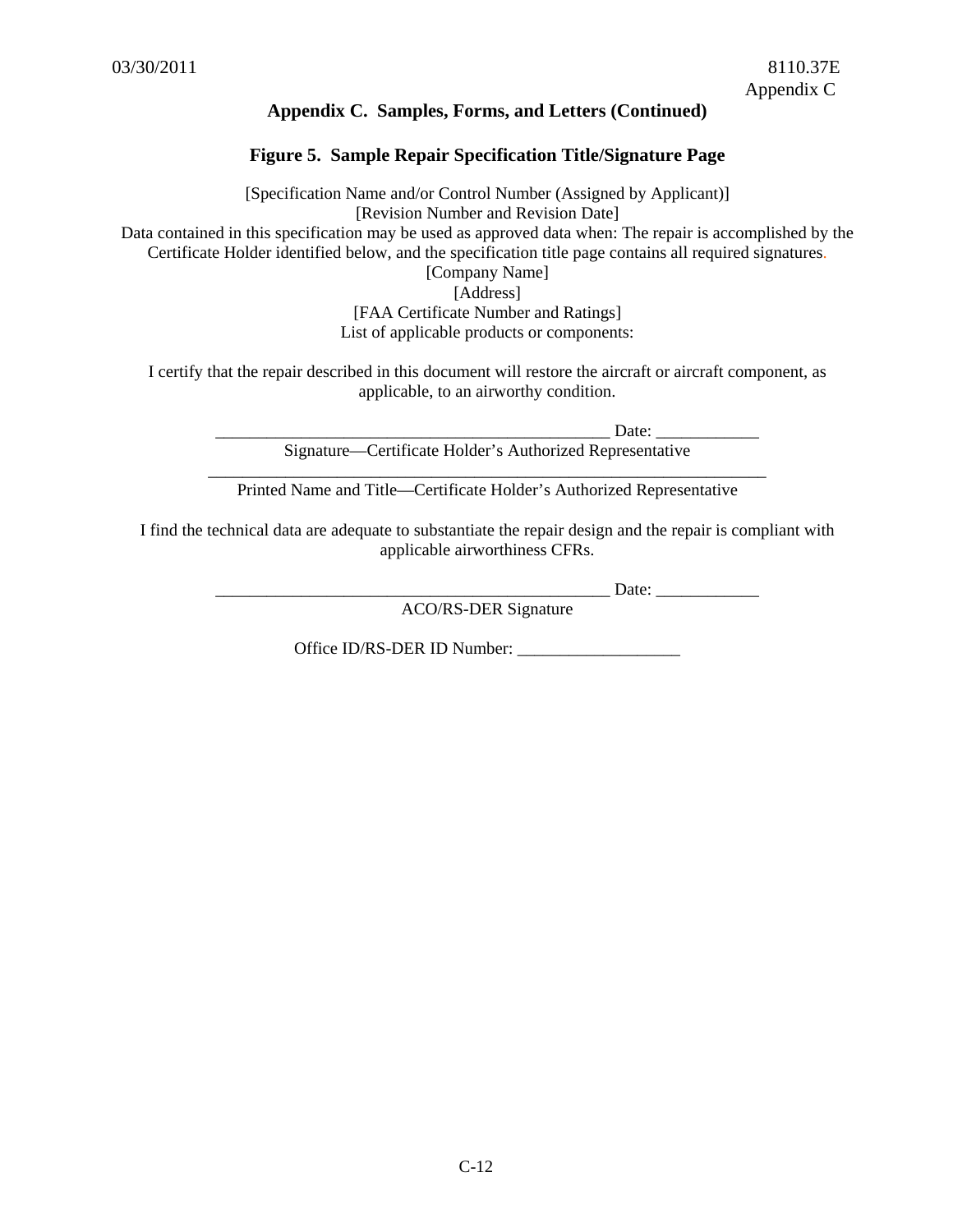## Appendix C. Samples, Forms, and Letters (Continued)

### Figure 5. Sample Repair Specification Title/Signature Page

[Specification Name and/or Control Number (Assigned by Applicant)]
[Revision Number and Revision Date]
Data contained in this specification may be used as approved data when: The repair is accomplished by the Certificate Holder identified below, and the specification title page contains all required signatures.
[Company Name]
[Address]
[FAA Certificate Number and Ratings]
List of applicable products or components:

I certify that the repair described in this document will restore the aircraft or aircraft component, as applicable, to an airworthy condition.

_______________________________________________ Date: ____________
Signature—Certificate Holder's Authorized Representative

____________________________________________________________________
Printed Name and Title—Certificate Holder's Authorized Representative

I find the technical data are adequate to substantiate the repair design and the repair is compliant with applicable airworthiness CFRs.

_______________________________________________ Date: ____________
ACO/RS-DER Signature

Office ID/RS-DER ID Number: ___________________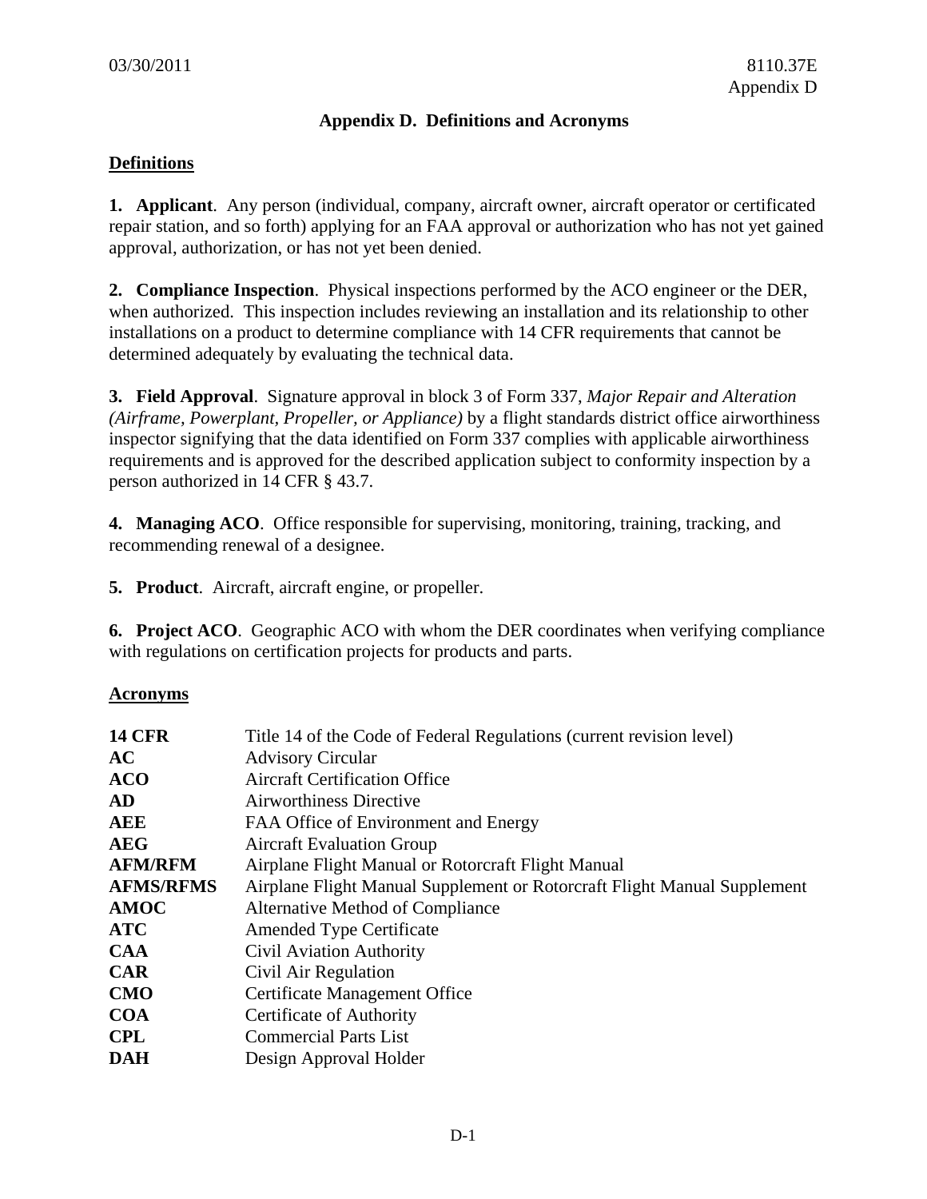# Appendix D. Definitions and Acronyms

## Definitions

**1. Applicant**. Any person (individual, company, aircraft owner, aircraft operator or certificated repair station, and so forth) applying for an FAA approval or authorization who has not yet gained approval, authorization, or has not yet been denied.

**2. Compliance Inspection**. Physical inspections performed by the ACO engineer or the DER, when authorized. This inspection includes reviewing an installation and its relationship to other installations on a product to determine compliance with 14 CFR requirements that cannot be determined adequately by evaluating the technical data.

**3. Field Approval**. Signature approval in block 3 of Form 337, *Major Repair and Alteration (Airframe, Powerplant, Propeller, or Appliance)* by a flight standards district office airworthiness inspector signifying that the data identified on Form 337 complies with applicable airworthiness requirements and is approved for the described application subject to conformity inspection by a person authorized in 14 CFR § 43.7.

**4. Managing ACO**. Office responsible for supervising, monitoring, training, tracking, and recommending renewal of a designee.

**5. Product**. Aircraft, aircraft engine, or propeller.

**6. Project ACO**. Geographic ACO with whom the DER coordinates when verifying compliance with regulations on certification projects for products and parts.

## Acronyms

| | |
|---|---|
| **14 CFR** | Title 14 of the Code of Federal Regulations (current revision level) |
| **AC** | Advisory Circular |
| **ACO** | Aircraft Certification Office |
| **AD** | Airworthiness Directive |
| **AEE** | FAA Office of Environment and Energy |
| **AEG** | Aircraft Evaluation Group |
| **AFM/RFM** | Airplane Flight Manual or Rotorcraft Flight Manual |
| **AFMS/RFMS** | Airplane Flight Manual Supplement or Rotorcraft Flight Manual Supplement |
| **AMOC** | Alternative Method of Compliance |
| **ATC** | Amended Type Certificate |
| **CAA** | Civil Aviation Authority |
| **CAR** | Civil Air Regulation |
| **CMO** | Certificate Management Office |
| **COA** | Certificate of Authority |
| **CPL** | Commercial Parts List |
| **DAH** | Design Approval Holder |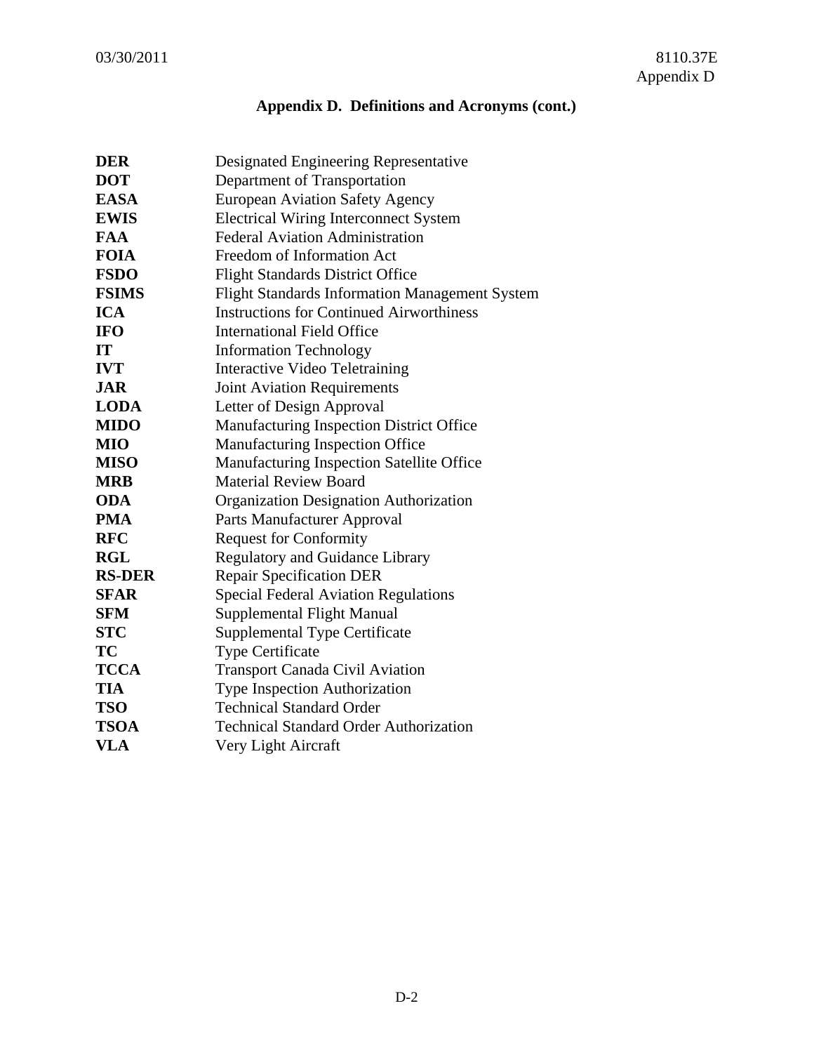## Appendix D. Definitions and Acronyms (cont.)

| | |
|---|---|
| **DER** | Designated Engineering Representative |
| **DOT** | Department of Transportation |
| **EASA** | European Aviation Safety Agency |
| **EWIS** | Electrical Wiring Interconnect System |
| **FAA** | Federal Aviation Administration |
| **FOIA** | Freedom of Information Act |
| **FSDO** | Flight Standards District Office |
| **FSIMS** | Flight Standards Information Management System |
| **ICA** | Instructions for Continued Airworthiness |
| **IFO** | International Field Office |
| **IT** | Information Technology |
| **IVT** | Interactive Video Teletraining |
| **JAR** | Joint Aviation Requirements |
| **LODA** | Letter of Design Approval |
| **MIDO** | Manufacturing Inspection District Office |
| **MIO** | Manufacturing Inspection Office |
| **MISO** | Manufacturing Inspection Satellite Office |
| **MRB** | Material Review Board |
| **ODA** | Organization Designation Authorization |
| **PMA** | Parts Manufacturer Approval |
| **RFC** | Request for Conformity |
| **RGL** | Regulatory and Guidance Library |
| **RS-DER** | Repair Specification DER |
| **SFAR** | Special Federal Aviation Regulations |
| **SFM** | Supplemental Flight Manual |
| **STC** | Supplemental Type Certificate |
| **TC** | Type Certificate |
| **TCCA** | Transport Canada Civil Aviation |
| **TIA** | Type Inspection Authorization |
| **TSO** | Technical Standard Order |
| **TSOA** | Technical Standard Order Authorization |
| **VLA** | Very Light Aircraft |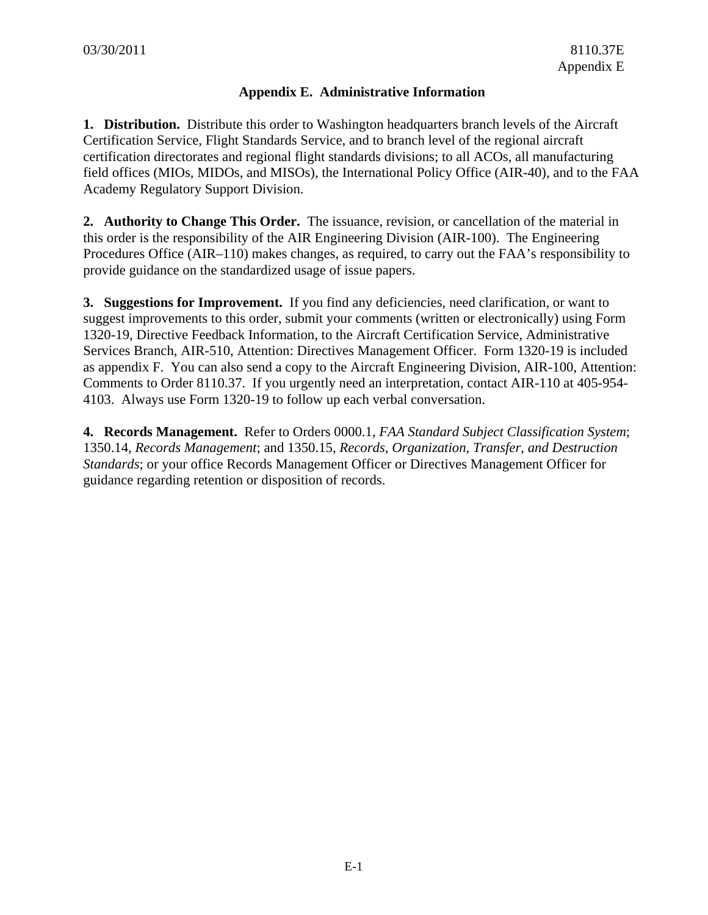## Appendix E. Administrative Information

**1. Distribution.** Distribute this order to Washington headquarters branch levels of the Aircraft Certification Service, Flight Standards Service, and to branch level of the regional aircraft certification directorates and regional flight standards divisions; to all ACOs, all manufacturing field offices (MIOs, MIDOs, and MISOs), the International Policy Office (AIR-40), and to the FAA Academy Regulatory Support Division.

**2. Authority to Change This Order.** The issuance, revision, or cancellation of the material in this order is the responsibility of the AIR Engineering Division (AIR-100). The Engineering Procedures Office (AIR–110) makes changes, as required, to carry out the FAA's responsibility to provide guidance on the standardized usage of issue papers.

**3. Suggestions for Improvement.** If you find any deficiencies, need clarification, or want to suggest improvements to this order, submit your comments (written or electronically) using Form 1320-19, Directive Feedback Information, to the Aircraft Certification Service, Administrative Services Branch, AIR-510, Attention: Directives Management Officer. Form 1320-19 is included as appendix F. You can also send a copy to the Aircraft Engineering Division, AIR-100, Attention: Comments to Order 8110.37. If you urgently need an interpretation, contact AIR-110 at 405-954-4103. Always use Form 1320-19 to follow up each verbal conversation.

**4. Records Management.** Refer to Orders 0000.1, *FAA Standard Subject Classification System*; 1350.14, *Records Management*; and 1350.15, *Records, Organization, Transfer, and Destruction Standards*; or your office Records Management Officer or Directives Management Officer for guidance regarding retention or disposition of records.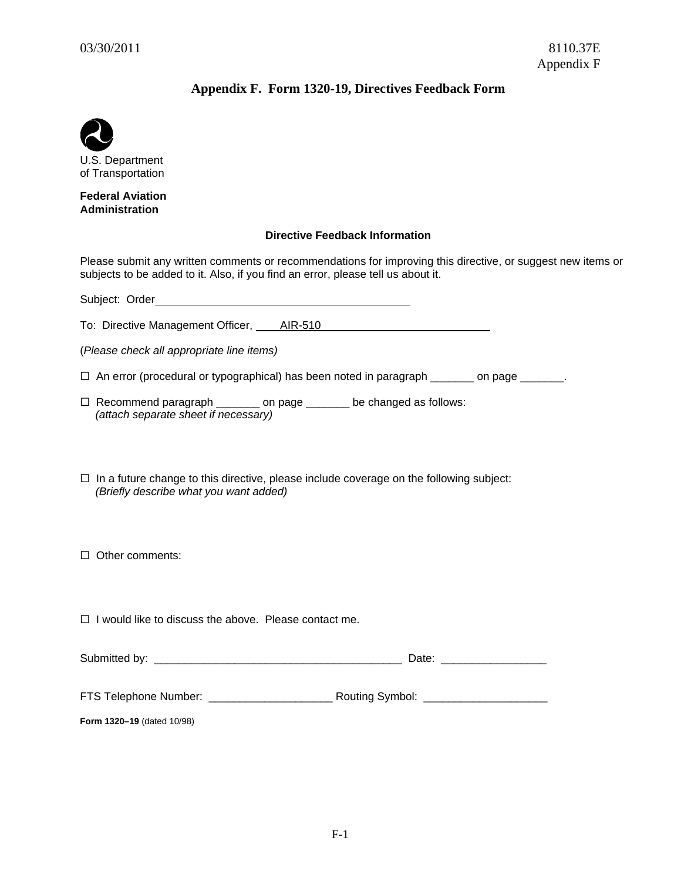# Appendix F. Form 1320-19, Directives Feedback Form

U.S. Department of Transportation

**Federal Aviation Administration**

**Directive Feedback Information**

Please submit any written comments or recommendations for improving this directive, or suggest new items or subjects to be added to it. Also, if you find an error, please tell us about it.

Subject: Order\_\_\_\_\_\_\_\_\_\_\_\_\_\_\_\_\_\_\_\_\_\_\_\_\_\_\_\_\_\_\_\_\_\_\_\_\_\_\_\_

To: Directive Management Officer, \_\_\_\_AIR-510\_\_\_\_\_\_\_\_\_\_\_\_\_\_\_\_\_\_\_\_\_\_\_\_\_\_\_\_

(*Please check all appropriate line items)*

☐ An error (procedural or typographical) has been noted in paragraph \_\_\_\_\_\_\_ on page \_\_\_\_\_\_\_.

☐ Recommend paragraph \_\_\_\_\_\_\_ on page \_\_\_\_\_\_\_ be changed as follows:
*(attach separate sheet if necessary)*

☐ In a future change to this directive, please include coverage on the following subject:
*(Briefly describe what you want added)*

☐ Other comments:

☐ I would like to discuss the above. Please contact me.

Submitted by: \_\_\_\_\_\_\_\_\_\_\_\_\_\_\_\_\_\_\_\_\_\_\_\_\_\_\_\_\_\_\_\_\_\_\_\_\_\_\_\_ Date: \_\_\_\_\_\_\_\_\_\_\_\_\_\_\_\_\_

FTS Telephone Number: \_\_\_\_\_\_\_\_\_\_\_\_\_\_\_\_\_\_\_\_ Routing Symbol: \_\_\_\_\_\_\_\_\_\_\_\_\_\_\_\_\_\_\_\_

**Form 1320–19** (dated 10/98)